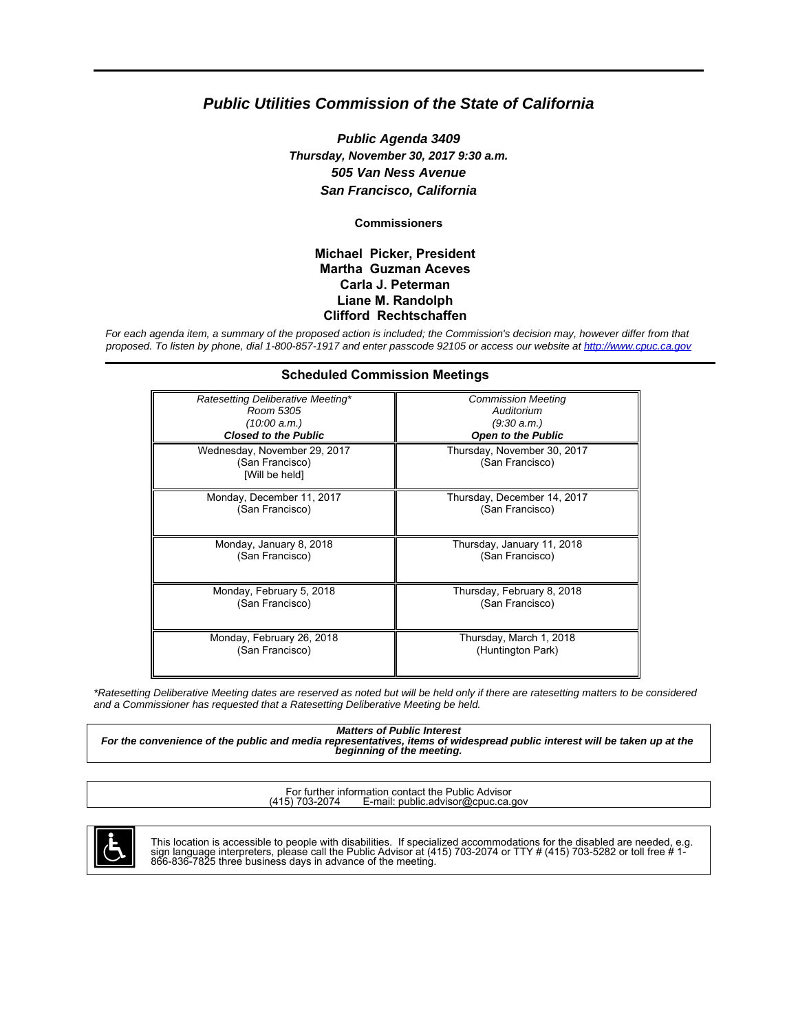# *Public Utilities Commission of the State of California*

***Public Agenda 3409***
***Thursday, November 30, 2017 9:30 a.m.***
***505 Van Ness Avenue***
***San Francisco, California***

**Commissioners**

**Michael Picker, President**
**Martha Guzman Aceves**
**Carla J. Peterman**
**Liane M. Randolph**
**Clifford Rechtschaffen**

*For each agenda item, a summary of the proposed action is included; the Commission's decision may, however differ from that proposed. To listen by phone, dial 1-800-857-1917 and enter passcode 92105 or access our website at http://www.cpuc.ca.gov*

## Scheduled Commission Meetings

| *Ratesetting Deliberative Meeting** *Room 5305* *(10:00 a.m.)* ***Closed to the Public*** | *Commission Meeting* *Auditorium* *(9:30 a.m.)* ***Open to the Public*** |
|---|---|
| Wednesday, November 29, 2017 (San Francisco) [Will be held] | Thursday, November 30, 2017 (San Francisco) |
| Monday, December 11, 2017 (San Francisco) | Thursday, December 14, 2017 (San Francisco) |
| Monday, January 8, 2018 (San Francisco) | Thursday, January 11, 2018 (San Francisco) |
| Monday, February 5, 2018 (San Francisco) | Thursday, February 8, 2018 (San Francisco) |
| Monday, February 26, 2018 (San Francisco) | Thursday, March 1, 2018 (Huntington Park) |

**Ratesetting Deliberative Meeting dates are reserved as noted but will be held only if there are ratesetting matters to be considered and a Commissioner has requested that a Ratesetting Deliberative Meeting be held.*

***Matters of Public Interest***
***For the convenience of the public and media representatives, items of widespread public interest will be taken up at the beginning of the meeting.***

For further information contact the Public Advisor
(415) 703-2074 E-mail: public.advisor@cpuc.ca.gov

This location is accessible to people with disabilities. If specialized accommodations for the disabled are needed, e.g. sign language interpreters, please call the Public Advisor at (415) 703-2074 or TTY # (415) 703-5282 or toll free # 1-866-836-7825 three business days in advance of the meeting.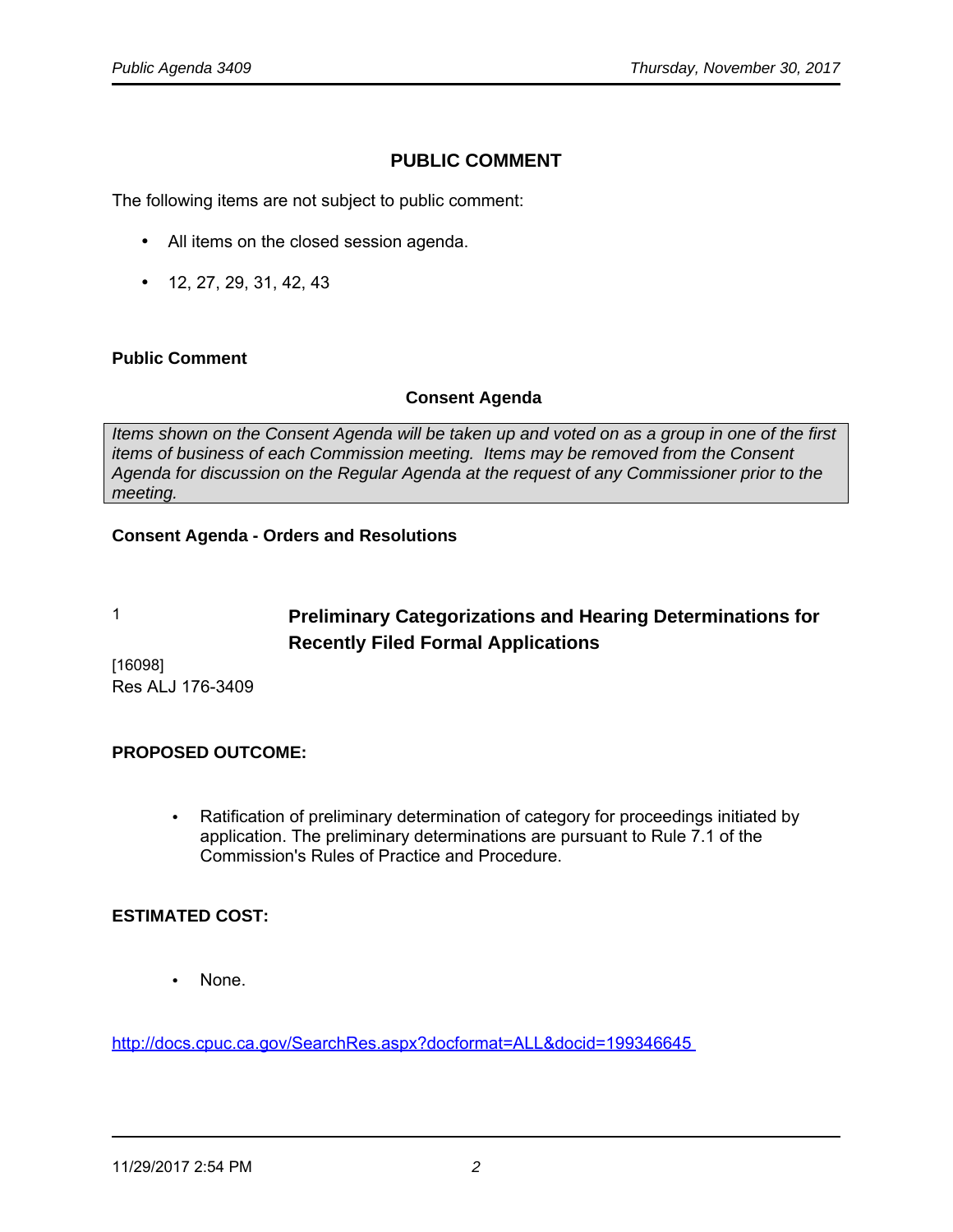## PUBLIC COMMENT

The following items are not subject to public comment:

- All items on the closed session agenda.
- 12, 27, 29, 31, 42, 43

**Public Comment**

**Consent Agenda**

*Items shown on the Consent Agenda will be taken up and voted on as a group in one of the first items of business of each Commission meeting. Items may be removed from the Consent Agenda for discussion on the Regular Agenda at the request of any Commissioner prior to the meeting.*

**Consent Agenda - Orders and Resolutions**

1 **Preliminary Categorizations and Hearing Determinations for Recently Filed Formal Applications**

[16098]
Res ALJ 176-3409

**PROPOSED OUTCOME:**

- Ratification of preliminary determination of category for proceedings initiated by application. The preliminary determinations are pursuant to Rule 7.1 of the Commission's Rules of Practice and Procedure.

**ESTIMATED COST:**

- None.

http://docs.cpuc.ca.gov/SearchRes.aspx?docformat=ALL&docid=199346645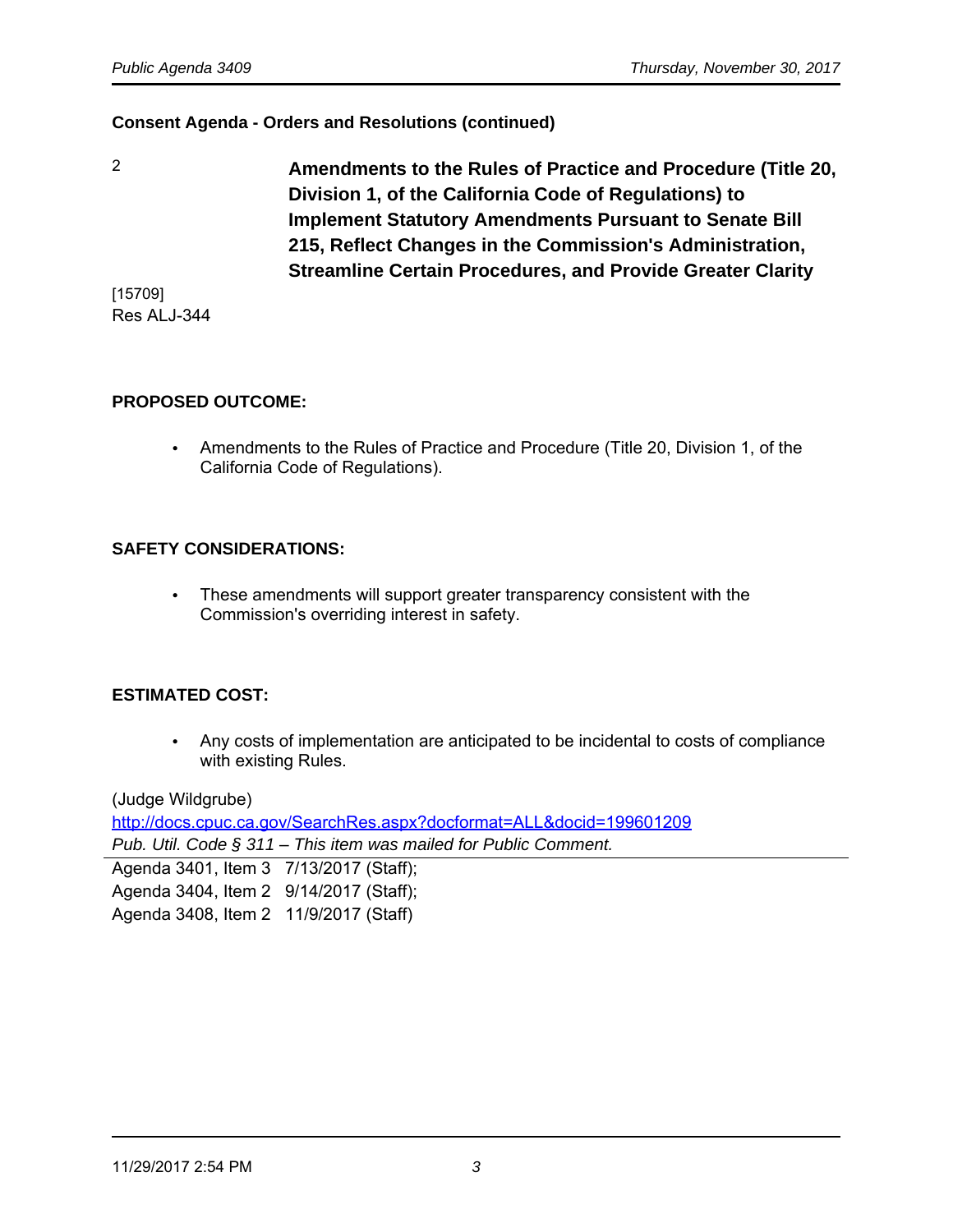**Consent Agenda - Orders and Resolutions (continued)**

2 **Amendments to the Rules of Practice and Procedure (Title 20, Division 1, of the California Code of Regulations) to Implement Statutory Amendments Pursuant to Senate Bill 215, Reflect Changes in the Commission's Administration, Streamline Certain Procedures, and Provide Greater Clarity**

[15709]
Res ALJ-344

**PROPOSED OUTCOME:**

- Amendments to the Rules of Practice and Procedure (Title 20, Division 1, of the California Code of Regulations).

**SAFETY CONSIDERATIONS:**

- These amendments will support greater transparency consistent with the Commission's overriding interest in safety.

**ESTIMATED COST:**

- Any costs of implementation are anticipated to be incidental to costs of compliance with existing Rules.

(Judge Wildgrube)
http://docs.cpuc.ca.gov/SearchRes.aspx?docformat=ALL&docid=199601209
*Pub. Util. Code § 311 – This item was mailed for Public Comment.*

Agenda 3401, Item 3 7/13/2017 (Staff);
Agenda 3404, Item 2 9/14/2017 (Staff);
Agenda 3408, Item 2 11/9/2017 (Staff)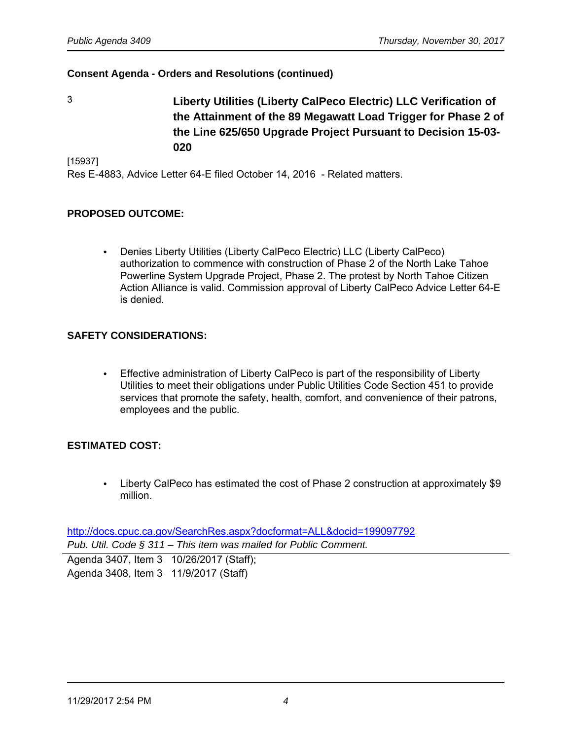**Consent Agenda - Orders and Resolutions (continued)**

3 **Liberty Utilities (Liberty CalPeco Electric) LLC Verification of the Attainment of the 89 Megawatt Load Trigger for Phase 2 of the Line 625/650 Upgrade Project Pursuant to Decision 15-03-020**

[15937]

Res E-4883, Advice Letter 64-E filed October 14, 2016 - Related matters.

**PROPOSED OUTCOME:**

- Denies Liberty Utilities (Liberty CalPeco Electric) LLC (Liberty CalPeco) authorization to commence with construction of Phase 2 of the North Lake Tahoe Powerline System Upgrade Project, Phase 2. The protest by North Tahoe Citizen Action Alliance is valid. Commission approval of Liberty CalPeco Advice Letter 64-E is denied.

**SAFETY CONSIDERATIONS:**

- Effective administration of Liberty CalPeco is part of the responsibility of Liberty Utilities to meet their obligations under Public Utilities Code Section 451 to provide services that promote the safety, health, comfort, and convenience of their patrons, employees and the public.

**ESTIMATED COST:**

- Liberty CalPeco has estimated the cost of Phase 2 construction at approximately $9 million.

http://docs.cpuc.ca.gov/SearchRes.aspx?docformat=ALL&docid=199097792

*Pub. Util. Code § 311 – This item was mailed for Public Comment.*

---

Agenda 3407, Item 3 10/26/2017 (Staff);
Agenda 3408, Item 3 11/9/2017 (Staff)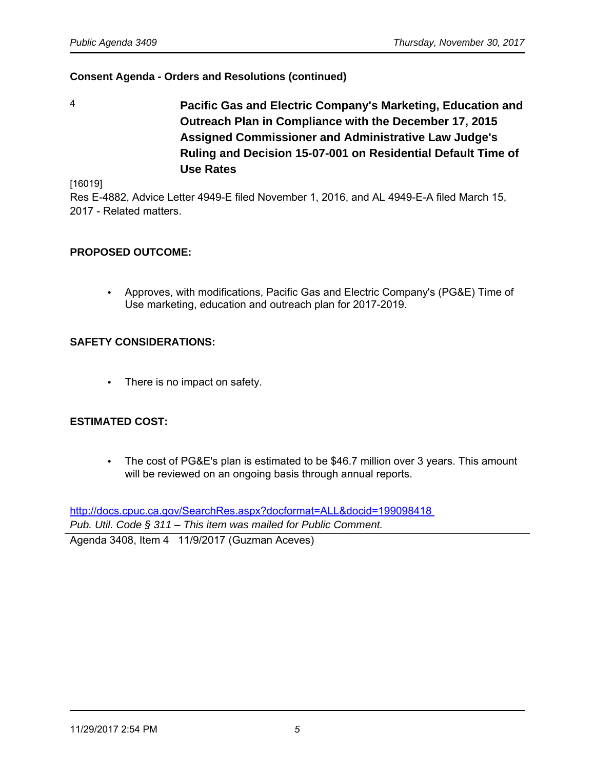**Consent Agenda - Orders and Resolutions (continued)**

4 **Pacific Gas and Electric Company's Marketing, Education and Outreach Plan in Compliance with the December 17, 2015 Assigned Commissioner and Administrative Law Judge's Ruling and Decision 15-07-001 on Residential Default Time of Use Rates**

[16019]
Res E-4882, Advice Letter 4949-E filed November 1, 2016, and AL 4949-E-A filed March 15, 2017 - Related matters.

**PROPOSED OUTCOME:**

- Approves, with modifications, Pacific Gas and Electric Company's (PG&E) Time of Use marketing, education and outreach plan for 2017-2019.

**SAFETY CONSIDERATIONS:**

- There is no impact on safety.

**ESTIMATED COST:**

- The cost of PG&E's plan is estimated to be $46.7 million over 3 years. This amount will be reviewed on an ongoing basis through annual reports.

http://docs.cpuc.ca.gov/SearchRes.aspx?docformat=ALL&docid=199098418
*Pub. Util. Code § 311 – This item was mailed for Public Comment.*

Agenda 3408, Item 4 11/9/2017 (Guzman Aceves)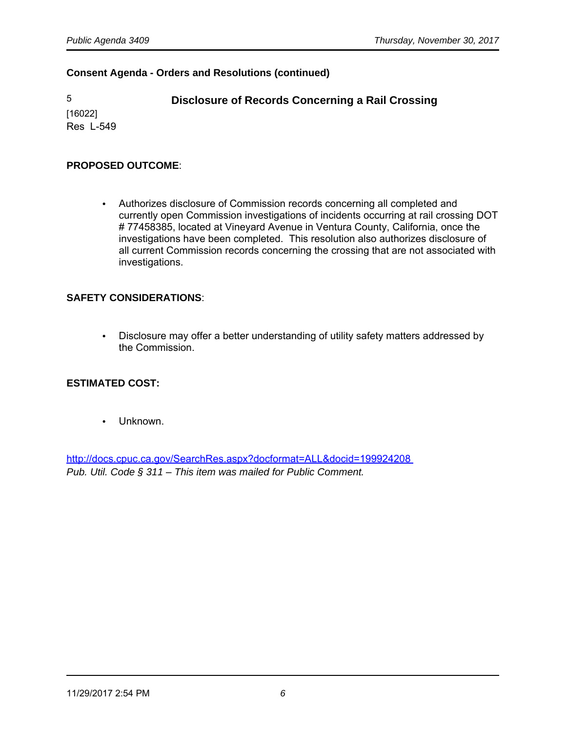**Consent Agenda - Orders and Resolutions (continued)**

5
[16022]
Res L-549

### Disclosure of Records Concerning a Rail Crossing

**PROPOSED OUTCOME**:

- Authorizes disclosure of Commission records concerning all completed and currently open Commission investigations of incidents occurring at rail crossing DOT # 77458385, located at Vineyard Avenue in Ventura County, California, once the investigations have been completed. This resolution also authorizes disclosure of all current Commission records concerning the crossing that are not associated with investigations.

**SAFETY CONSIDERATIONS**:

- Disclosure may offer a better understanding of utility safety matters addressed by the Commission.

**ESTIMATED COST:**

- Unknown.

http://docs.cpuc.ca.gov/SearchRes.aspx?docformat=ALL&docid=199924208
*Pub. Util. Code § 311 – This item was mailed for Public Comment.*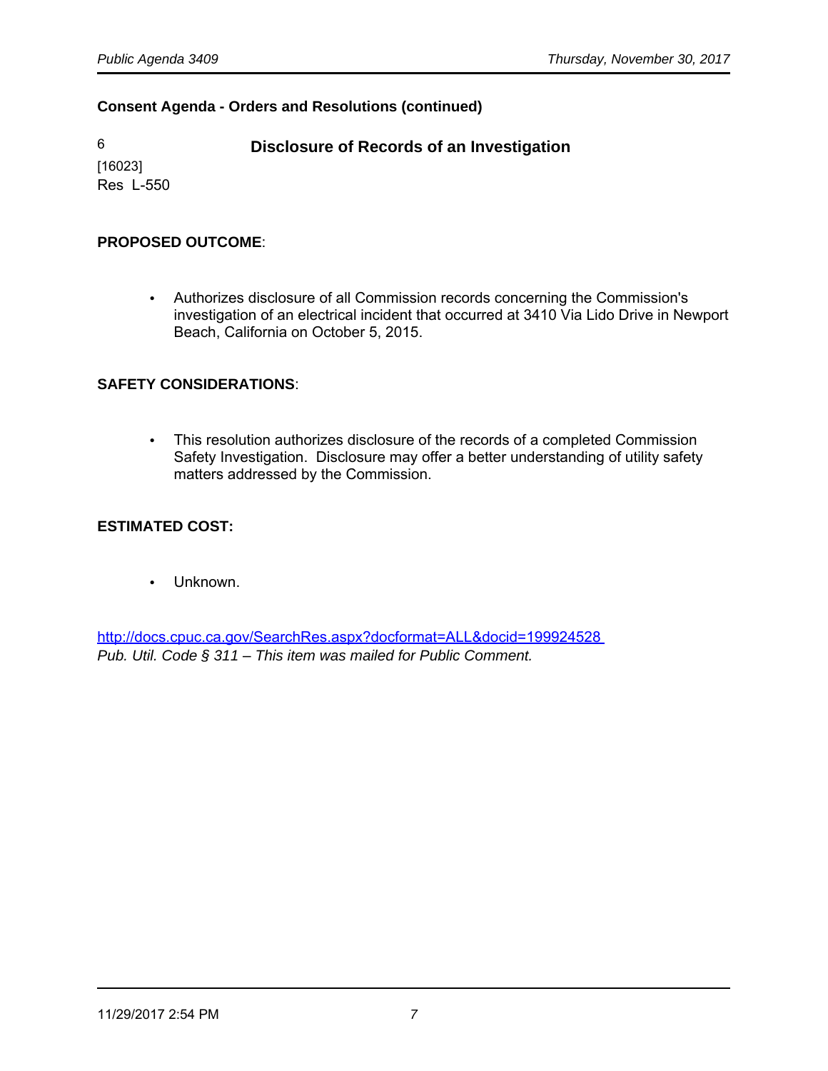**Consent Agenda - Orders and Resolutions (continued)**

6
[16023]
Res L-550

### Disclosure of Records of an Investigation

**PROPOSED OUTCOME**:

- Authorizes disclosure of all Commission records concerning the Commission's investigation of an electrical incident that occurred at 3410 Via Lido Drive in Newport Beach, California on October 5, 2015.

**SAFETY CONSIDERATIONS**:

- This resolution authorizes disclosure of the records of a completed Commission Safety Investigation. Disclosure may offer a better understanding of utility safety matters addressed by the Commission.

**ESTIMATED COST:**

- Unknown.

http://docs.cpuc.ca.gov/SearchRes.aspx?docformat=ALL&docid=199924528
*Pub. Util. Code § 311 – This item was mailed for Public Comment.*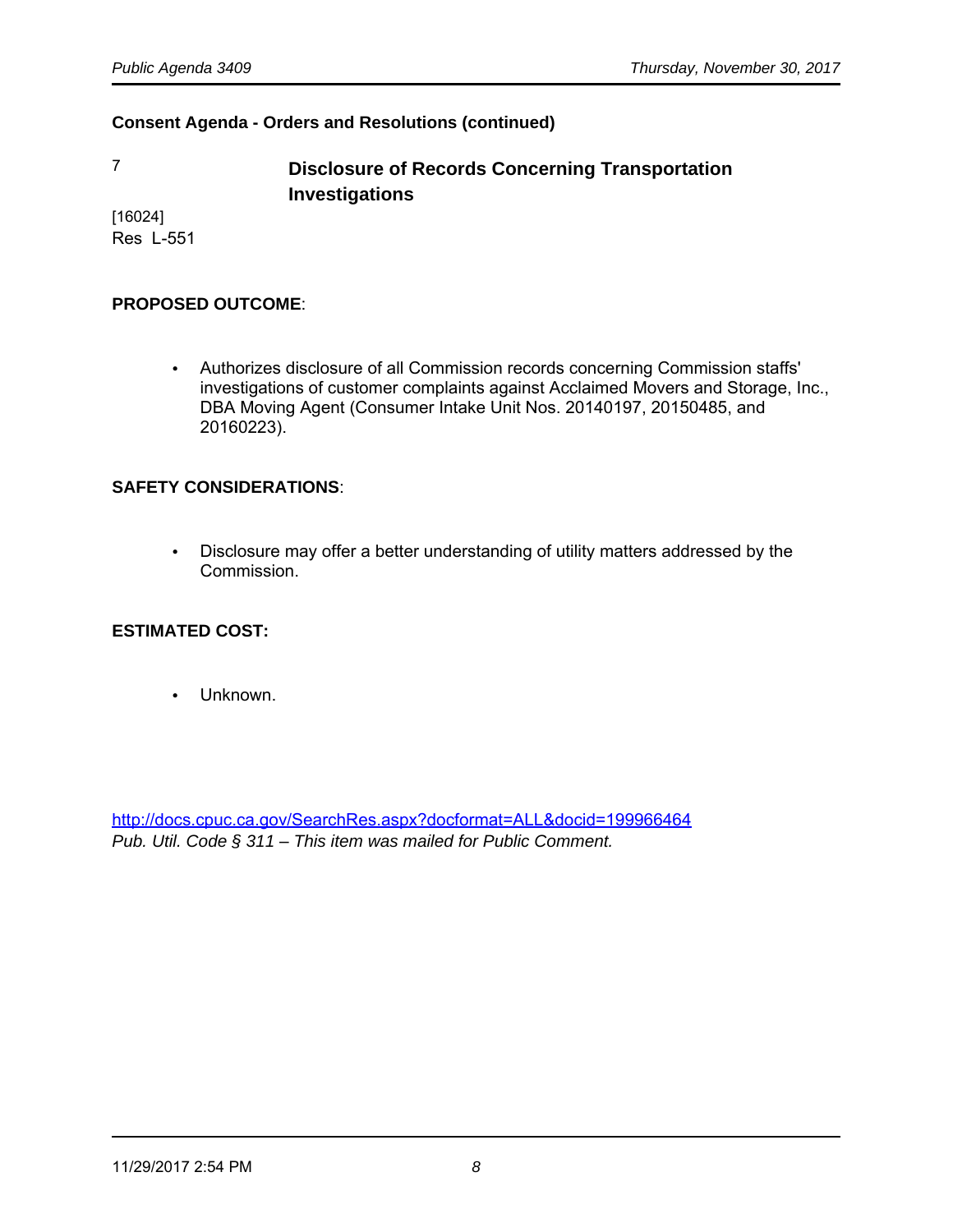**Consent Agenda - Orders and Resolutions (continued)**

7 **Disclosure of Records Concerning Transportation Investigations**

[16024]
Res L-551

**PROPOSED OUTCOME**:

- Authorizes disclosure of all Commission records concerning Commission staffs' investigations of customer complaints against Acclaimed Movers and Storage, Inc., DBA Moving Agent (Consumer Intake Unit Nos. 20140197, 20150485, and 20160223).

**SAFETY CONSIDERATIONS**:

- Disclosure may offer a better understanding of utility matters addressed by the Commission.

**ESTIMATED COST:**

- Unknown.

http://docs.cpuc.ca.gov/SearchRes.aspx?docformat=ALL&docid=199966464
*Pub. Util. Code § 311 – This item was mailed for Public Comment.*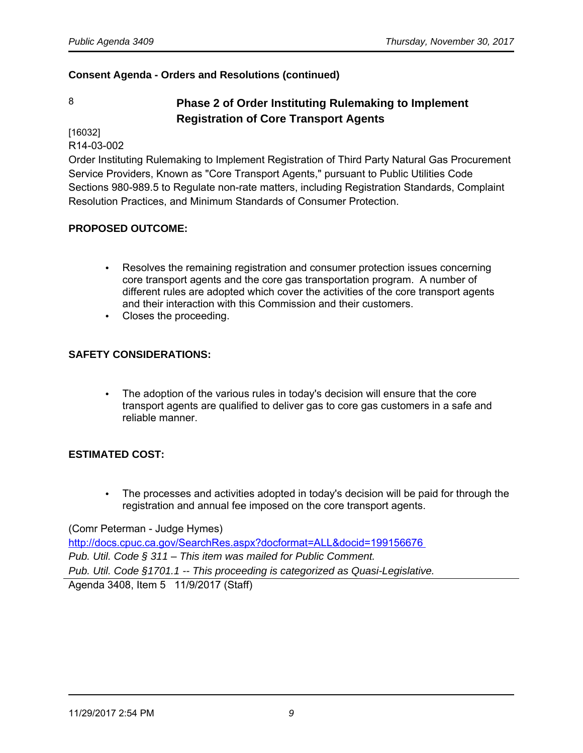**Consent Agenda - Orders and Resolutions (continued)**

8

## Phase 2 of Order Instituting Rulemaking to Implement Registration of Core Transport Agents

[16032]
R14-03-002
Order Instituting Rulemaking to Implement Registration of Third Party Natural Gas Procurement Service Providers, Known as "Core Transport Agents," pursuant to Public Utilities Code Sections 980-989.5 to Regulate non-rate matters, including Registration Standards, Complaint Resolution Practices, and Minimum Standards of Consumer Protection.

**PROPOSED OUTCOME:**

- Resolves the remaining registration and consumer protection issues concerning core transport agents and the core gas transportation program. A number of different rules are adopted which cover the activities of the core transport agents and their interaction with this Commission and their customers.
- Closes the proceeding.

**SAFETY CONSIDERATIONS:**

- The adoption of the various rules in today's decision will ensure that the core transport agents are qualified to deliver gas to core gas customers in a safe and reliable manner.

**ESTIMATED COST:**

- The processes and activities adopted in today's decision will be paid for through the registration and annual fee imposed on the core transport agents.

(Comr Peterman - Judge Hymes)
http://docs.cpuc.ca.gov/SearchRes.aspx?docformat=ALL&docid=199156676
*Pub. Util. Code § 311 – This item was mailed for Public Comment.*
*Pub. Util. Code §1701.1 -- This proceeding is categorized as Quasi-Legislative.*

Agenda 3408, Item 5 11/9/2017 (Staff)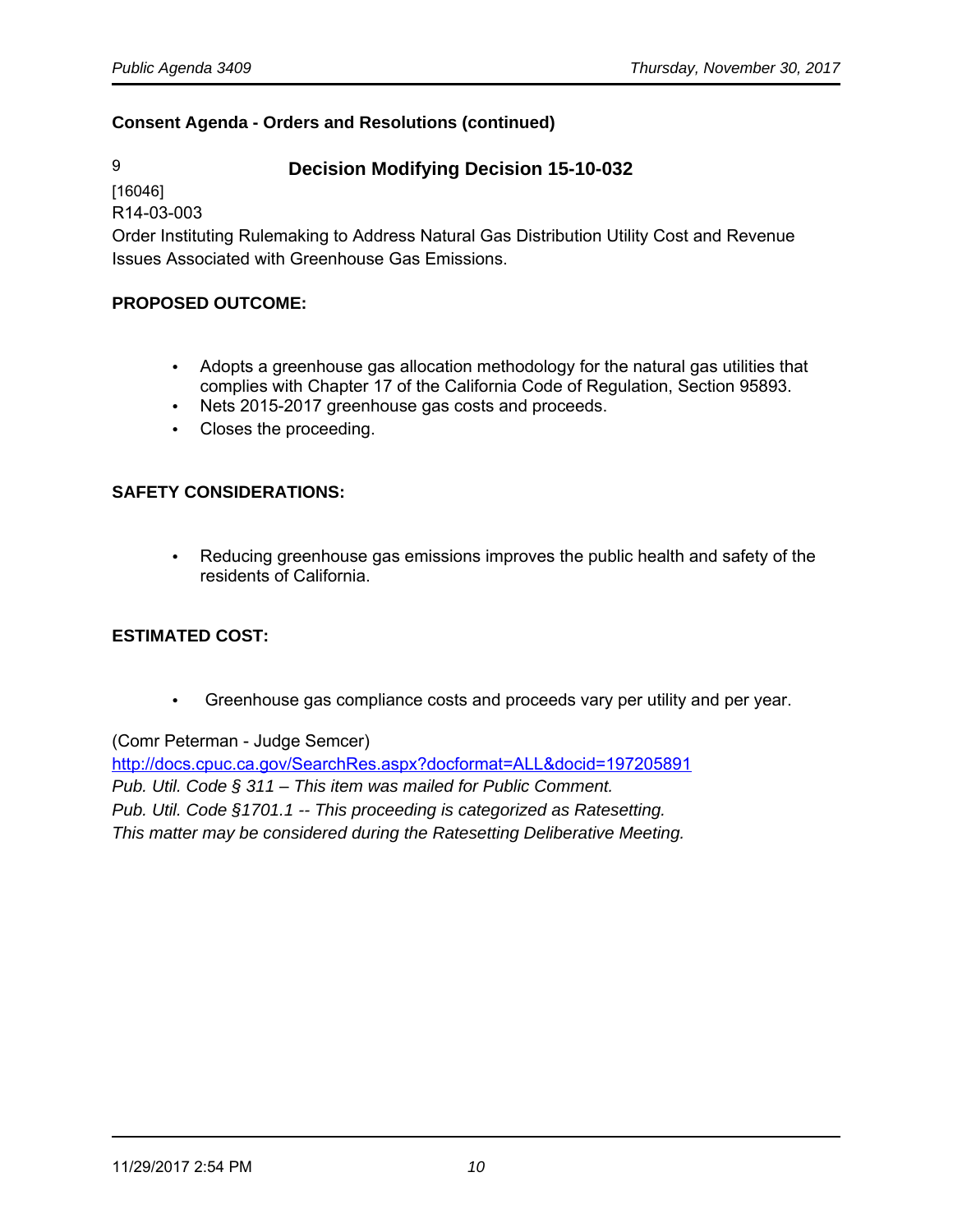**Consent Agenda - Orders and Resolutions (continued)**

9

### Decision Modifying Decision 15-10-032

[16046]
R14-03-003
Order Instituting Rulemaking to Address Natural Gas Distribution Utility Cost and Revenue Issues Associated with Greenhouse Gas Emissions.

**PROPOSED OUTCOME:**

- Adopts a greenhouse gas allocation methodology for the natural gas utilities that complies with Chapter 17 of the California Code of Regulation, Section 95893.
- Nets 2015-2017 greenhouse gas costs and proceeds.
- Closes the proceeding.

**SAFETY CONSIDERATIONS:**

- Reducing greenhouse gas emissions improves the public health and safety of the residents of California.

**ESTIMATED COST:**

- Greenhouse gas compliance costs and proceeds vary per utility and per year.

(Comr Peterman - Judge Semcer)
http://docs.cpuc.ca.gov/SearchRes.aspx?docformat=ALL&docid=197205891
*Pub. Util. Code § 311 – This item was mailed for Public Comment.*
*Pub. Util. Code §1701.1 -- This proceeding is categorized as Ratesetting.*
*This matter may be considered during the Ratesetting Deliberative Meeting.*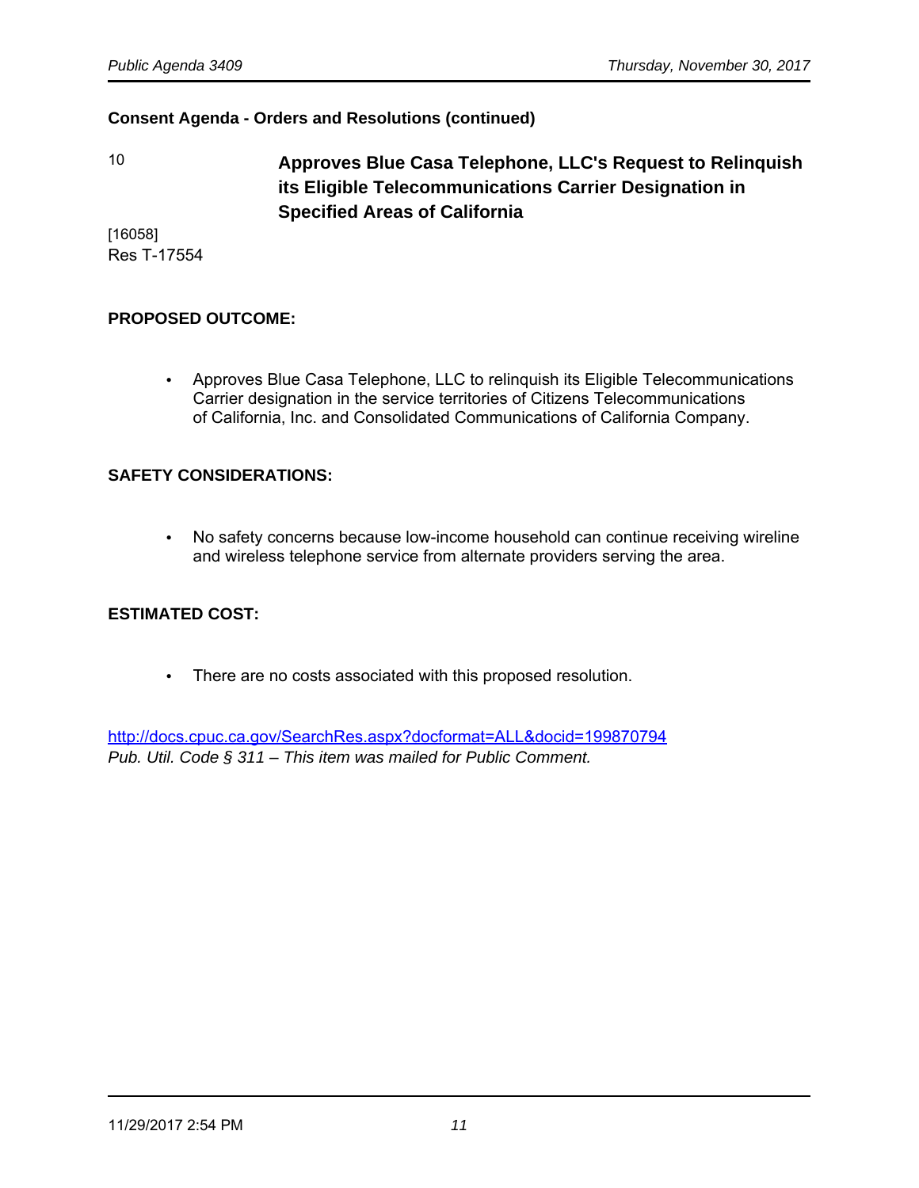**Consent Agenda - Orders and Resolutions (continued)**

10

## Approves Blue Casa Telephone, LLC's Request to Relinquish its Eligible Telecommunications Carrier Designation in Specified Areas of California

[16058]
Res T-17554

**PROPOSED OUTCOME:**

- Approves Blue Casa Telephone, LLC to relinquish its Eligible Telecommunications Carrier designation in the service territories of Citizens Telecommunications of California, Inc. and Consolidated Communications of California Company.

**SAFETY CONSIDERATIONS:**

- No safety concerns because low-income household can continue receiving wireline and wireless telephone service from alternate providers serving the area.

**ESTIMATED COST:**

- There are no costs associated with this proposed resolution.

http://docs.cpuc.ca.gov/SearchRes.aspx?docformat=ALL&docid=199870794
*Pub. Util. Code § 311 – This item was mailed for Public Comment.*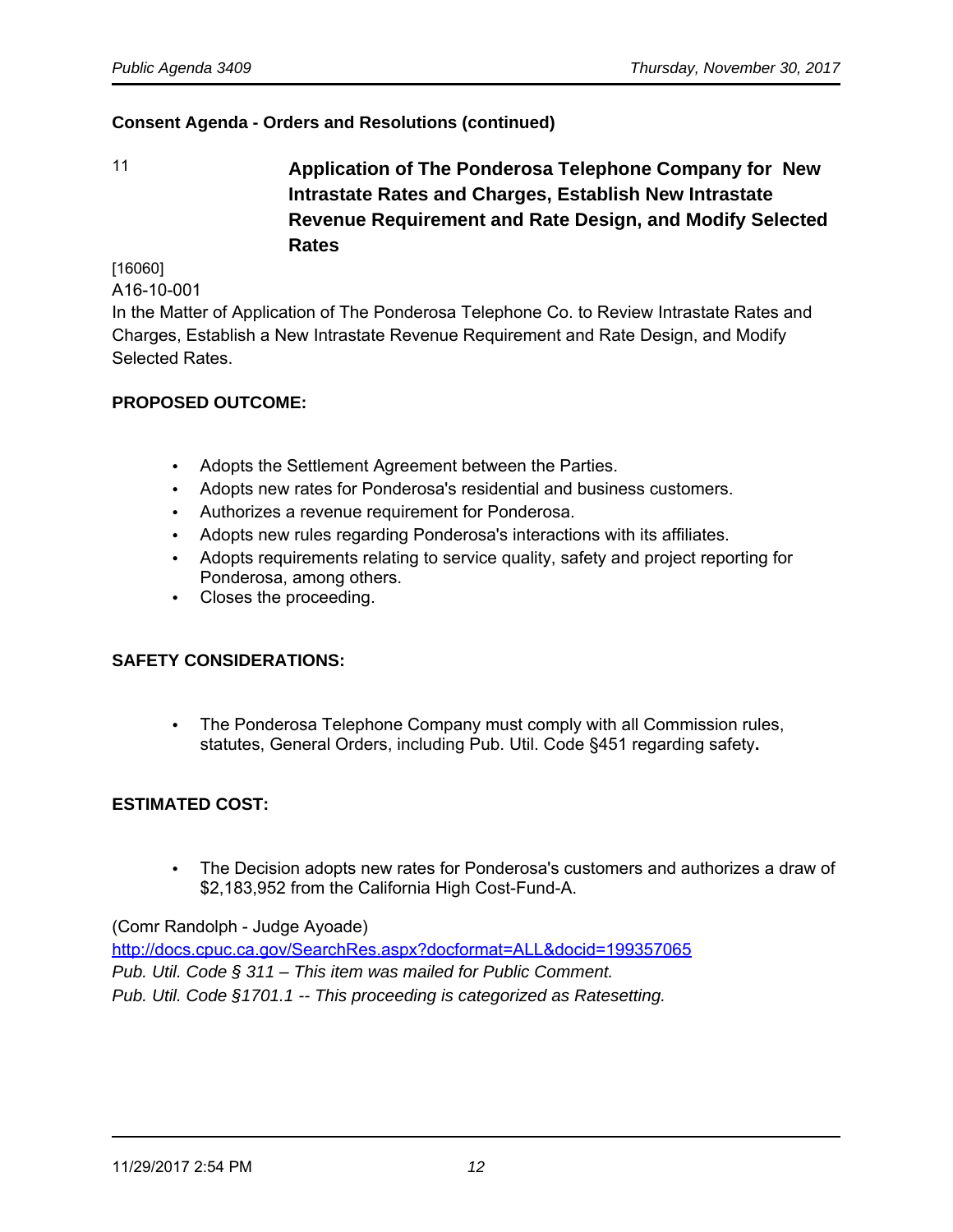**Consent Agenda - Orders and Resolutions (continued)**

11 **Application of The Ponderosa Telephone Company for New Intrastate Rates and Charges, Establish New Intrastate Revenue Requirement and Rate Design, and Modify Selected Rates**

[16060]

A16-10-001

In the Matter of Application of The Ponderosa Telephone Co. to Review Intrastate Rates and Charges, Establish a New Intrastate Revenue Requirement and Rate Design, and Modify Selected Rates.

**PROPOSED OUTCOME:**

- Adopts the Settlement Agreement between the Parties.
- Adopts new rates for Ponderosa's residential and business customers.
- Authorizes a revenue requirement for Ponderosa.
- Adopts new rules regarding Ponderosa's interactions with its affiliates.
- Adopts requirements relating to service quality, safety and project reporting for Ponderosa, among others.
- Closes the proceeding.

**SAFETY CONSIDERATIONS:**

- The Ponderosa Telephone Company must comply with all Commission rules, statutes, General Orders, including Pub. Util. Code §451 regarding safety.

**ESTIMATED COST:**

- The Decision adopts new rates for Ponderosa's customers and authorizes a draw of $2,183,952 from the California High Cost-Fund-A.

(Comr Randolph - Judge Ayoade)

http://docs.cpuc.ca.gov/SearchRes.aspx?docformat=ALL&docid=199357065

*Pub. Util. Code § 311 – This item was mailed for Public Comment.*

*Pub. Util. Code §1701.1 -- This proceeding is categorized as Ratesetting.*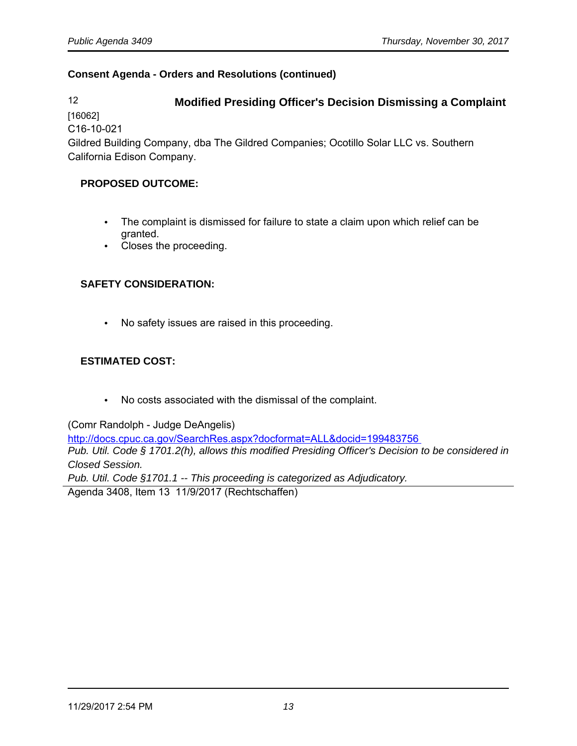**Consent Agenda - Orders and Resolutions (continued)**

12 **Modified Presiding Officer's Decision Dismissing a Complaint**

[16062]
C16-10-021
Gildred Building Company, dba The Gildred Companies; Ocotillo Solar LLC vs. Southern California Edison Company.

**PROPOSED OUTCOME:**

- The complaint is dismissed for failure to state a claim upon which relief can be granted.
- Closes the proceeding.

**SAFETY CONSIDERATION:**

- No safety issues are raised in this proceeding.

**ESTIMATED COST:**

- No costs associated with the dismissal of the complaint.

(Comr Randolph - Judge DeAngelis)
http://docs.cpuc.ca.gov/SearchRes.aspx?docformat=ALL&docid=199483756
*Pub. Util. Code § 1701.2(h), allows this modified Presiding Officer's Decision to be considered in Closed Session.*
*Pub. Util. Code §1701.1 -- This proceeding is categorized as Adjudicatory.*

---

Agenda 3408, Item 13 11/9/2017 (Rechtschaffen)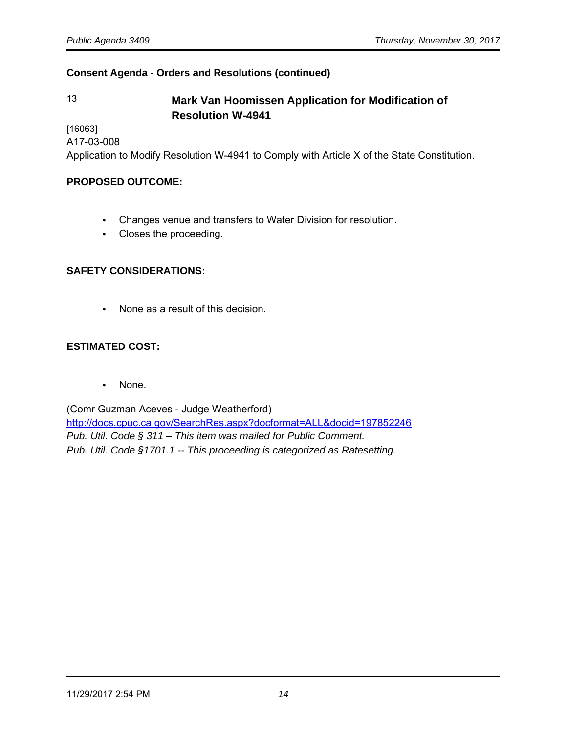**Consent Agenda - Orders and Resolutions (continued)**

13 **Mark Van Hoomissen Application for Modification of Resolution W-4941**

[16063]
A17-03-008
Application to Modify Resolution W-4941 to Comply with Article X of the State Constitution.

**PROPOSED OUTCOME:**

- Changes venue and transfers to Water Division for resolution.
- Closes the proceeding.

**SAFETY CONSIDERATIONS:**

- None as a result of this decision.

**ESTIMATED COST:**

- None.

(Comr Guzman Aceves - Judge Weatherford)
http://docs.cpuc.ca.gov/SearchRes.aspx?docformat=ALL&docid=197852246
*Pub. Util. Code § 311 – This item was mailed for Public Comment.*
*Pub. Util. Code §1701.1 -- This proceeding is categorized as Ratesetting.*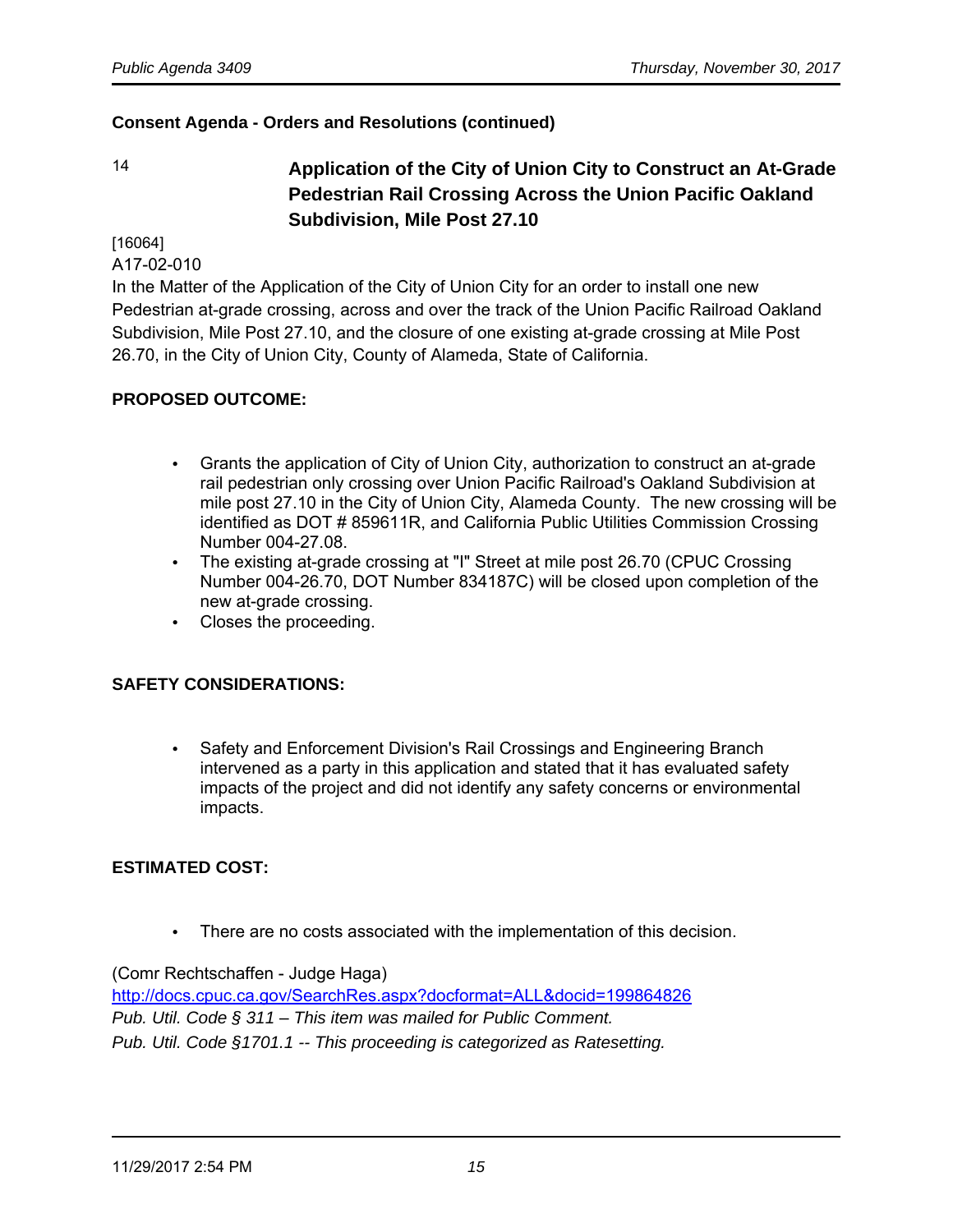**Consent Agenda - Orders and Resolutions (continued)**

### 14 Application of the City of Union City to Construct an At-Grade Pedestrian Rail Crossing Across the Union Pacific Oakland Subdivision, Mile Post 27.10

[16064]
A17-02-010
In the Matter of the Application of the City of Union City for an order to install one new Pedestrian at-grade crossing, across and over the track of the Union Pacific Railroad Oakland Subdivision, Mile Post 27.10, and the closure of one existing at-grade crossing at Mile Post 26.70, in the City of Union City, County of Alameda, State of California.

**PROPOSED OUTCOME:**

- Grants the application of City of Union City, authorization to construct an at-grade rail pedestrian only crossing over Union Pacific Railroad's Oakland Subdivision at mile post 27.10 in the City of Union City, Alameda County. The new crossing will be identified as DOT # 859611R, and California Public Utilities Commission Crossing Number 004-27.08.
- The existing at-grade crossing at "I" Street at mile post 26.70 (CPUC Crossing Number 004-26.70, DOT Number 834187C) will be closed upon completion of the new at-grade crossing.
- Closes the proceeding.

**SAFETY CONSIDERATIONS:**

- Safety and Enforcement Division's Rail Crossings and Engineering Branch intervened as a party in this application and stated that it has evaluated safety impacts of the project and did not identify any safety concerns or environmental impacts.

**ESTIMATED COST:**

- There are no costs associated with the implementation of this decision.

(Comr Rechtschaffen - Judge Haga)
http://docs.cpuc.ca.gov/SearchRes.aspx?docformat=ALL&docid=199864826
*Pub. Util. Code § 311 – This item was mailed for Public Comment.*
*Pub. Util. Code §1701.1 -- This proceeding is categorized as Ratesetting.*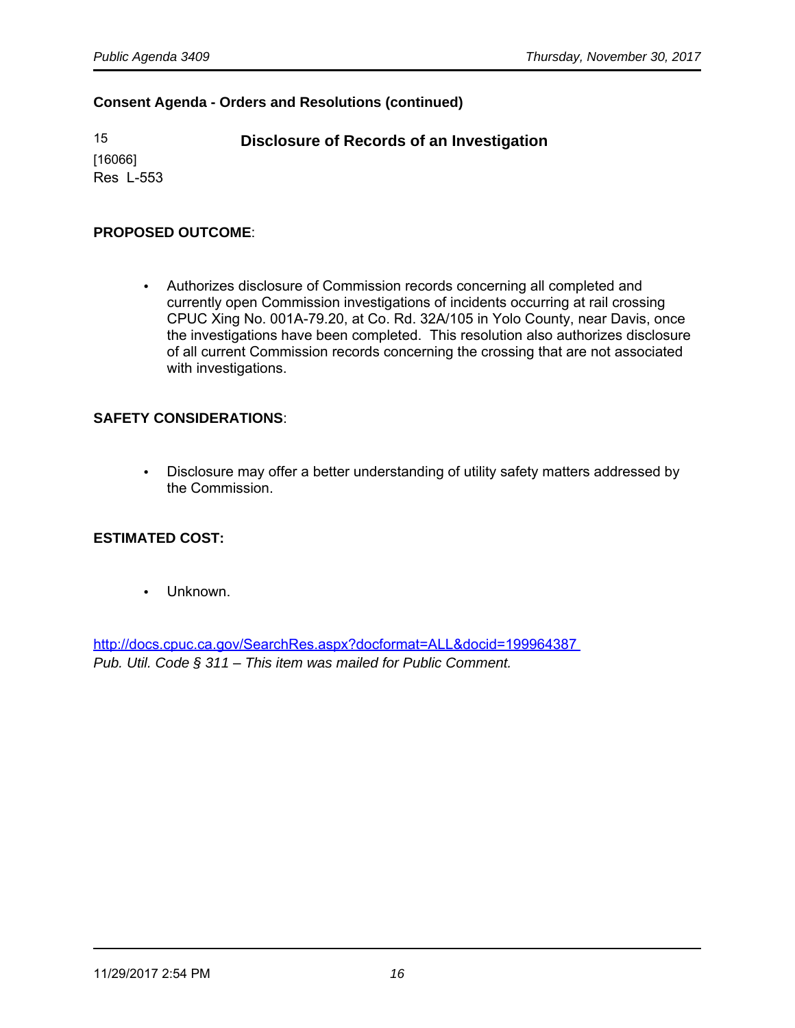**Consent Agenda - Orders and Resolutions (continued)**

15
[16066]
Res L-553

### Disclosure of Records of an Investigation

**PROPOSED OUTCOME**:

- Authorizes disclosure of Commission records concerning all completed and currently open Commission investigations of incidents occurring at rail crossing CPUC Xing No. 001A-79.20, at Co. Rd. 32A/105 in Yolo County, near Davis, once the investigations have been completed. This resolution also authorizes disclosure of all current Commission records concerning the crossing that are not associated with investigations.

**SAFETY CONSIDERATIONS**:

- Disclosure may offer a better understanding of utility safety matters addressed by the Commission.

**ESTIMATED COST:**

- Unknown.

http://docs.cpuc.ca.gov/SearchRes.aspx?docformat=ALL&docid=199964387
*Pub. Util. Code § 311 – This item was mailed for Public Comment.*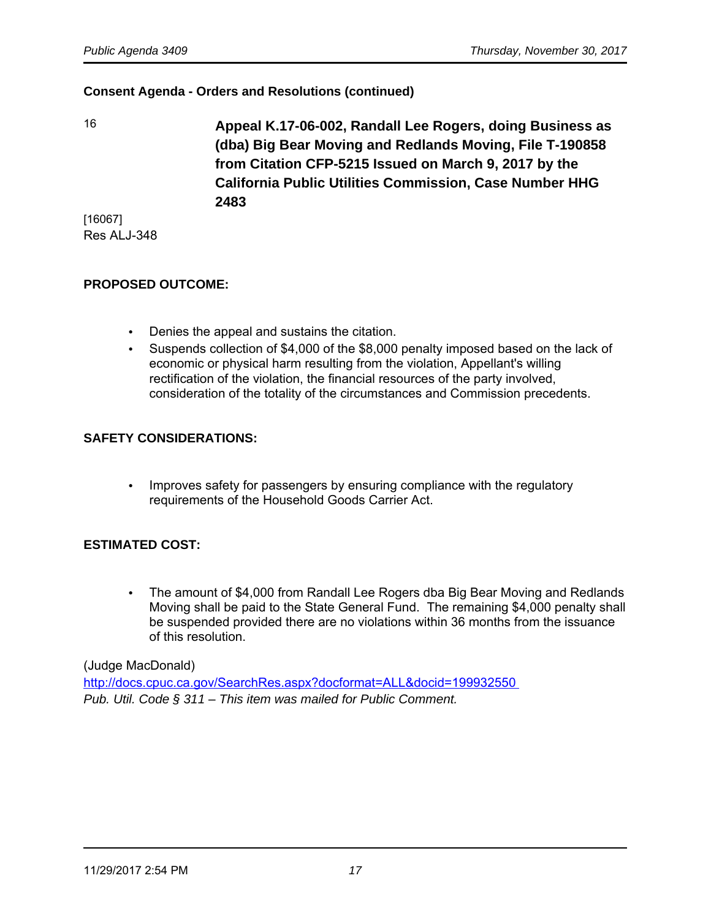**Consent Agenda - Orders and Resolutions (continued)**

16

**Appeal K.17-06-002, Randall Lee Rogers, doing Business as (dba) Big Bear Moving and Redlands Moving, File T-190858 from Citation CFP-5215 Issued on March 9, 2017 by the California Public Utilities Commission, Case Number HHG 2483**

[16067]
Res ALJ-348

**PROPOSED OUTCOME:**

- Denies the appeal and sustains the citation.
- Suspends collection of $4,000 of the $8,000 penalty imposed based on the lack of economic or physical harm resulting from the violation, Appellant's willing rectification of the violation, the financial resources of the party involved, consideration of the totality of the circumstances and Commission precedents.

**SAFETY CONSIDERATIONS:**

- Improves safety for passengers by ensuring compliance with the regulatory requirements of the Household Goods Carrier Act.

**ESTIMATED COST:**

- The amount of $4,000 from Randall Lee Rogers dba Big Bear Moving and Redlands Moving shall be paid to the State General Fund. The remaining $4,000 penalty shall be suspended provided there are no violations within 36 months from the issuance of this resolution.

(Judge MacDonald)
http://docs.cpuc.ca.gov/SearchRes.aspx?docformat=ALL&docid=199932550
*Pub. Util. Code § 311 – This item was mailed for Public Comment.*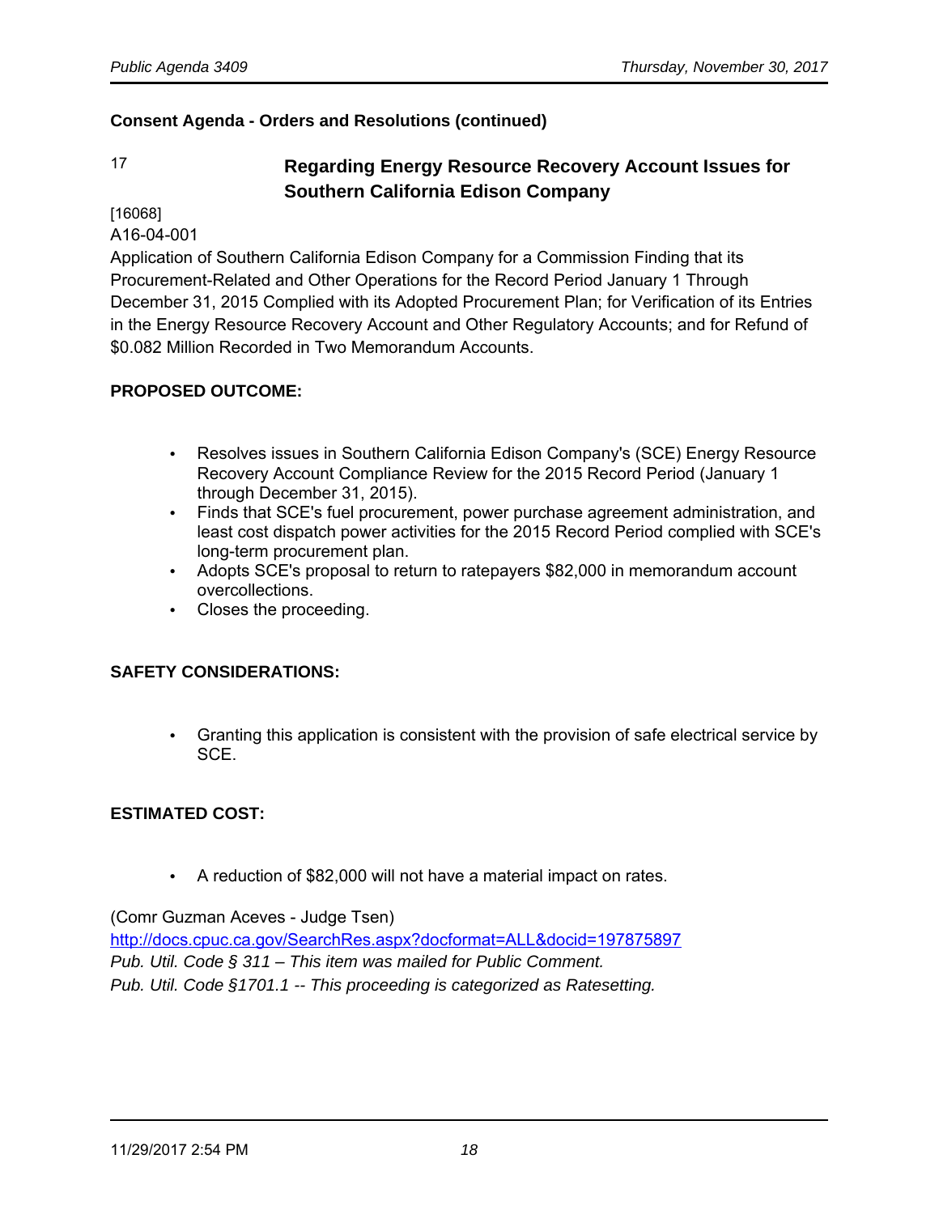**Consent Agenda - Orders and Resolutions (continued)**

17 **Regarding Energy Resource Recovery Account Issues for Southern California Edison Company**

[16068]
A16-04-001
Application of Southern California Edison Company for a Commission Finding that its Procurement-Related and Other Operations for the Record Period January 1 Through December 31, 2015 Complied with its Adopted Procurement Plan; for Verification of its Entries in the Energy Resource Recovery Account and Other Regulatory Accounts; and for Refund of $0.082 Million Recorded in Two Memorandum Accounts.

**PROPOSED OUTCOME:**

- Resolves issues in Southern California Edison Company's (SCE) Energy Resource Recovery Account Compliance Review for the 2015 Record Period (January 1 through December 31, 2015).
- Finds that SCE's fuel procurement, power purchase agreement administration, and least cost dispatch power activities for the 2015 Record Period complied with SCE's long-term procurement plan.
- Adopts SCE's proposal to return to ratepayers $82,000 in memorandum account overcollections.
- Closes the proceeding.

**SAFETY CONSIDERATIONS:**

- Granting this application is consistent with the provision of safe electrical service by SCE.

**ESTIMATED COST:**

- A reduction of $82,000 will not have a material impact on rates.

(Comr Guzman Aceves - Judge Tsen)
http://docs.cpuc.ca.gov/SearchRes.aspx?docformat=ALL&docid=197875897
*Pub. Util. Code § 311 – This item was mailed for Public Comment.*
*Pub. Util. Code §1701.1 -- This proceeding is categorized as Ratesetting.*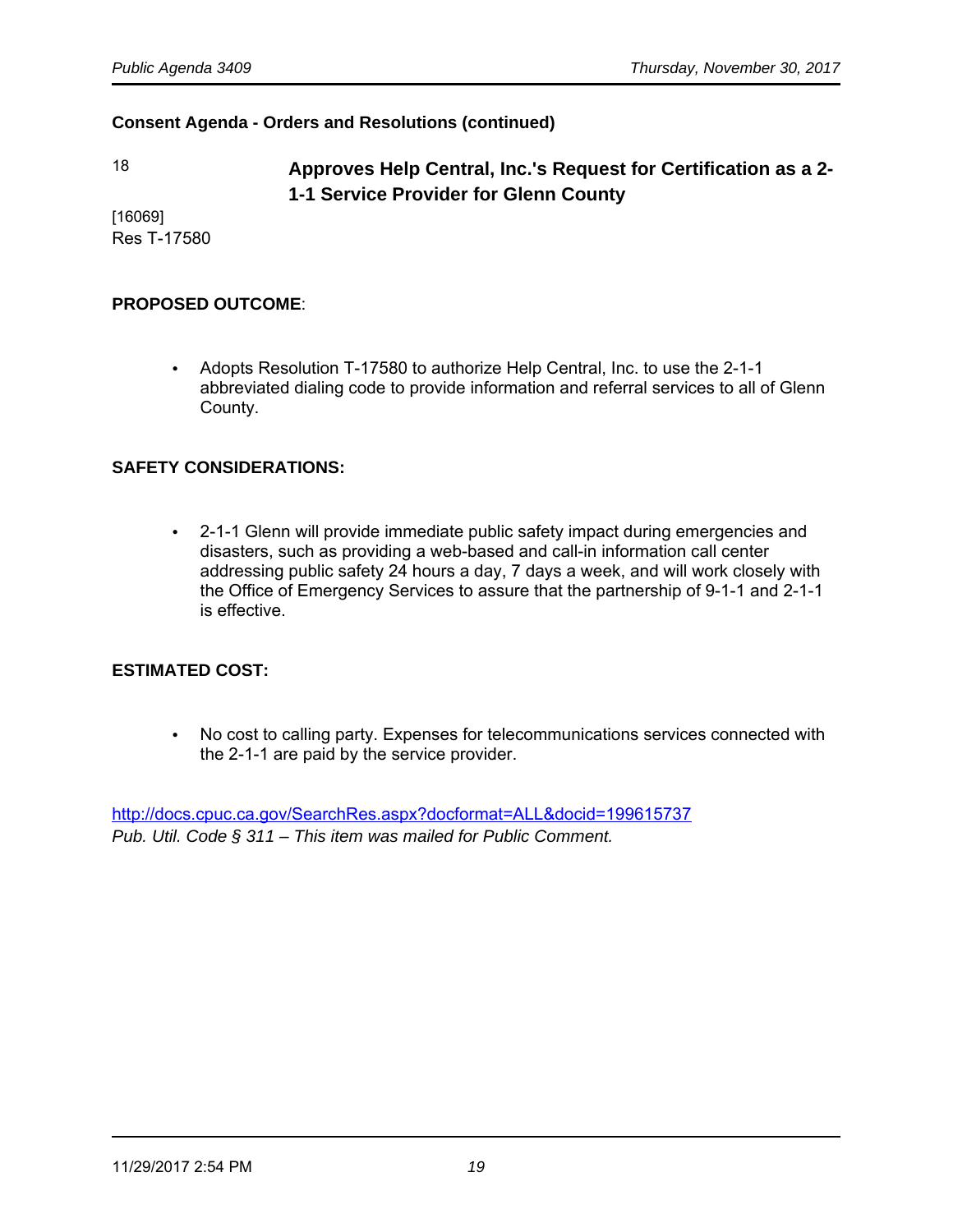**Consent Agenda - Orders and Resolutions (continued)**

18

## Approves Help Central, Inc.'s Request for Certification as a 2-1-1 Service Provider for Glenn County

[16069]
Res T-17580

**PROPOSED OUTCOME**:

- Adopts Resolution T-17580 to authorize Help Central, Inc. to use the 2-1-1 abbreviated dialing code to provide information and referral services to all of Glenn County.

**SAFETY CONSIDERATIONS:**

- 2-1-1 Glenn will provide immediate public safety impact during emergencies and disasters, such as providing a web-based and call-in information call center addressing public safety 24 hours a day, 7 days a week, and will work closely with the Office of Emergency Services to assure that the partnership of 9-1-1 and 2-1-1 is effective.

**ESTIMATED COST:**

- No cost to calling party. Expenses for telecommunications services connected with the 2-1-1 are paid by the service provider.

http://docs.cpuc.ca.gov/SearchRes.aspx?docformat=ALL&docid=199615737
*Pub. Util. Code § 311 – This item was mailed for Public Comment.*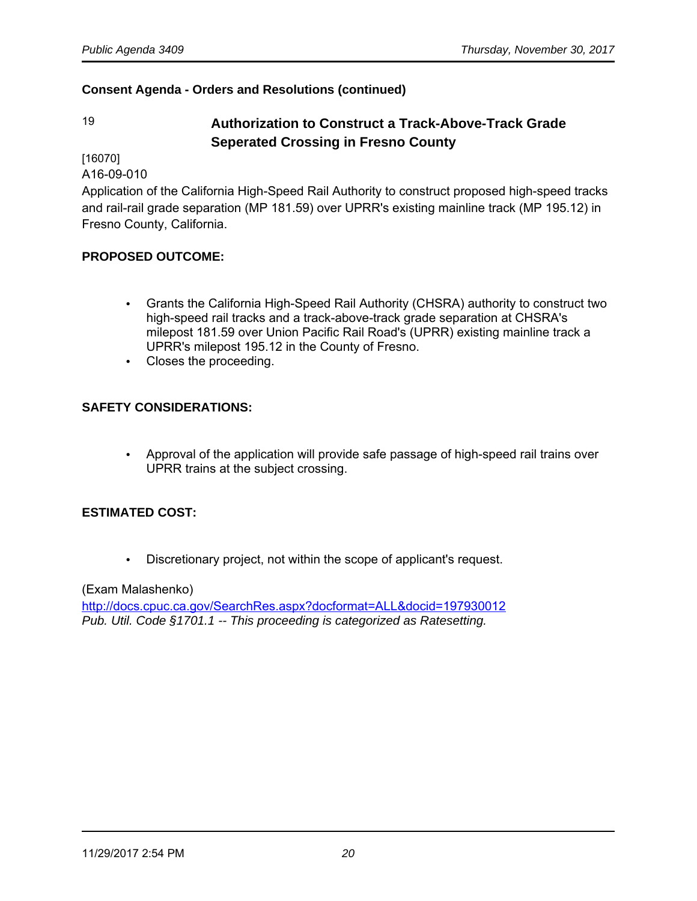**Consent Agenda - Orders and Resolutions (continued)**

19 **Authorization to Construct a Track-Above-Track Grade Seperated Crossing in Fresno County**

[16070]
A16-09-010
Application of the California High-Speed Rail Authority to construct proposed high-speed tracks and rail-rail grade separation (MP 181.59) over UPRR's existing mainline track (MP 195.12) in Fresno County, California.

**PROPOSED OUTCOME:**

- Grants the California High-Speed Rail Authority (CHSRA) authority to construct two high-speed rail tracks and a track-above-track grade separation at CHSRA's milepost 181.59 over Union Pacific Rail Road's (UPRR) existing mainline track a UPRR's milepost 195.12 in the County of Fresno.
- Closes the proceeding.

**SAFETY CONSIDERATIONS:**

- Approval of the application will provide safe passage of high-speed rail trains over UPRR trains at the subject crossing.

**ESTIMATED COST:**

- Discretionary project, not within the scope of applicant's request.

(Exam Malashenko)
http://docs.cpuc.ca.gov/SearchRes.aspx?docformat=ALL&docid=197930012
*Pub. Util. Code §1701.1 -- This proceeding is categorized as Ratesetting.*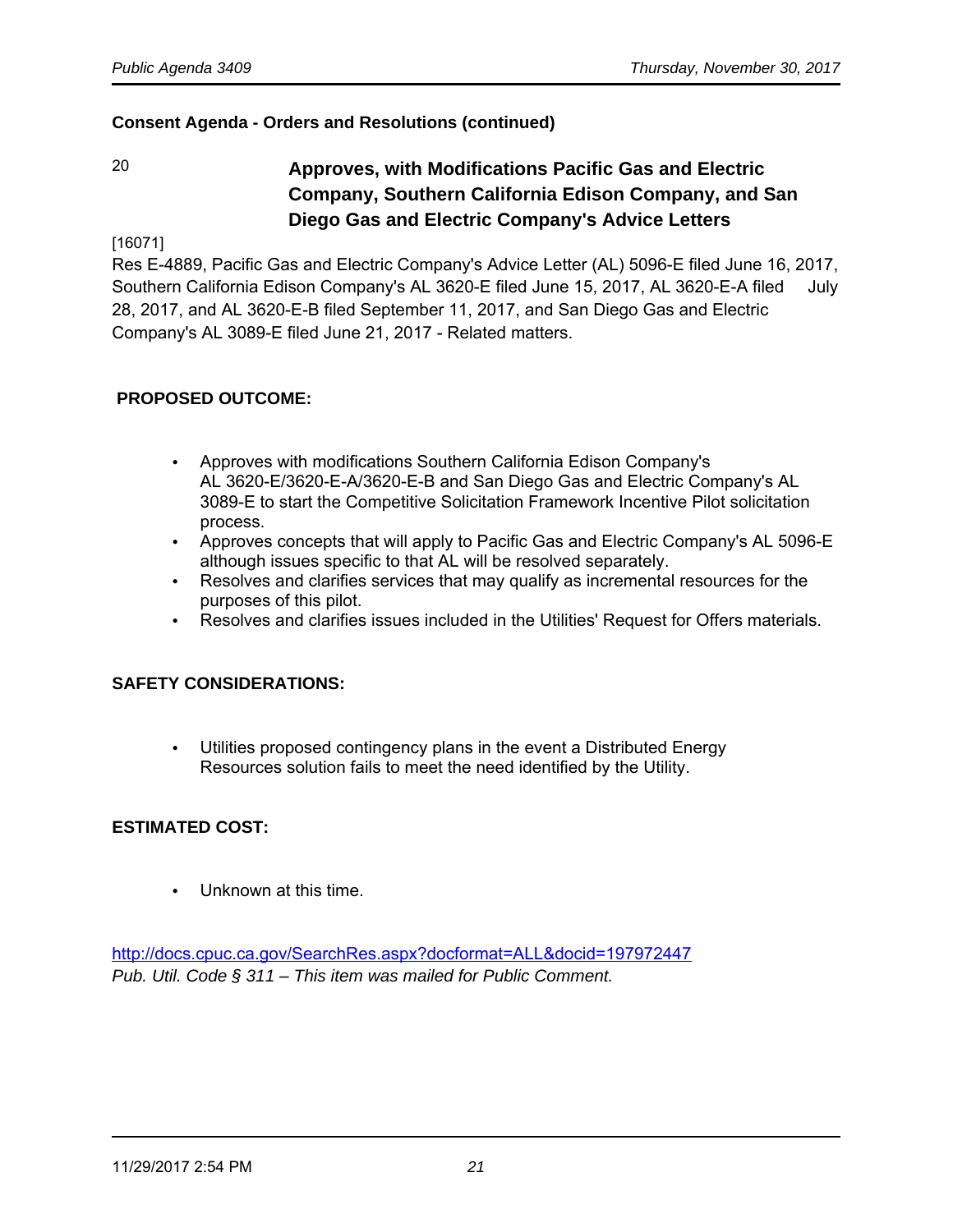**Consent Agenda - Orders and Resolutions (continued)**

20 **Approves, with Modifications Pacific Gas and Electric Company, Southern California Edison Company, and San Diego Gas and Electric Company's Advice Letters**

[16071]

Res E-4889, Pacific Gas and Electric Company's Advice Letter (AL) 5096-E filed June 16, 2017, Southern California Edison Company's AL 3620-E filed June 15, 2017, AL 3620-E-A filed July 28, 2017, and AL 3620-E-B filed September 11, 2017, and San Diego Gas and Electric Company's AL 3089-E filed June 21, 2017 - Related matters.

**PROPOSED OUTCOME:**

- Approves with modifications Southern California Edison Company's AL 3620-E/3620-E-A/3620-E-B and San Diego Gas and Electric Company's AL 3089-E to start the Competitive Solicitation Framework Incentive Pilot solicitation process.
- Approves concepts that will apply to Pacific Gas and Electric Company's AL 5096-E although issues specific to that AL will be resolved separately.
- Resolves and clarifies services that may qualify as incremental resources for the purposes of this pilot.
- Resolves and clarifies issues included in the Utilities' Request for Offers materials.

**SAFETY CONSIDERATIONS:**

- Utilities proposed contingency plans in the event a Distributed Energy Resources solution fails to meet the need identified by the Utility.

**ESTIMATED COST:**

- Unknown at this time.

http://docs.cpuc.ca.gov/SearchRes.aspx?docformat=ALL&docid=197972447
*Pub. Util. Code § 311 – This item was mailed for Public Comment.*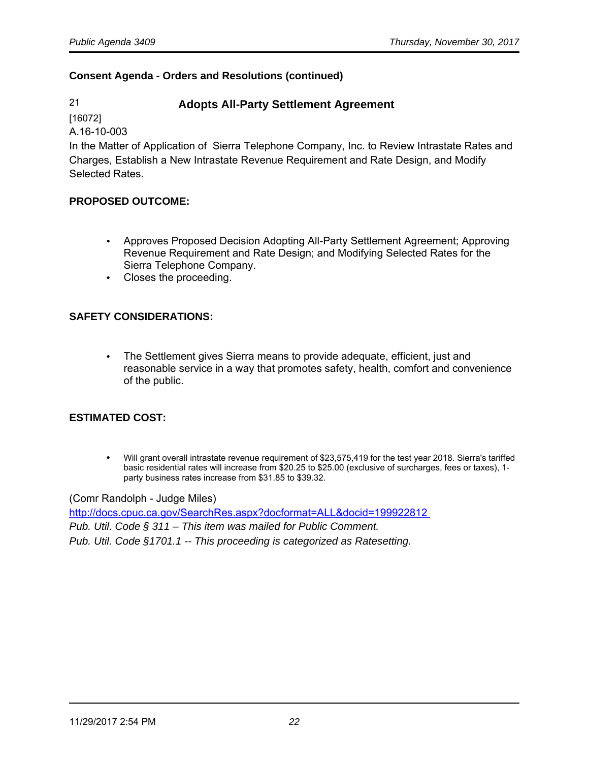**Consent Agenda - Orders and Resolutions (continued)**

21 **Adopts All-Party Settlement Agreement**

[16072]

A.16-10-003

In the Matter of Application of Sierra Telephone Company, Inc. to Review Intrastate Rates and Charges, Establish a New Intrastate Revenue Requirement and Rate Design, and Modify Selected Rates.

**PROPOSED OUTCOME:**

- Approves Proposed Decision Adopting All-Party Settlement Agreement; Approving Revenue Requirement and Rate Design; and Modifying Selected Rates for the Sierra Telephone Company.
- Closes the proceeding.

**SAFETY CONSIDERATIONS:**

- The Settlement gives Sierra means to provide adequate, efficient, just and reasonable service in a way that promotes safety, health, comfort and convenience of the public.

**ESTIMATED COST:**

- Will grant overall intrastate revenue requirement of $23,575,419 for the test year 2018. Sierra's tariffed basic residential rates will increase from $20.25 to $25.00 (exclusive of surcharges, fees or taxes), 1-party business rates increase from $31.85 to $39.32.

(Comr Randolph - Judge Miles)

http://docs.cpuc.ca.gov/SearchRes.aspx?docformat=ALL&docid=199922812

*Pub. Util. Code § 311 – This item was mailed for Public Comment.*

*Pub. Util. Code §1701.1 -- This proceeding is categorized as Ratesetting.*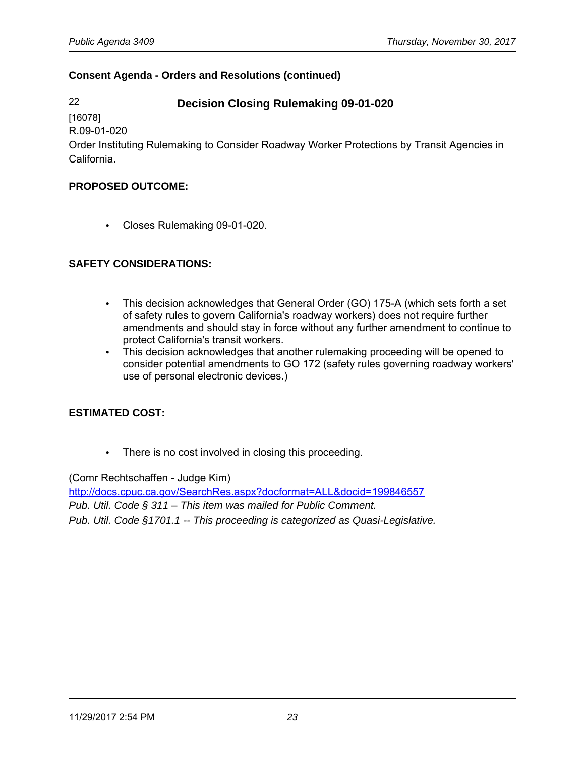**Consent Agenda - Orders and Resolutions (continued)**

22

### Decision Closing Rulemaking 09-01-020

[16078]
R.09-01-020
Order Instituting Rulemaking to Consider Roadway Worker Protections by Transit Agencies in California.

**PROPOSED OUTCOME:**

- Closes Rulemaking 09-01-020.

**SAFETY CONSIDERATIONS:**

- This decision acknowledges that General Order (GO) 175-A (which sets forth a set of safety rules to govern California's roadway workers) does not require further amendments and should stay in force without any further amendment to continue to protect California's transit workers.
- This decision acknowledges that another rulemaking proceeding will be opened to consider potential amendments to GO 172 (safety rules governing roadway workers' use of personal electronic devices.)

**ESTIMATED COST:**

- There is no cost involved in closing this proceeding.

(Comr Rechtschaffen - Judge Kim)
http://docs.cpuc.ca.gov/SearchRes.aspx?docformat=ALL&docid=199846557
*Pub. Util. Code § 311 – This item was mailed for Public Comment.*
*Pub. Util. Code §1701.1 -- This proceeding is categorized as Quasi-Legislative.*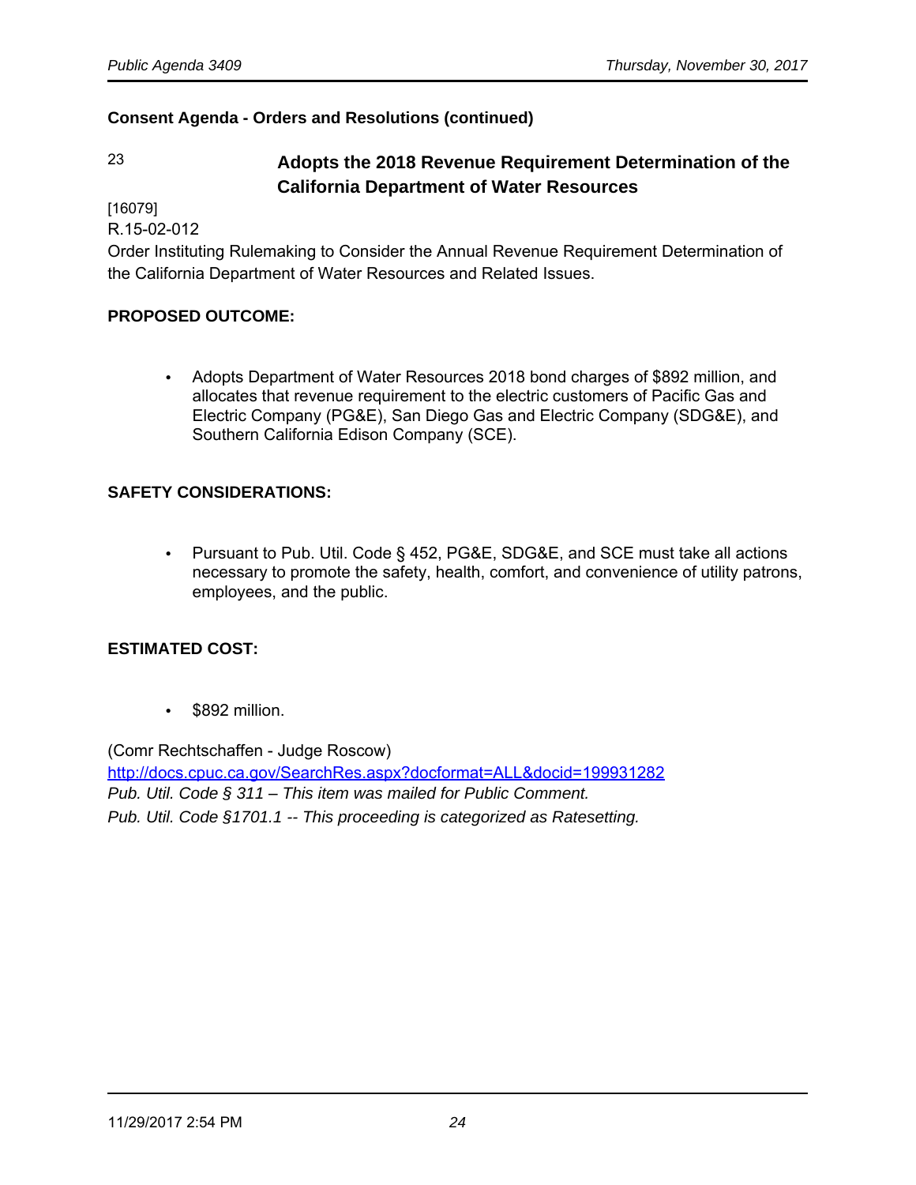**Consent Agenda - Orders and Resolutions (continued)**

23 **Adopts the 2018 Revenue Requirement Determination of the California Department of Water Resources**

[16079]
R.15-02-012
Order Instituting Rulemaking to Consider the Annual Revenue Requirement Determination of the California Department of Water Resources and Related Issues.

**PROPOSED OUTCOME:**

- Adopts Department of Water Resources 2018 bond charges of $892 million, and allocates that revenue requirement to the electric customers of Pacific Gas and Electric Company (PG&E), San Diego Gas and Electric Company (SDG&E), and Southern California Edison Company (SCE).

**SAFETY CONSIDERATIONS:**

- Pursuant to Pub. Util. Code § 452, PG&E, SDG&E, and SCE must take all actions necessary to promote the safety, health, comfort, and convenience of utility patrons, employees, and the public.

**ESTIMATED COST:**

- $892 million.

(Comr Rechtschaffen - Judge Roscow)
[http://docs.cpuc.ca.gov/SearchRes.aspx?docformat=ALL&docid=199931282](http://docs.cpuc.ca.gov/SearchRes.aspx?docformat=ALL&docid=199931282)
*Pub. Util. Code § 311 – This item was mailed for Public Comment.*
*Pub. Util. Code §1701.1 -- This proceeding is categorized as Ratesetting.*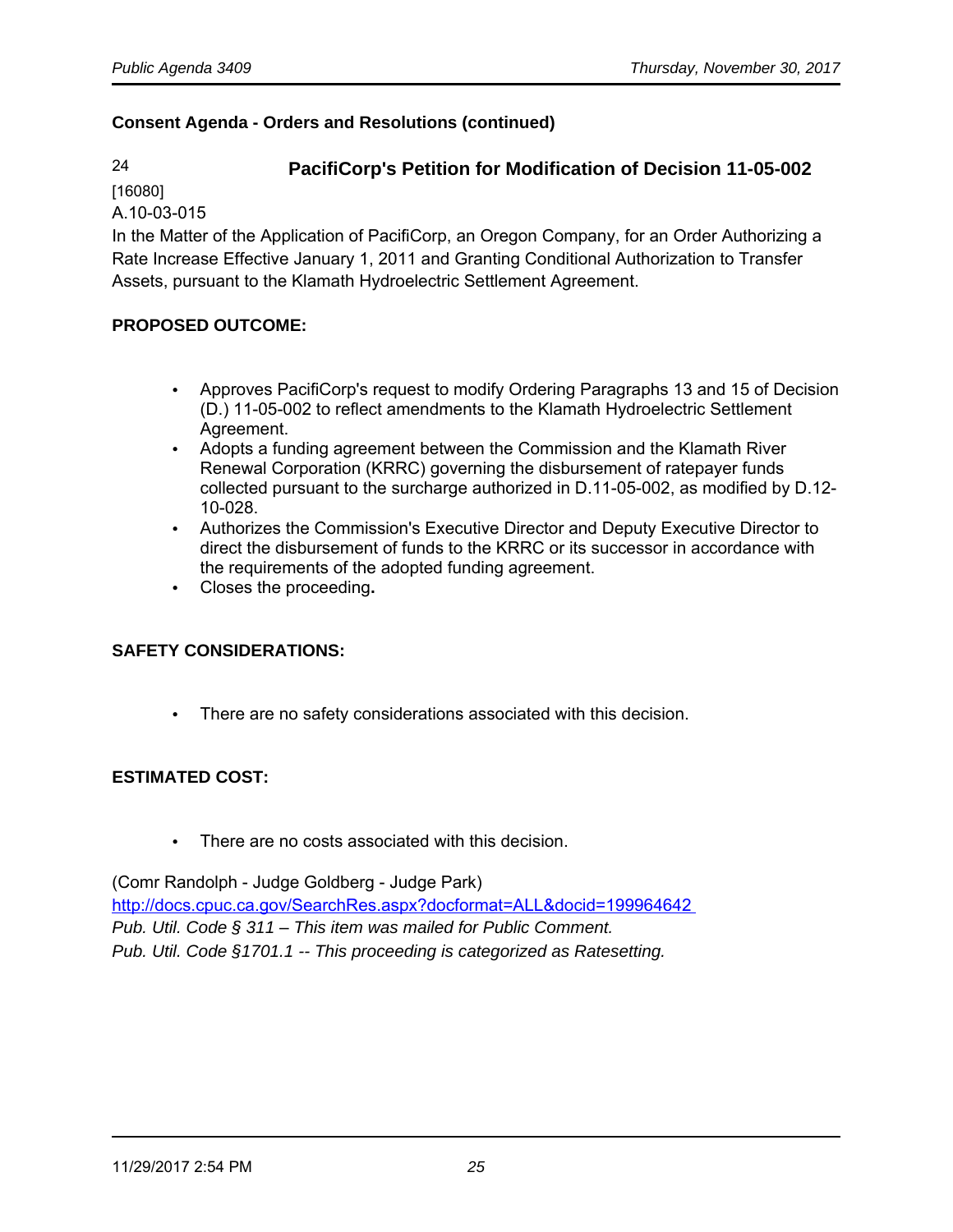**Consent Agenda - Orders and Resolutions (continued)**

24

### PacifiCorp's Petition for Modification of Decision 11-05-002

[16080]

A.10-03-015

In the Matter of the Application of PacifiCorp, an Oregon Company, for an Order Authorizing a Rate Increase Effective January 1, 2011 and Granting Conditional Authorization to Transfer Assets, pursuant to the Klamath Hydroelectric Settlement Agreement.

**PROPOSED OUTCOME:**

- Approves PacifiCorp's request to modify Ordering Paragraphs 13 and 15 of Decision (D.) 11-05-002 to reflect amendments to the Klamath Hydroelectric Settlement Agreement.
- Adopts a funding agreement between the Commission and the Klamath River Renewal Corporation (KRRC) governing the disbursement of ratepayer funds collected pursuant to the surcharge authorized in D.11-05-002, as modified by D.12-10-028.
- Authorizes the Commission's Executive Director and Deputy Executive Director to direct the disbursement of funds to the KRRC or its successor in accordance with the requirements of the adopted funding agreement.
- Closes the proceeding**.**

**SAFETY CONSIDERATIONS:**

- There are no safety considerations associated with this decision.

**ESTIMATED COST:**

- There are no costs associated with this decision.

(Comr Randolph - Judge Goldberg - Judge Park)

http://docs.cpuc.ca.gov/SearchRes.aspx?docformat=ALL&docid=199964642

*Pub. Util. Code § 311 – This item was mailed for Public Comment.*

*Pub. Util. Code §1701.1 -- This proceeding is categorized as Ratesetting.*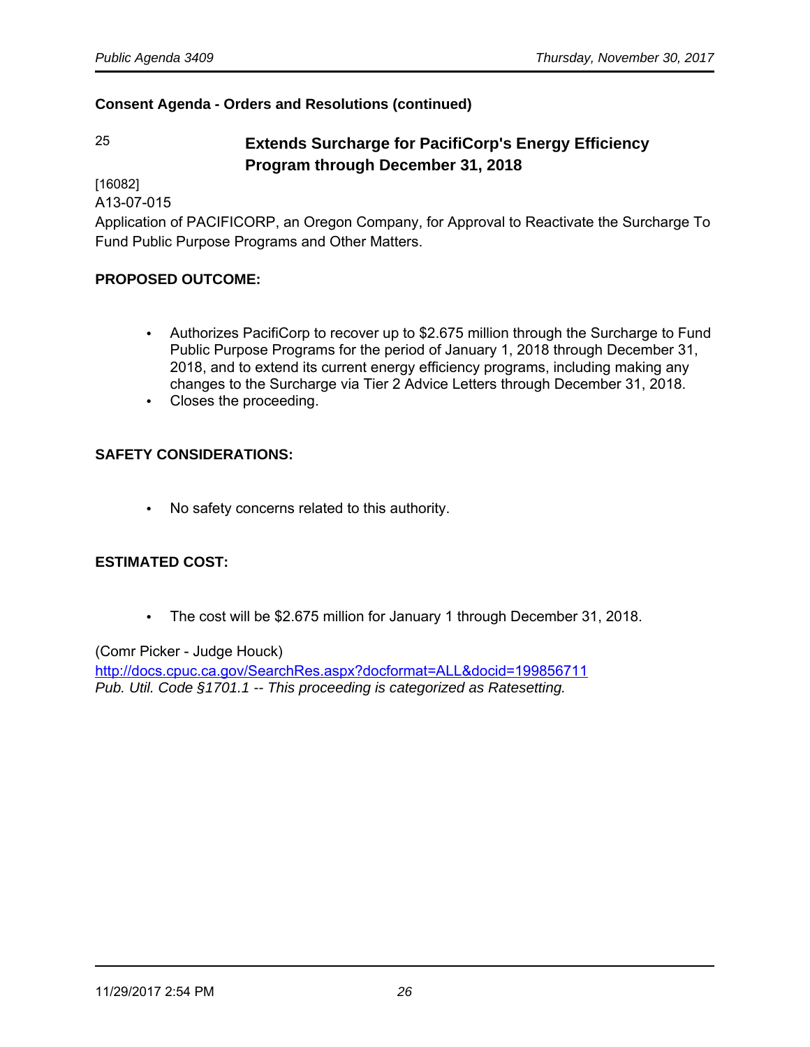**Consent Agenda - Orders and Resolutions (continued)**

25 **Extends Surcharge for PacifiCorp's Energy Efficiency Program through December 31, 2018**

[16082]
A13-07-015
Application of PACIFICORP, an Oregon Company, for Approval to Reactivate the Surcharge To Fund Public Purpose Programs and Other Matters.

**PROPOSED OUTCOME:**

- Authorizes PacifiCorp to recover up to $2.675 million through the Surcharge to Fund Public Purpose Programs for the period of January 1, 2018 through December 31, 2018, and to extend its current energy efficiency programs, including making any changes to the Surcharge via Tier 2 Advice Letters through December 31, 2018.
- Closes the proceeding.

**SAFETY CONSIDERATIONS:**

- No safety concerns related to this authority.

**ESTIMATED COST:**

- The cost will be $2.675 million for January 1 through December 31, 2018.

(Comr Picker - Judge Houck)
http://docs.cpuc.ca.gov/SearchRes.aspx?docformat=ALL&docid=199856711
*Pub. Util. Code §1701.1 -- This proceeding is categorized as Ratesetting.*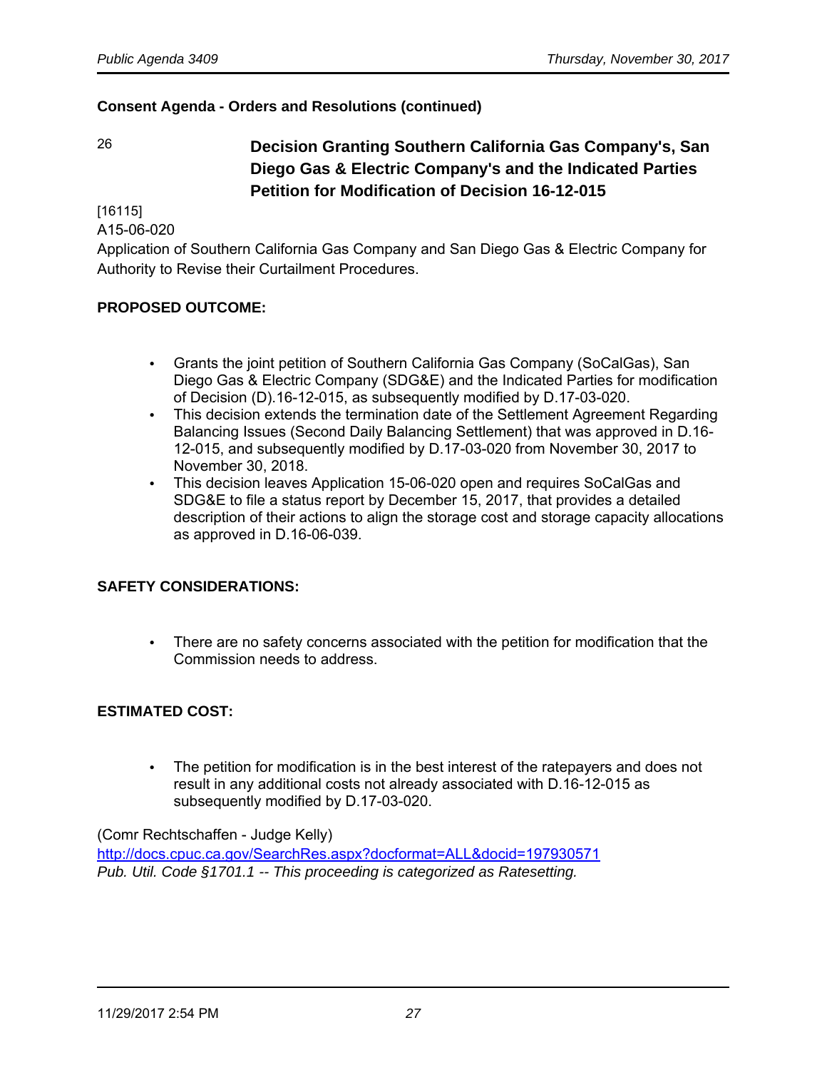**Consent Agenda - Orders and Resolutions (continued)**

26 **Decision Granting Southern California Gas Company's, San Diego Gas & Electric Company's and the Indicated Parties Petition for Modification of Decision 16-12-015**

[16115]
A15-06-020
Application of Southern California Gas Company and San Diego Gas & Electric Company for Authority to Revise their Curtailment Procedures.

**PROPOSED OUTCOME:**

- Grants the joint petition of Southern California Gas Company (SoCalGas), San Diego Gas & Electric Company (SDG&E) and the Indicated Parties for modification of Decision (D).16-12-015, as subsequently modified by D.17-03-020.
- This decision extends the termination date of the Settlement Agreement Regarding Balancing Issues (Second Daily Balancing Settlement) that was approved in D.16-12-015, and subsequently modified by D.17-03-020 from November 30, 2017 to November 30, 2018.
- This decision leaves Application 15-06-020 open and requires SoCalGas and SDG&E to file a status report by December 15, 2017, that provides a detailed description of their actions to align the storage cost and storage capacity allocations as approved in D.16-06-039.

**SAFETY CONSIDERATIONS:**

- There are no safety concerns associated with the petition for modification that the Commission needs to address.

**ESTIMATED COST:**

- The petition for modification is in the best interest of the ratepayers and does not result in any additional costs not already associated with D.16-12-015 as subsequently modified by D.17-03-020.

(Comr Rechtschaffen - Judge Kelly)
http://docs.cpuc.ca.gov/SearchRes.aspx?docformat=ALL&docid=197930571
*Pub. Util. Code §1701.1 -- This proceeding is categorized as Ratesetting.*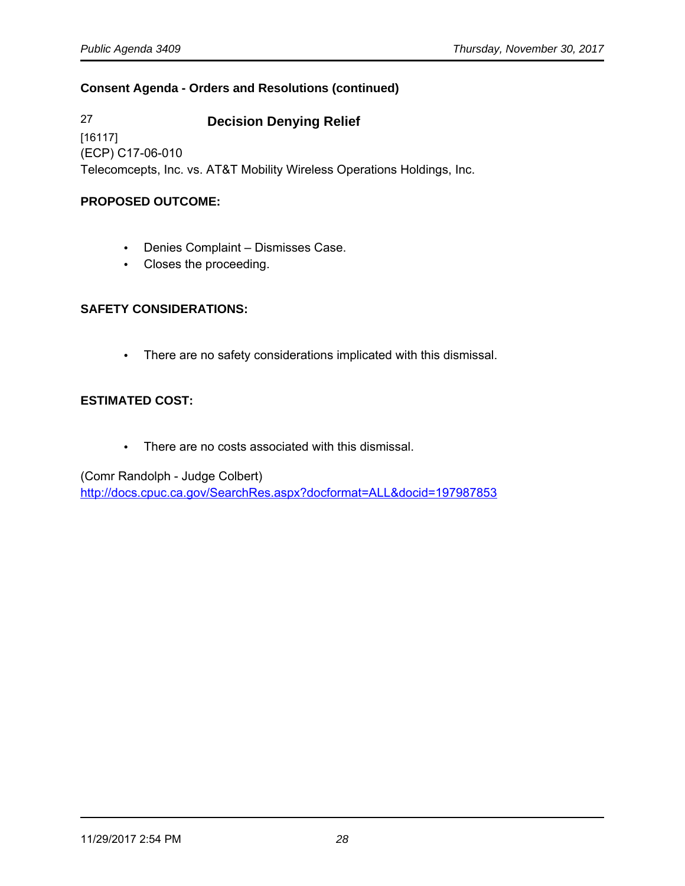**Consent Agenda - Orders and Resolutions (continued)**

27 **Decision Denying Relief**
[16117]
(ECP) C17-06-010
Telecomcepts, Inc. vs. AT&T Mobility Wireless Operations Holdings, Inc.

**PROPOSED OUTCOME:**

- Denies Complaint – Dismisses Case.
- Closes the proceeding.

**SAFETY CONSIDERATIONS:**

- There are no safety considerations implicated with this dismissal.

**ESTIMATED COST:**

- There are no costs associated with this dismissal.

(Comr Randolph - Judge Colbert)
http://docs.cpuc.ca.gov/SearchRes.aspx?docformat=ALL&docid=197987853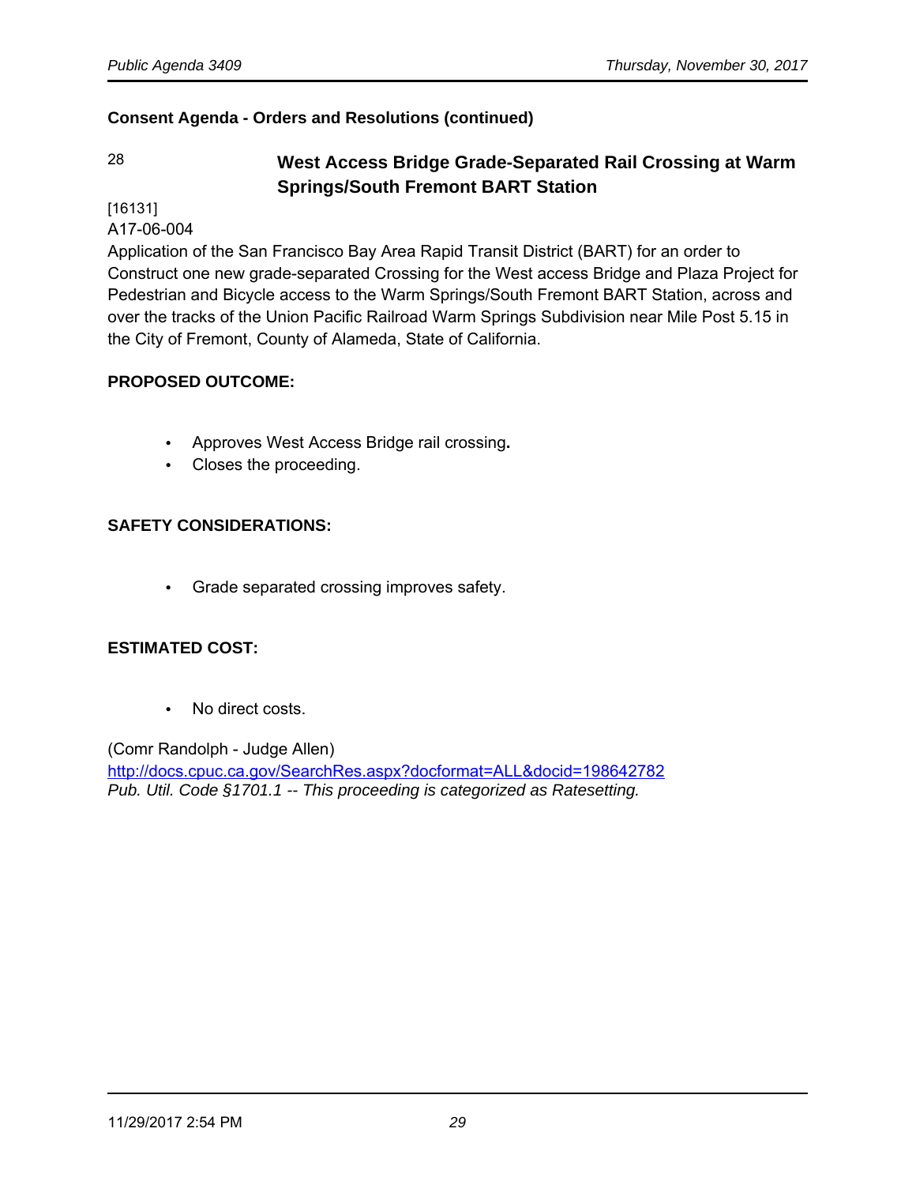**Consent Agenda - Orders and Resolutions (continued)**

## 28 West Access Bridge Grade-Separated Rail Crossing at Warm Springs/South Fremont BART Station

[16131]
A17-06-004
Application of the San Francisco Bay Area Rapid Transit District (BART) for an order to Construct one new grade-separated Crossing for the West access Bridge and Plaza Project for Pedestrian and Bicycle access to the Warm Springs/South Fremont BART Station, across and over the tracks of the Union Pacific Railroad Warm Springs Subdivision near Mile Post 5.15 in the City of Fremont, County of Alameda, State of California.

**PROPOSED OUTCOME:**

- Approves West Access Bridge rail crossing.
- Closes the proceeding.

**SAFETY CONSIDERATIONS:**

- Grade separated crossing improves safety.

**ESTIMATED COST:**

- No direct costs.

(Comr Randolph - Judge Allen)
http://docs.cpuc.ca.gov/SearchRes.aspx?docformat=ALL&docid=198642782
*Pub. Util. Code §1701.1 -- This proceeding is categorized as Ratesetting.*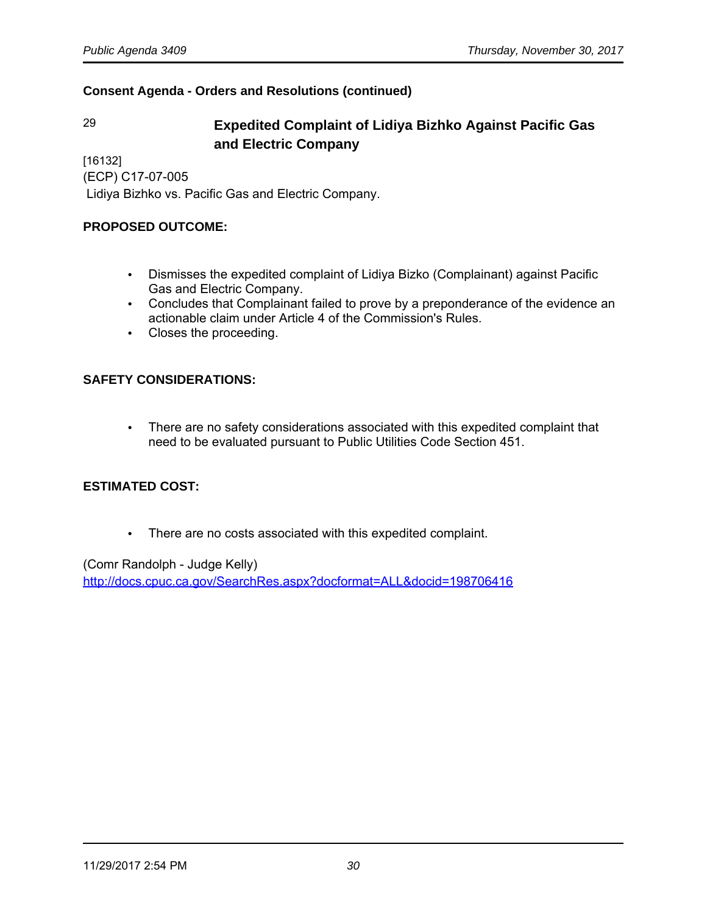**Consent Agenda - Orders and Resolutions (continued)**

29 **Expedited Complaint of Lidiya Bizhko Against Pacific Gas and Electric Company**

[16132]
(ECP) C17-07-005
Lidiya Bizhko vs. Pacific Gas and Electric Company.

**PROPOSED OUTCOME:**

- Dismisses the expedited complaint of Lidiya Bizko (Complainant) against Pacific Gas and Electric Company.
- Concludes that Complainant failed to prove by a preponderance of the evidence an actionable claim under Article 4 of the Commission's Rules.
- Closes the proceeding.

**SAFETY CONSIDERATIONS:**

- There are no safety considerations associated with this expedited complaint that need to be evaluated pursuant to Public Utilities Code Section 451.

**ESTIMATED COST:**

- There are no costs associated with this expedited complaint.

(Comr Randolph - Judge Kelly)
http://docs.cpuc.ca.gov/SearchRes.aspx?docformat=ALL&docid=198706416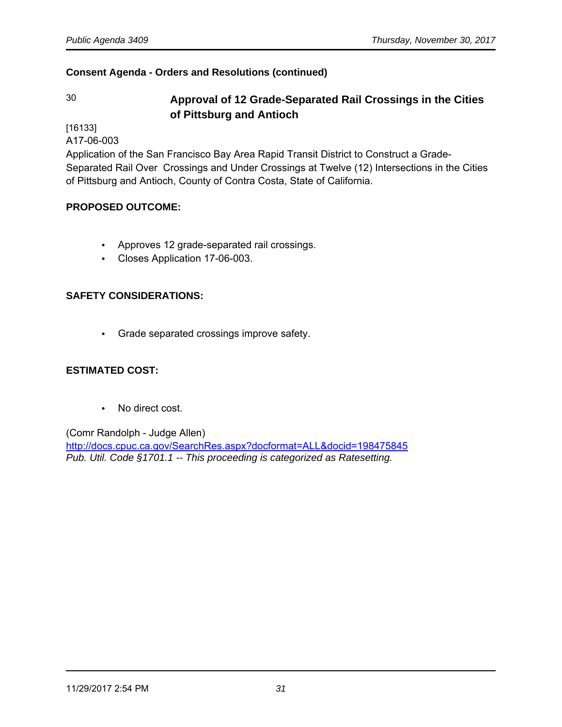**Consent Agenda - Orders and Resolutions (continued)**

30 **Approval of 12 Grade-Separated Rail Crossings in the Cities of Pittsburg and Antioch**

[16133]
A17-06-003
Application of the San Francisco Bay Area Rapid Transit District to Construct a Grade-Separated Rail Over Crossings and Under Crossings at Twelve (12) Intersections in the Cities of Pittsburg and Antioch, County of Contra Costa, State of California.

**PROPOSED OUTCOME:**

- Approves 12 grade-separated rail crossings.
- Closes Application 17-06-003.

**SAFETY CONSIDERATIONS:**

- Grade separated crossings improve safety.

**ESTIMATED COST:**

- No direct cost.

(Comr Randolph - Judge Allen)
http://docs.cpuc.ca.gov/SearchRes.aspx?docformat=ALL&docid=198475845
*Pub. Util. Code §1701.1 -- This proceeding is categorized as Ratesetting.*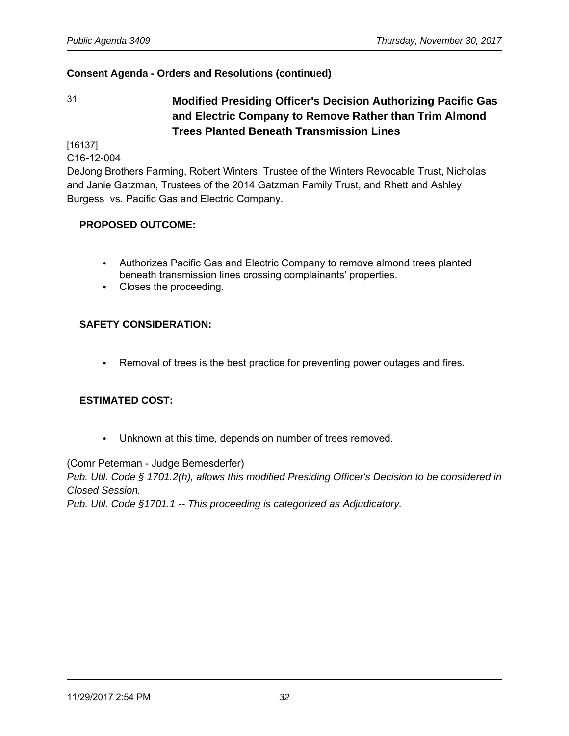**Consent Agenda - Orders and Resolutions (continued)**

## 31 Modified Presiding Officer's Decision Authorizing Pacific Gas and Electric Company to Remove Rather than Trim Almond Trees Planted Beneath Transmission Lines

[16137]
C16-12-004
DeJong Brothers Farming, Robert Winters, Trustee of the Winters Revocable Trust, Nicholas and Janie Gatzman, Trustees of the 2014 Gatzman Family Trust, and Rhett and Ashley Burgess vs. Pacific Gas and Electric Company.

**PROPOSED OUTCOME:**

- Authorizes Pacific Gas and Electric Company to remove almond trees planted beneath transmission lines crossing complainants' properties.
- Closes the proceeding.

**SAFETY CONSIDERATION:**

- Removal of trees is the best practice for preventing power outages and fires.

**ESTIMATED COST:**

- Unknown at this time, depends on number of trees removed.

(Comr Peterman - Judge Bemesderfer)
*Pub. Util. Code § 1701.2(h), allows this modified Presiding Officer's Decision to be considered in Closed Session.*
*Pub. Util. Code §1701.1 -- This proceeding is categorized as Adjudicatory.*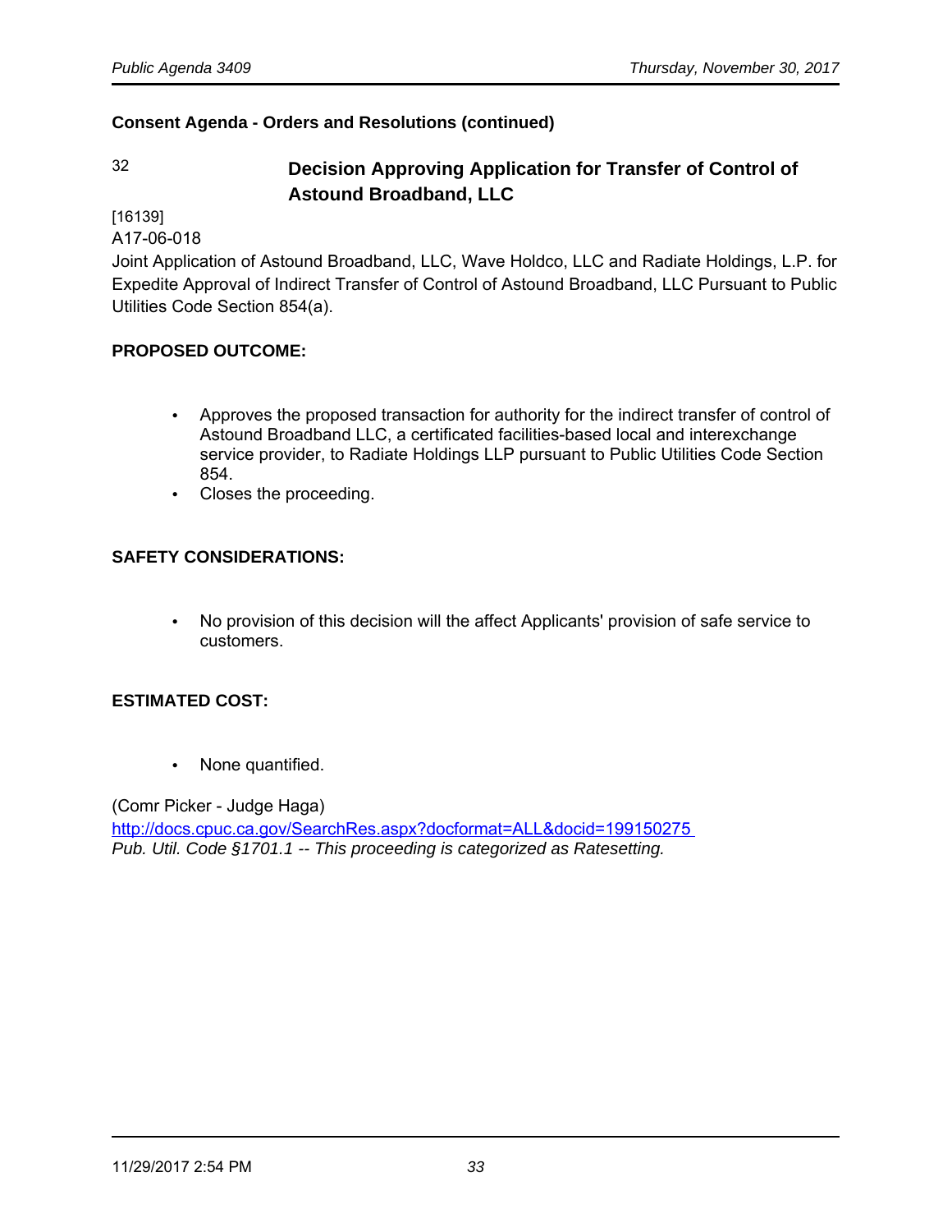**Consent Agenda - Orders and Resolutions (continued)**

32 **Decision Approving Application for Transfer of Control of Astound Broadband, LLC**

[16139]
A17-06-018
Joint Application of Astound Broadband, LLC, Wave Holdco, LLC and Radiate Holdings, L.P. for Expedite Approval of Indirect Transfer of Control of Astound Broadband, LLC Pursuant to Public Utilities Code Section 854(a).

**PROPOSED OUTCOME:**

- Approves the proposed transaction for authority for the indirect transfer of control of Astound Broadband LLC, a certificated facilities-based local and interexchange service provider, to Radiate Holdings LLP pursuant to Public Utilities Code Section 854.
- Closes the proceeding.

**SAFETY CONSIDERATIONS:**

- No provision of this decision will the affect Applicants' provision of safe service to customers.

**ESTIMATED COST:**

- None quantified.

(Comr Picker - Judge Haga)
http://docs.cpuc.ca.gov/SearchRes.aspx?docformat=ALL&docid=199150275
*Pub. Util. Code §1701.1 -- This proceeding is categorized as Ratesetting.*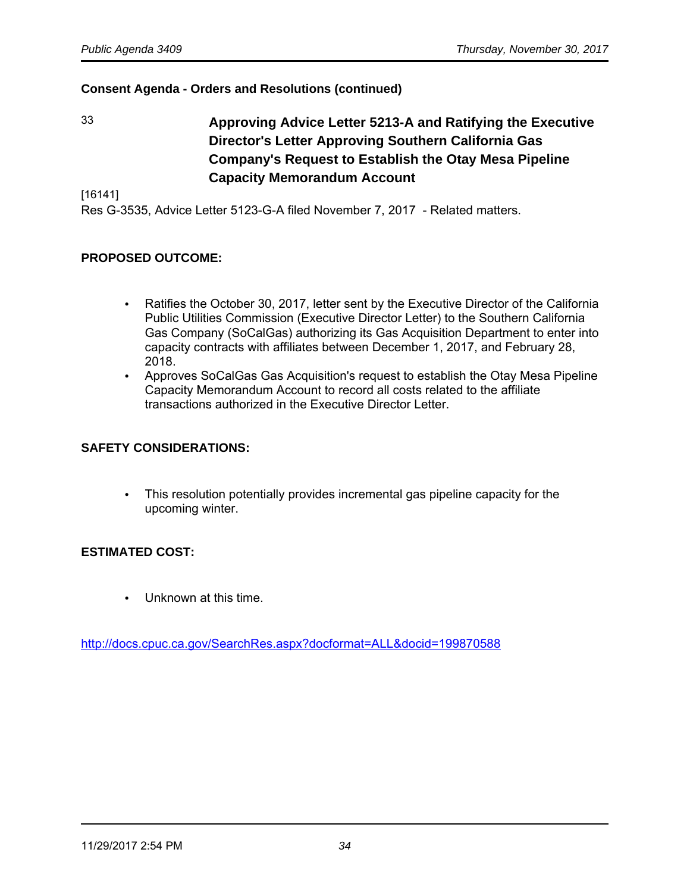**Consent Agenda - Orders and Resolutions (continued)**

33 **Approving Advice Letter 5213-A and Ratifying the Executive Director's Letter Approving Southern California Gas Company's Request to Establish the Otay Mesa Pipeline Capacity Memorandum Account**

[16141]
Res G-3535, Advice Letter 5123-G-A filed November 7, 2017 - Related matters.

**PROPOSED OUTCOME:**

- Ratifies the October 30, 2017, letter sent by the Executive Director of the California Public Utilities Commission (Executive Director Letter) to the Southern California Gas Company (SoCalGas) authorizing its Gas Acquisition Department to enter into capacity contracts with affiliates between December 1, 2017, and February 28, 2018.
- Approves SoCalGas Gas Acquisition's request to establish the Otay Mesa Pipeline Capacity Memorandum Account to record all costs related to the affiliate transactions authorized in the Executive Director Letter.

**SAFETY CONSIDERATIONS:**

- This resolution potentially provides incremental gas pipeline capacity for the upcoming winter.

**ESTIMATED COST:**

- Unknown at this time.

http://docs.cpuc.ca.gov/SearchRes.aspx?docformat=ALL&docid=199870588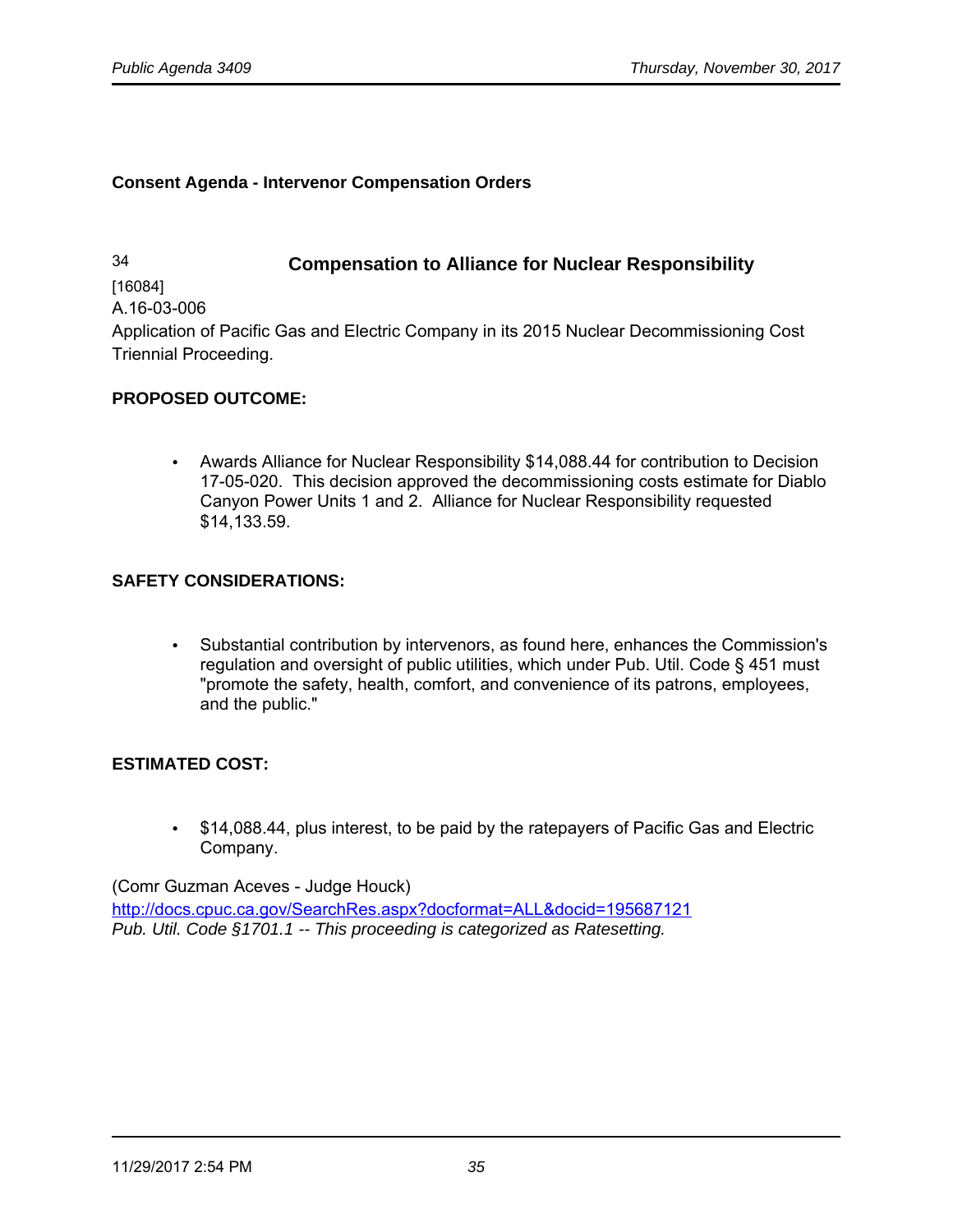**Consent Agenda - Intervenor Compensation Orders**

34 **Compensation to Alliance for Nuclear Responsibility**

[16084]
A.16-03-006
Application of Pacific Gas and Electric Company in its 2015 Nuclear Decommissioning Cost Triennial Proceeding.

**PROPOSED OUTCOME:**

- Awards Alliance for Nuclear Responsibility $14,088.44 for contribution to Decision 17-05-020. This decision approved the decommissioning costs estimate for Diablo Canyon Power Units 1 and 2. Alliance for Nuclear Responsibility requested $14,133.59.

**SAFETY CONSIDERATIONS:**

- Substantial contribution by intervenors, as found here, enhances the Commission's regulation and oversight of public utilities, which under Pub. Util. Code § 451 must "promote the safety, health, comfort, and convenience of its patrons, employees, and the public."

**ESTIMATED COST:**

- $14,088.44, plus interest, to be paid by the ratepayers of Pacific Gas and Electric Company.

(Comr Guzman Aceves - Judge Houck)
http://docs.cpuc.ca.gov/SearchRes.aspx?docformat=ALL&docid=195687121
*Pub. Util. Code §1701.1 -- This proceeding is categorized as Ratesetting.*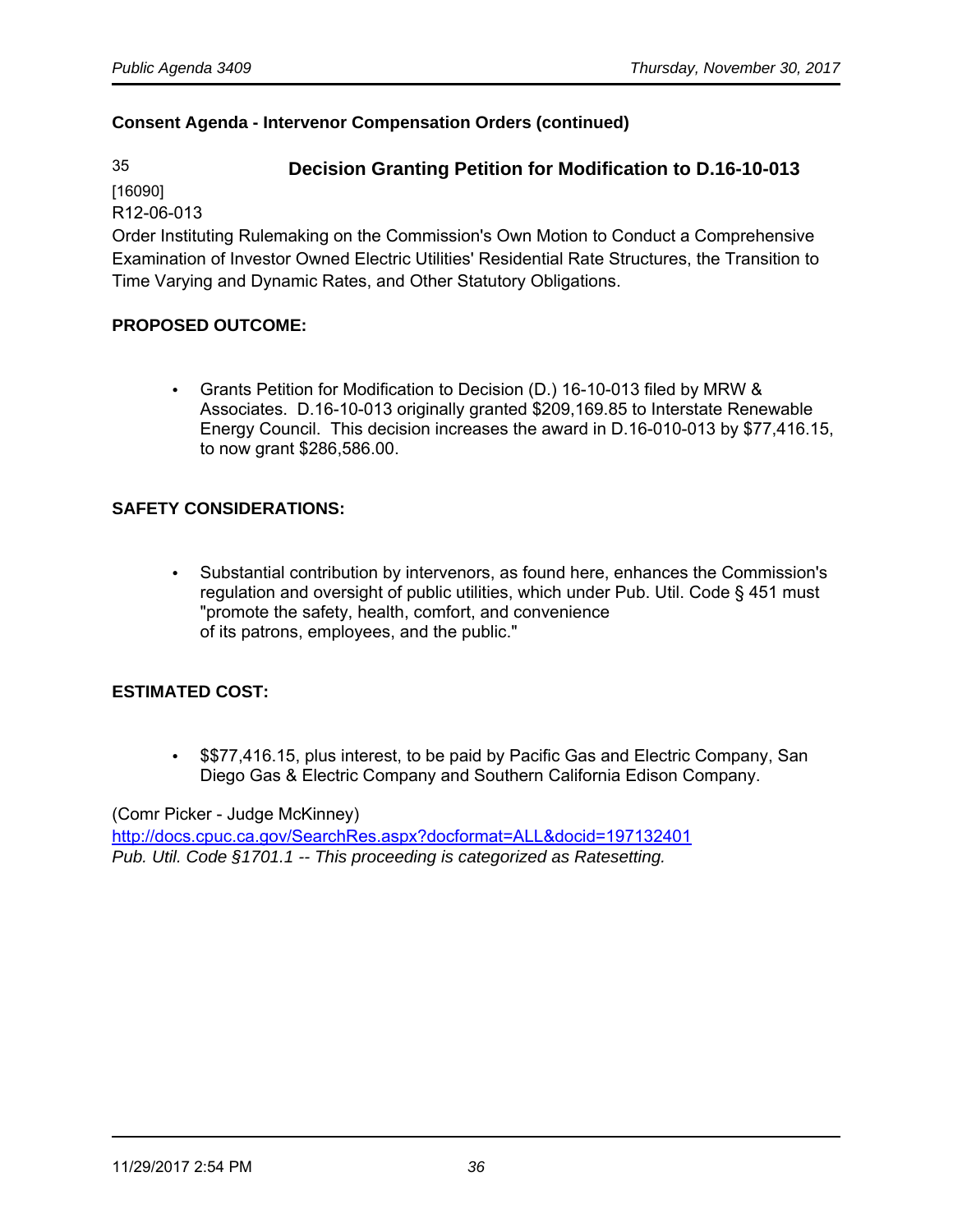**Consent Agenda - Intervenor Compensation Orders (continued)**

35

[16090]

### Decision Granting Petition for Modification to D.16-10-013

R12-06-013

Order Instituting Rulemaking on the Commission's Own Motion to Conduct a Comprehensive Examination of Investor Owned Electric Utilities' Residential Rate Structures, the Transition to Time Varying and Dynamic Rates, and Other Statutory Obligations.

**PROPOSED OUTCOME:**

- Grants Petition for Modification to Decision (D.) 16-10-013 filed by MRW & Associates. D.16-10-013 originally granted $209,169.85 to Interstate Renewable Energy Council. This decision increases the award in D.16-010-013 by $77,416.15, to now grant $286,586.00.

**SAFETY CONSIDERATIONS:**

- Substantial contribution by intervenors, as found here, enhances the Commission's regulation and oversight of public utilities, which under Pub. Util. Code § 451 must "promote the safety, health, comfort, and convenience of its patrons, employees, and the public."

**ESTIMATED COST:**

- $$77,416.15, plus interest, to be paid by Pacific Gas and Electric Company, San Diego Gas & Electric Company and Southern California Edison Company.

(Comr Picker - Judge McKinney)

http://docs.cpuc.ca.gov/SearchRes.aspx?docformat=ALL&docid=197132401

*Pub. Util. Code §1701.1 -- This proceeding is categorized as Ratesetting.*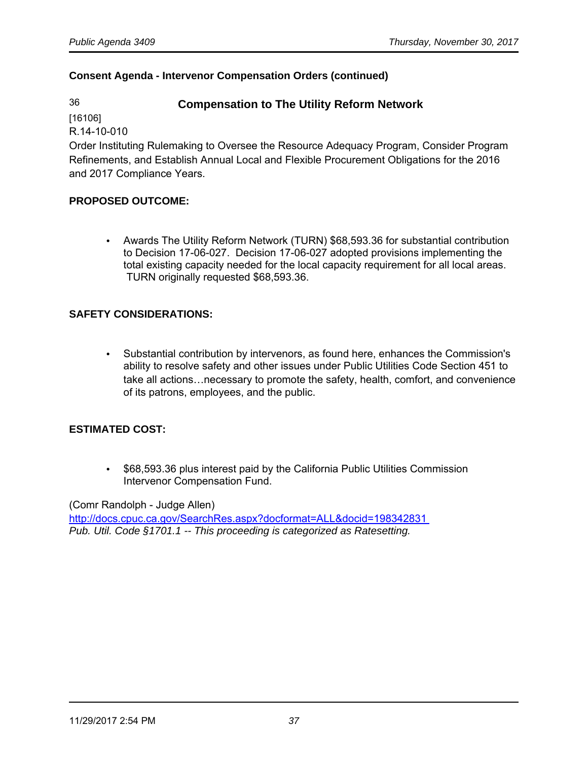**Consent Agenda - Intervenor Compensation Orders (continued)**

36

### Compensation to The Utility Reform Network

[16106]
R.14-10-010
Order Instituting Rulemaking to Oversee the Resource Adequacy Program, Consider Program Refinements, and Establish Annual Local and Flexible Procurement Obligations for the 2016 and 2017 Compliance Years.

**PROPOSED OUTCOME:**

- Awards The Utility Reform Network (TURN) $68,593.36 for substantial contribution to Decision 17-06-027. Decision 17-06-027 adopted provisions implementing the total existing capacity needed for the local capacity requirement for all local areas. TURN originally requested $68,593.36.

**SAFETY CONSIDERATIONS:**

- Substantial contribution by intervenors, as found here, enhances the Commission's ability to resolve safety and other issues under Public Utilities Code Section 451 to take all actions…necessary to promote the safety, health, comfort, and convenience of its patrons, employees, and the public.

**ESTIMATED COST:**

- $68,593.36 plus interest paid by the California Public Utilities Commission Intervenor Compensation Fund.

(Comr Randolph - Judge Allen)
http://docs.cpuc.ca.gov/SearchRes.aspx?docformat=ALL&docid=198342831
*Pub. Util. Code §1701.1 -- This proceeding is categorized as Ratesetting.*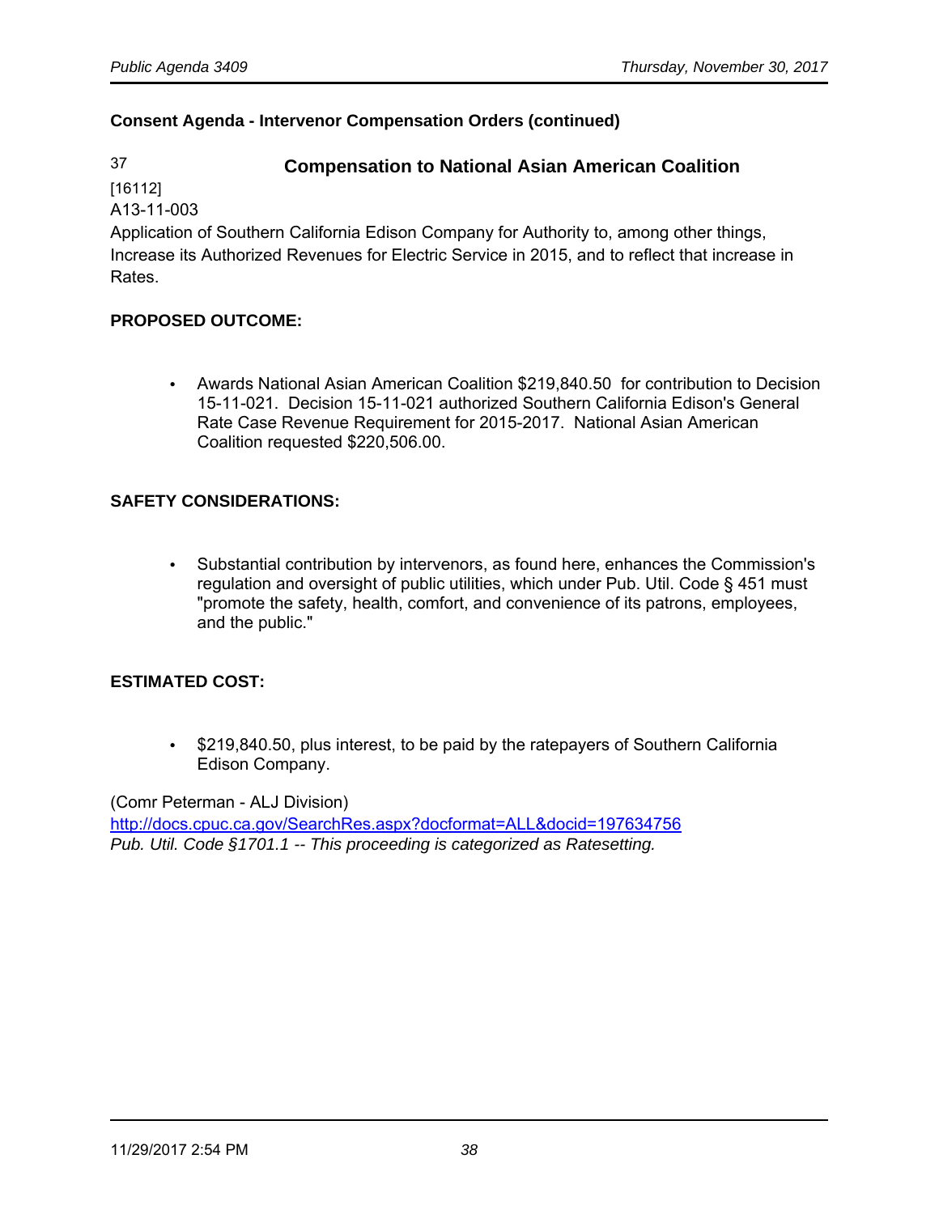**Consent Agenda - Intervenor Compensation Orders (continued)**

37

### Compensation to National Asian American Coalition

[16112]
A13-11-003
Application of Southern California Edison Company for Authority to, among other things, Increase its Authorized Revenues for Electric Service in 2015, and to reflect that increase in Rates.

**PROPOSED OUTCOME:**

- Awards National Asian American Coalition $219,840.50 for contribution to Decision 15-11-021. Decision 15-11-021 authorized Southern California Edison's General Rate Case Revenue Requirement for 2015-2017. National Asian American Coalition requested $220,506.00.

**SAFETY CONSIDERATIONS:**

- Substantial contribution by intervenors, as found here, enhances the Commission's regulation and oversight of public utilities, which under Pub. Util. Code § 451 must "promote the safety, health, comfort, and convenience of its patrons, employees, and the public."

**ESTIMATED COST:**

- $219,840.50, plus interest, to be paid by the ratepayers of Southern California Edison Company.

(Comr Peterman - ALJ Division)
http://docs.cpuc.ca.gov/SearchRes.aspx?docformat=ALL&docid=197634756
*Pub. Util. Code §1701.1 -- This proceeding is categorized as Ratesetting.*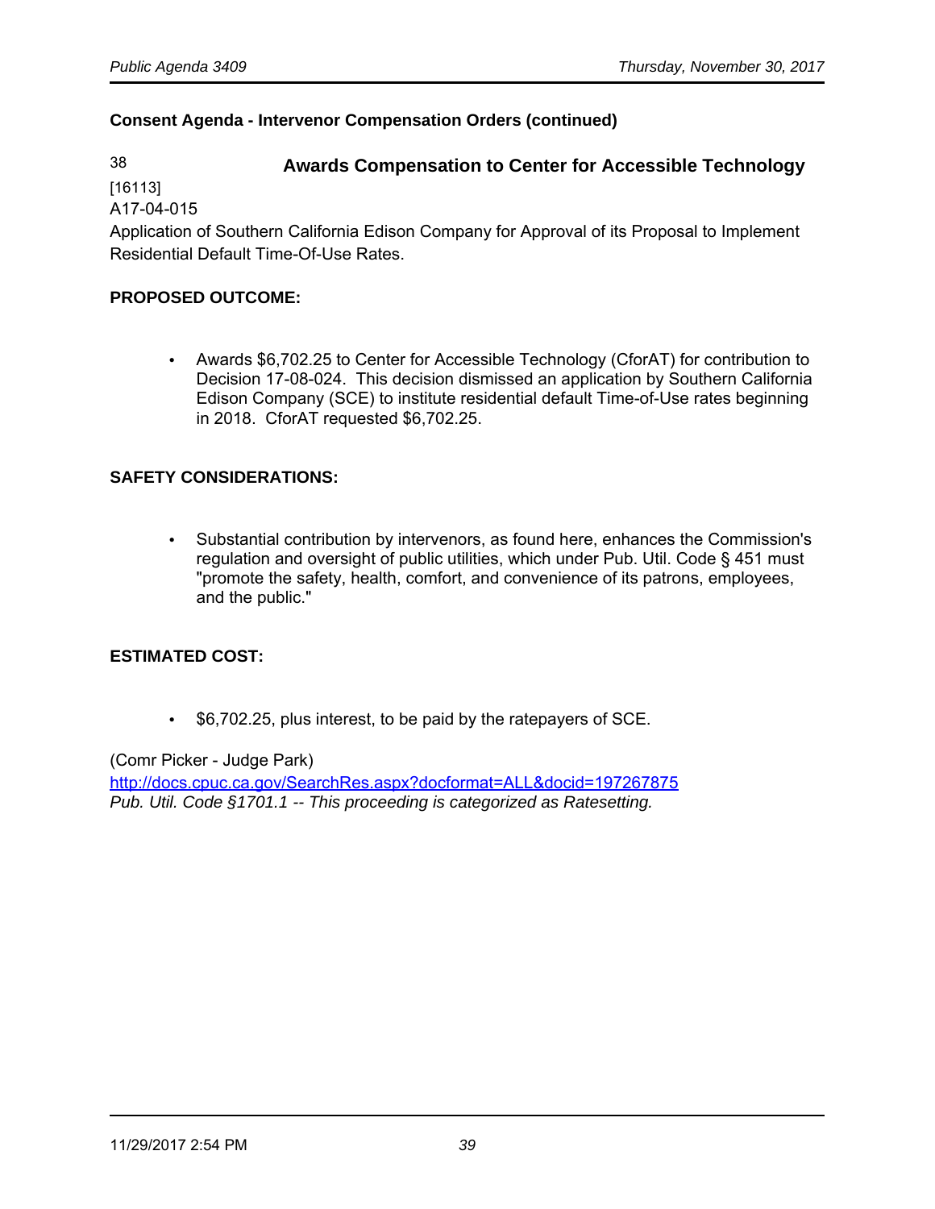**Consent Agenda - Intervenor Compensation Orders (continued)**

38

### Awards Compensation to Center for Accessible Technology

[16113]
A17-04-015
Application of Southern California Edison Company for Approval of its Proposal to Implement Residential Default Time-Of-Use Rates.

**PROPOSED OUTCOME:**

- Awards $6,702.25 to Center for Accessible Technology (CforAT) for contribution to Decision 17-08-024. This decision dismissed an application by Southern California Edison Company (SCE) to institute residential default Time-of-Use rates beginning in 2018. CforAT requested $6,702.25.

**SAFETY CONSIDERATIONS:**

- Substantial contribution by intervenors, as found here, enhances the Commission's regulation and oversight of public utilities, which under Pub. Util. Code § 451 must "promote the safety, health, comfort, and convenience of its patrons, employees, and the public."

**ESTIMATED COST:**

- $6,702.25, plus interest, to be paid by the ratepayers of SCE.

(Comr Picker - Judge Park)
http://docs.cpuc.ca.gov/SearchRes.aspx?docformat=ALL&docid=197267875
*Pub. Util. Code §1701.1 -- This proceeding is categorized as Ratesetting.*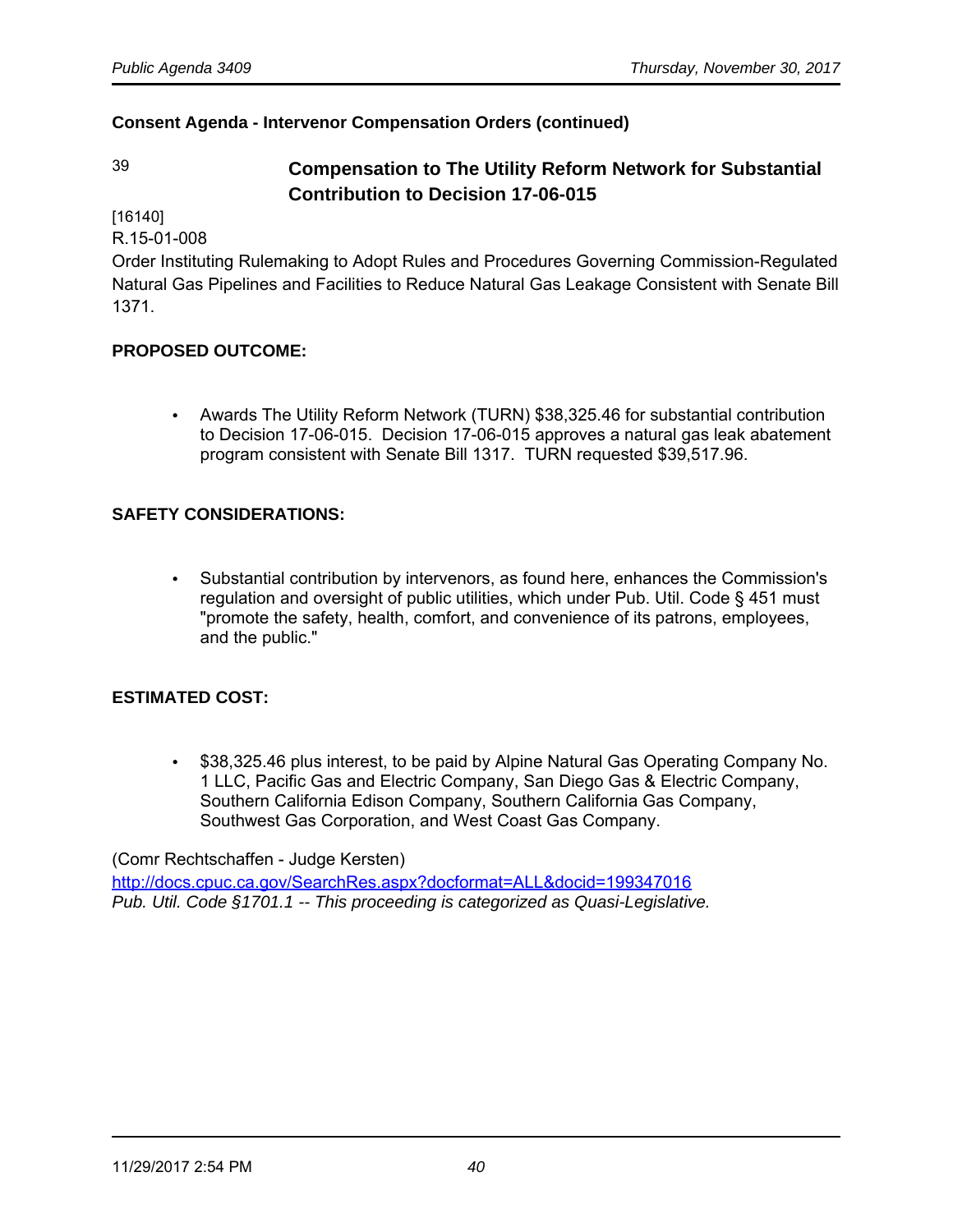**Consent Agenda - Intervenor Compensation Orders (continued)**

39 **Compensation to The Utility Reform Network for Substantial Contribution to Decision 17-06-015**

[16140]
R.15-01-008
Order Instituting Rulemaking to Adopt Rules and Procedures Governing Commission-Regulated Natural Gas Pipelines and Facilities to Reduce Natural Gas Leakage Consistent with Senate Bill 1371.

**PROPOSED OUTCOME:**

- Awards The Utility Reform Network (TURN) $38,325.46 for substantial contribution to Decision 17-06-015. Decision 17-06-015 approves a natural gas leak abatement program consistent with Senate Bill 1317. TURN requested $39,517.96.

**SAFETY CONSIDERATIONS:**

- Substantial contribution by intervenors, as found here, enhances the Commission's regulation and oversight of public utilities, which under Pub. Util. Code § 451 must "promote the safety, health, comfort, and convenience of its patrons, employees, and the public."

**ESTIMATED COST:**

- $38,325.46 plus interest, to be paid by Alpine Natural Gas Operating Company No. 1 LLC, Pacific Gas and Electric Company, San Diego Gas & Electric Company, Southern California Edison Company, Southern California Gas Company, Southwest Gas Corporation, and West Coast Gas Company.

(Comr Rechtschaffen - Judge Kersten)
http://docs.cpuc.ca.gov/SearchRes.aspx?docformat=ALL&docid=199347016
*Pub. Util. Code §1701.1 -- This proceeding is categorized as Quasi-Legislative.*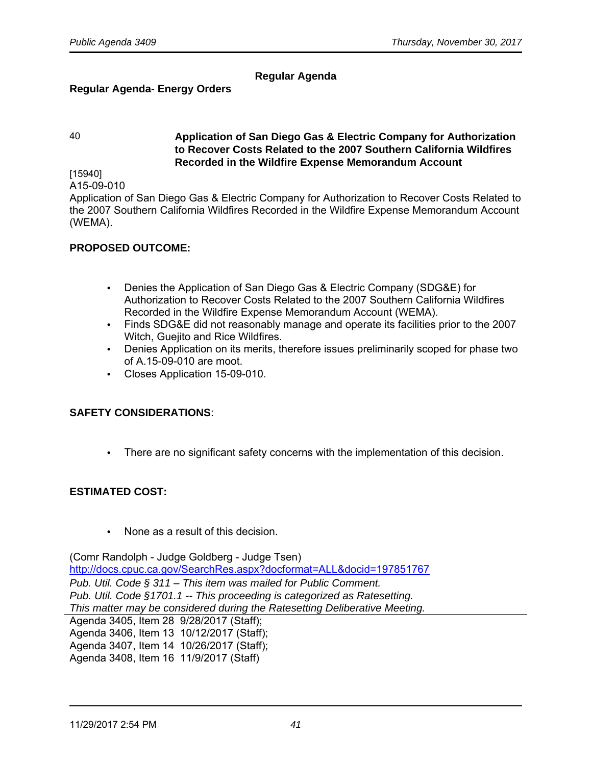## Regular Agenda

### Regular Agenda- Energy Orders

40 **Application of San Diego Gas & Electric Company for Authorization to Recover Costs Related to the 2007 Southern California Wildfires Recorded in the Wildfire Expense Memorandum Account**

[15940]
A15-09-010
Application of San Diego Gas & Electric Company for Authorization to Recover Costs Related to the 2007 Southern California Wildfires Recorded in the Wildfire Expense Memorandum Account (WEMA).

**PROPOSED OUTCOME:**

- Denies the Application of San Diego Gas & Electric Company (SDG&E) for Authorization to Recover Costs Related to the 2007 Southern California Wildfires Recorded in the Wildfire Expense Memorandum Account (WEMA).
- Finds SDG&E did not reasonably manage and operate its facilities prior to the 2007 Witch, Guejito and Rice Wildfires.
- Denies Application on its merits, therefore issues preliminarily scoped for phase two of A.15-09-010 are moot.
- Closes Application 15-09-010.

**SAFETY CONSIDERATIONS**:

- There are no significant safety concerns with the implementation of this decision.

**ESTIMATED COST:**

- None as a result of this decision.

(Comr Randolph - Judge Goldberg - Judge Tsen)
http://docs.cpuc.ca.gov/SearchRes.aspx?docformat=ALL&docid=197851767
*Pub. Util. Code § 311 – This item was mailed for Public Comment.*
*Pub. Util. Code §1701.1 -- This proceeding is categorized as Ratesetting.*
*This matter may be considered during the Ratesetting Deliberative Meeting.*

Agenda 3405, Item 28 9/28/2017 (Staff);
Agenda 3406, Item 13 10/12/2017 (Staff);
Agenda 3407, Item 14 10/26/2017 (Staff);
Agenda 3408, Item 16 11/9/2017 (Staff)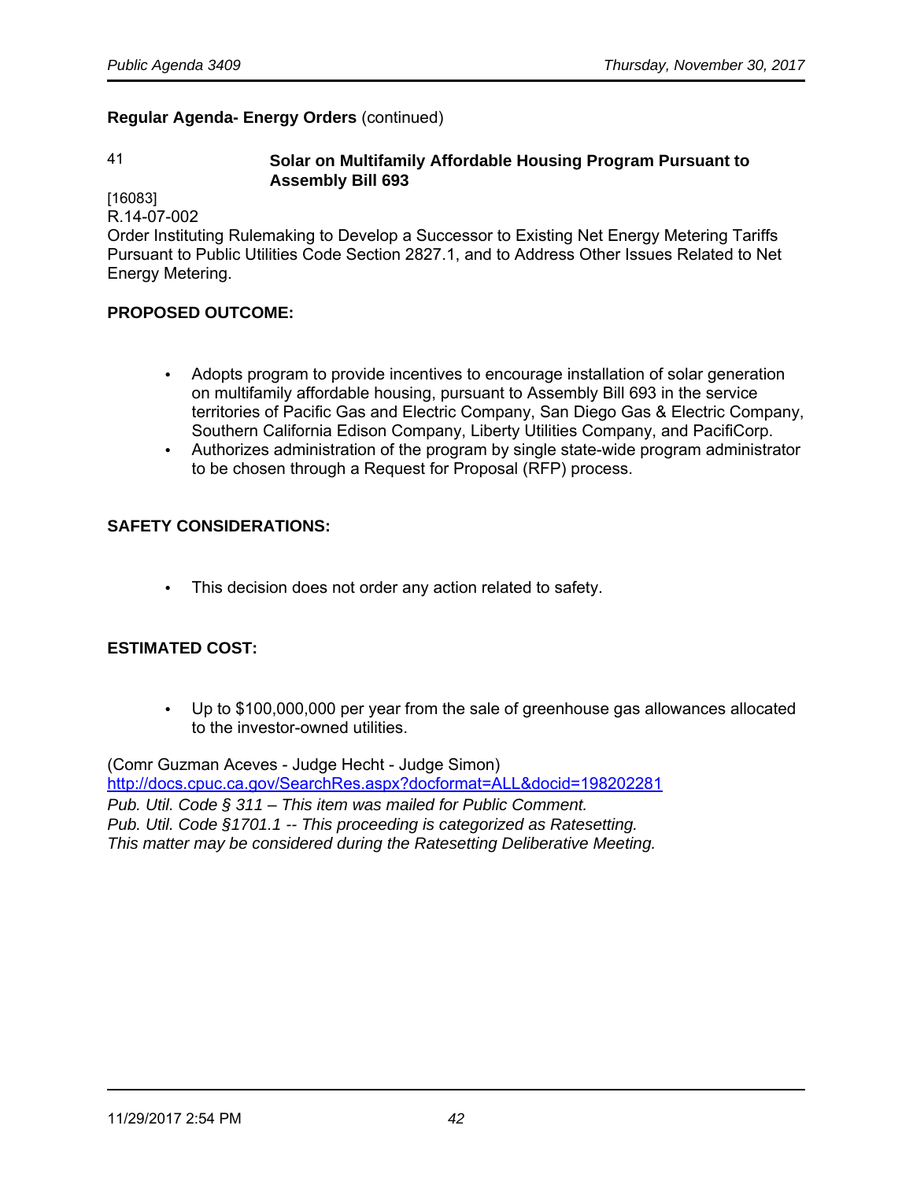**Regular Agenda- Energy Orders** (continued)

41 **Solar on Multifamily Affordable Housing Program Pursuant to Assembly Bill 693**

[16083]
R.14-07-002
Order Instituting Rulemaking to Develop a Successor to Existing Net Energy Metering Tariffs Pursuant to Public Utilities Code Section 2827.1, and to Address Other Issues Related to Net Energy Metering.

**PROPOSED OUTCOME:**

- Adopts program to provide incentives to encourage installation of solar generation on multifamily affordable housing, pursuant to Assembly Bill 693 in the service territories of Pacific Gas and Electric Company, San Diego Gas & Electric Company, Southern California Edison Company, Liberty Utilities Company, and PacifiCorp.
- Authorizes administration of the program by single state-wide program administrator to be chosen through a Request for Proposal (RFP) process.

**SAFETY CONSIDERATIONS:**

- This decision does not order any action related to safety.

**ESTIMATED COST:**

- Up to $100,000,000 per year from the sale of greenhouse gas allowances allocated to the investor-owned utilities.

(Comr Guzman Aceves - Judge Hecht - Judge Simon)
http://docs.cpuc.ca.gov/SearchRes.aspx?docformat=ALL&docid=198202281
*Pub. Util. Code § 311 – This item was mailed for Public Comment.*
*Pub. Util. Code §1701.1 -- This proceeding is categorized as Ratesetting.*
*This matter may be considered during the Ratesetting Deliberative Meeting.*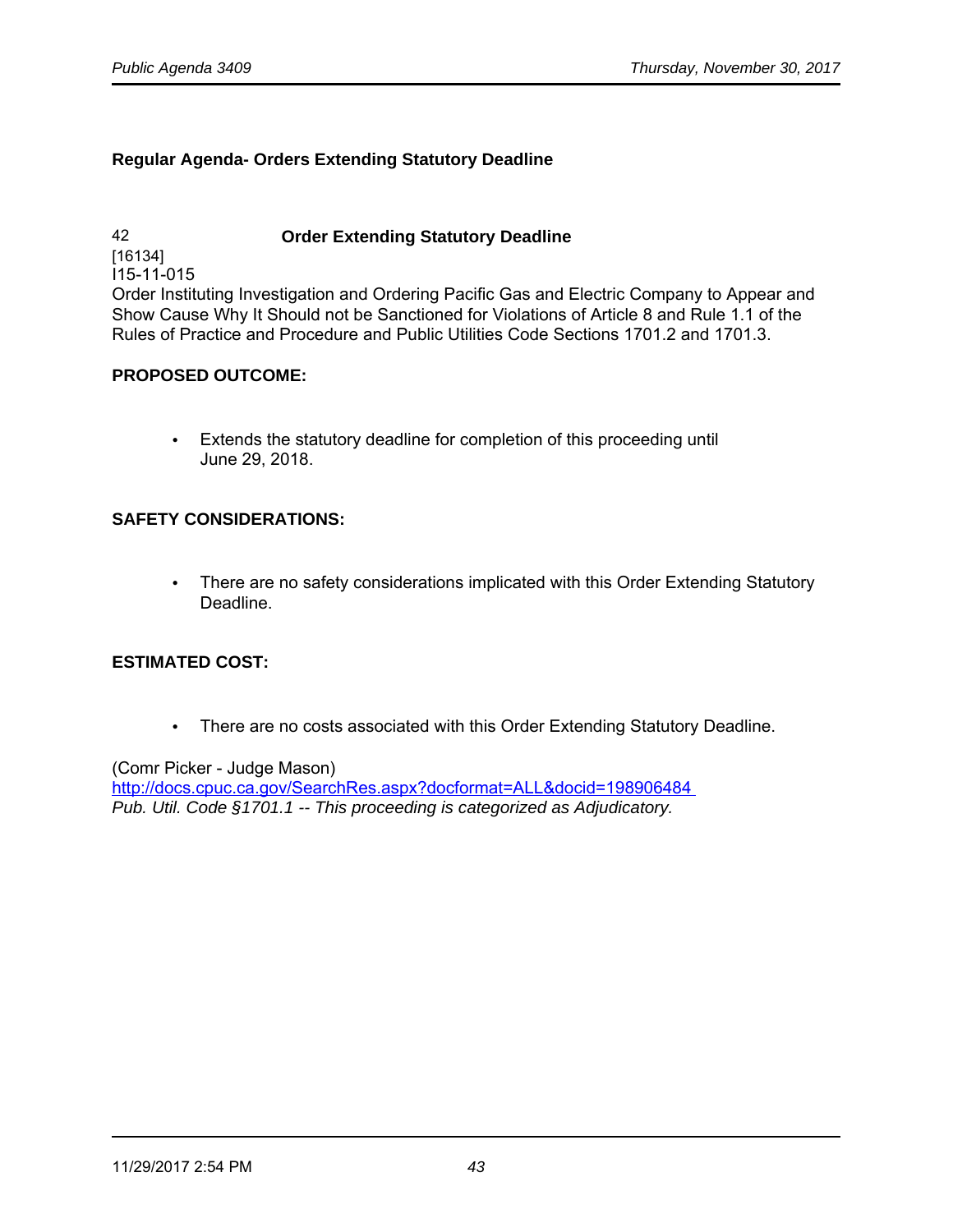**Regular Agenda- Orders Extending Statutory Deadline**

42 **Order Extending Statutory Deadline**
[16134]
I15-11-015
Order Instituting Investigation and Ordering Pacific Gas and Electric Company to Appear and Show Cause Why It Should not be Sanctioned for Violations of Article 8 and Rule 1.1 of the Rules of Practice and Procedure and Public Utilities Code Sections 1701.2 and 1701.3.

**PROPOSED OUTCOME:**

- Extends the statutory deadline for completion of this proceeding until June 29, 2018.

**SAFETY CONSIDERATIONS:**

- There are no safety considerations implicated with this Order Extending Statutory Deadline.

**ESTIMATED COST:**

- There are no costs associated with this Order Extending Statutory Deadline.

(Comr Picker - Judge Mason)
http://docs.cpuc.ca.gov/SearchRes.aspx?docformat=ALL&docid=198906484
*Pub. Util. Code §1701.1 -- This proceeding is categorized as Adjudicatory.*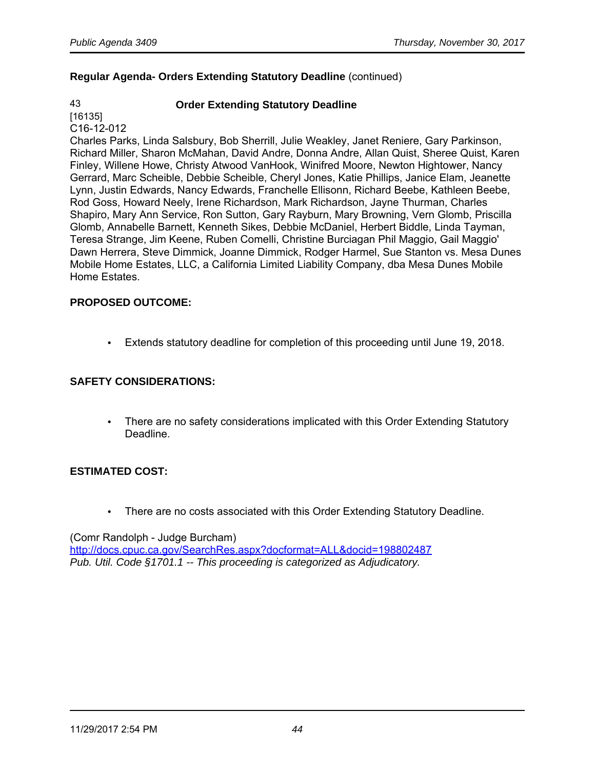**Regular Agenda- Orders Extending Statutory Deadline** (continued)

43 **Order Extending Statutory Deadline**
[16135]
C16-12-012
Charles Parks, Linda Salsbury, Bob Sherrill, Julie Weakley, Janet Reniere, Gary Parkinson, Richard Miller, Sharon McMahan, David Andre, Donna Andre, Allan Quist, Sheree Quist, Karen Finley, Willene Howe, Christy Atwood VanHook, Winifred Moore, Newton Hightower, Nancy Gerrard, Marc Scheible, Debbie Scheible, Cheryl Jones, Katie Phillips, Janice Elam, Jeanette Lynn, Justin Edwards, Nancy Edwards, Franchelle Ellisonn, Richard Beebe, Kathleen Beebe, Rod Goss, Howard Neely, Irene Richardson, Mark Richardson, Jayne Thurman, Charles Shapiro, Mary Ann Service, Ron Sutton, Gary Rayburn, Mary Browning, Vern Glomb, Priscilla Glomb, Annabelle Barnett, Kenneth Sikes, Debbie McDaniel, Herbert Biddle, Linda Tayman, Teresa Strange, Jim Keene, Ruben Comelli, Christine Burciagan Phil Maggio, Gail Maggio' Dawn Herrera, Steve Dimmick, Joanne Dimmick, Rodger Harmel, Sue Stanton vs. Mesa Dunes Mobile Home Estates, LLC, a California Limited Liability Company, dba Mesa Dunes Mobile Home Estates.

**PROPOSED OUTCOME:**

- Extends statutory deadline for completion of this proceeding until June 19, 2018.

**SAFETY CONSIDERATIONS:**

- There are no safety considerations implicated with this Order Extending Statutory Deadline.

**ESTIMATED COST:**

- There are no costs associated with this Order Extending Statutory Deadline.

(Comr Randolph - Judge Burcham)
http://docs.cpuc.ca.gov/SearchRes.aspx?docformat=ALL&docid=198802487
*Pub. Util. Code §1701.1 -- This proceeding is categorized as Adjudicatory.*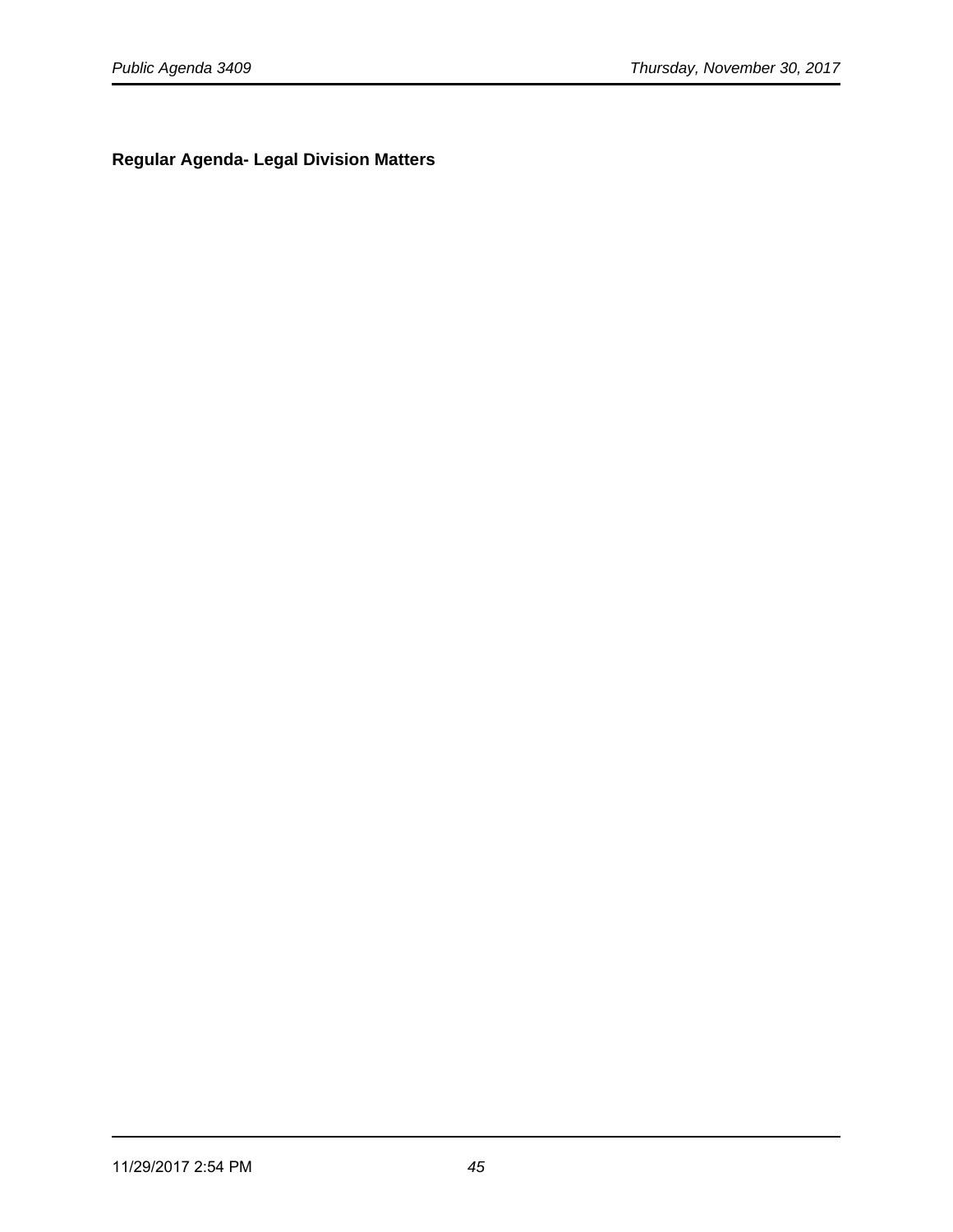**Regular Agenda- Legal Division Matters**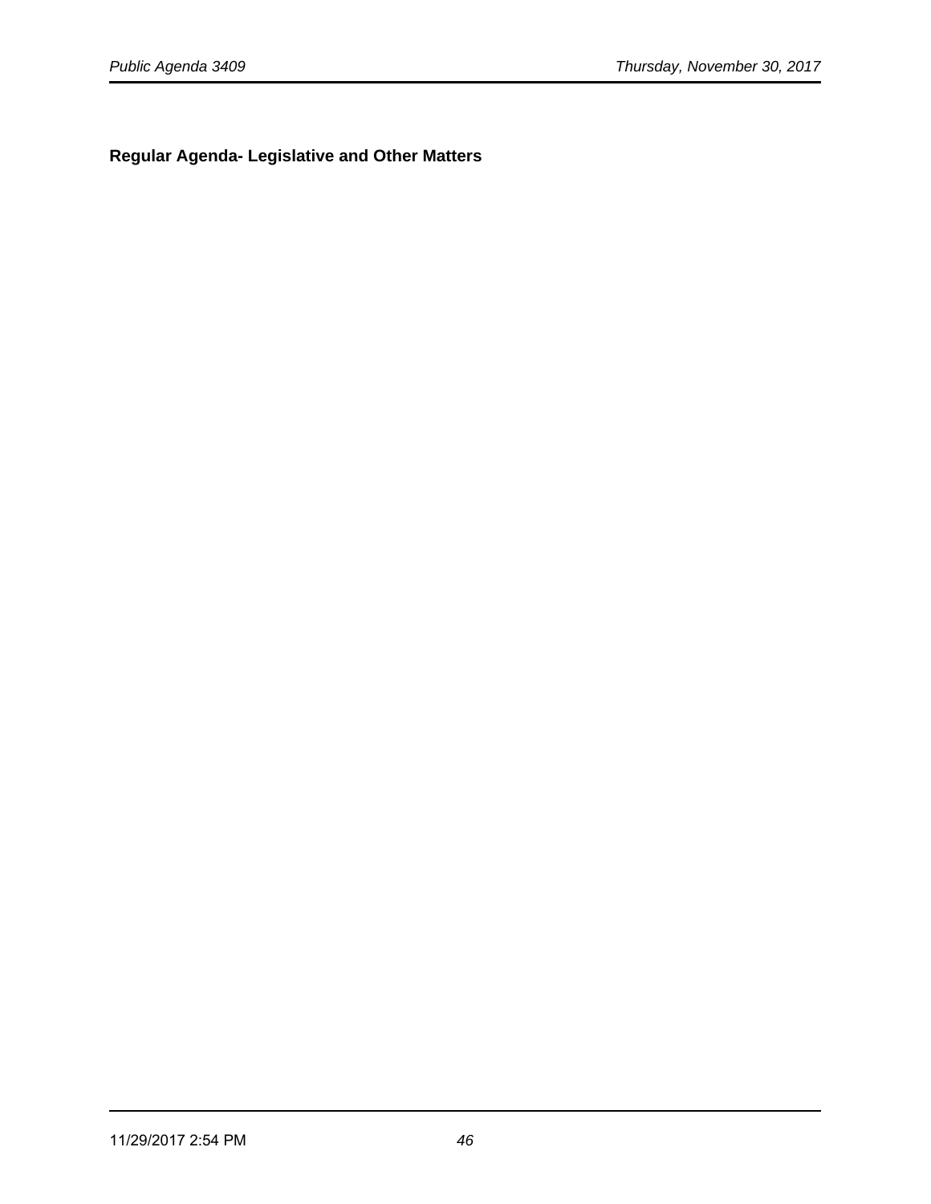**Regular Agenda- Legislative and Other Matters**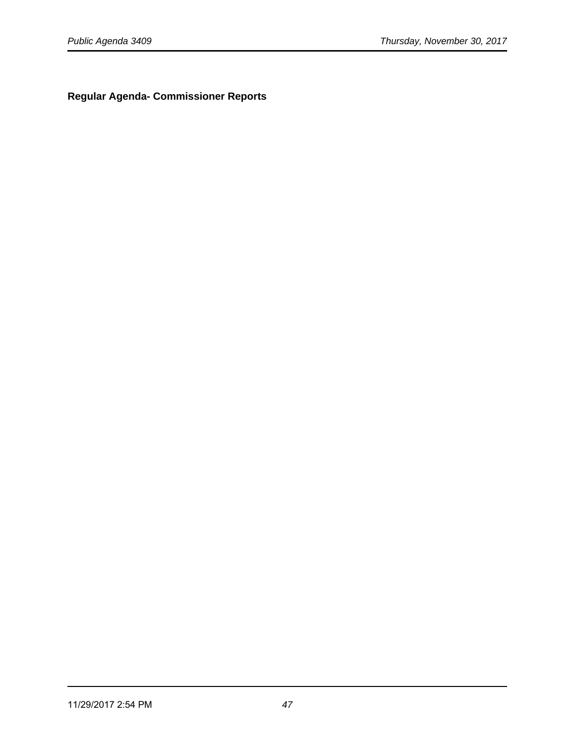**Regular Agenda- Commissioner Reports**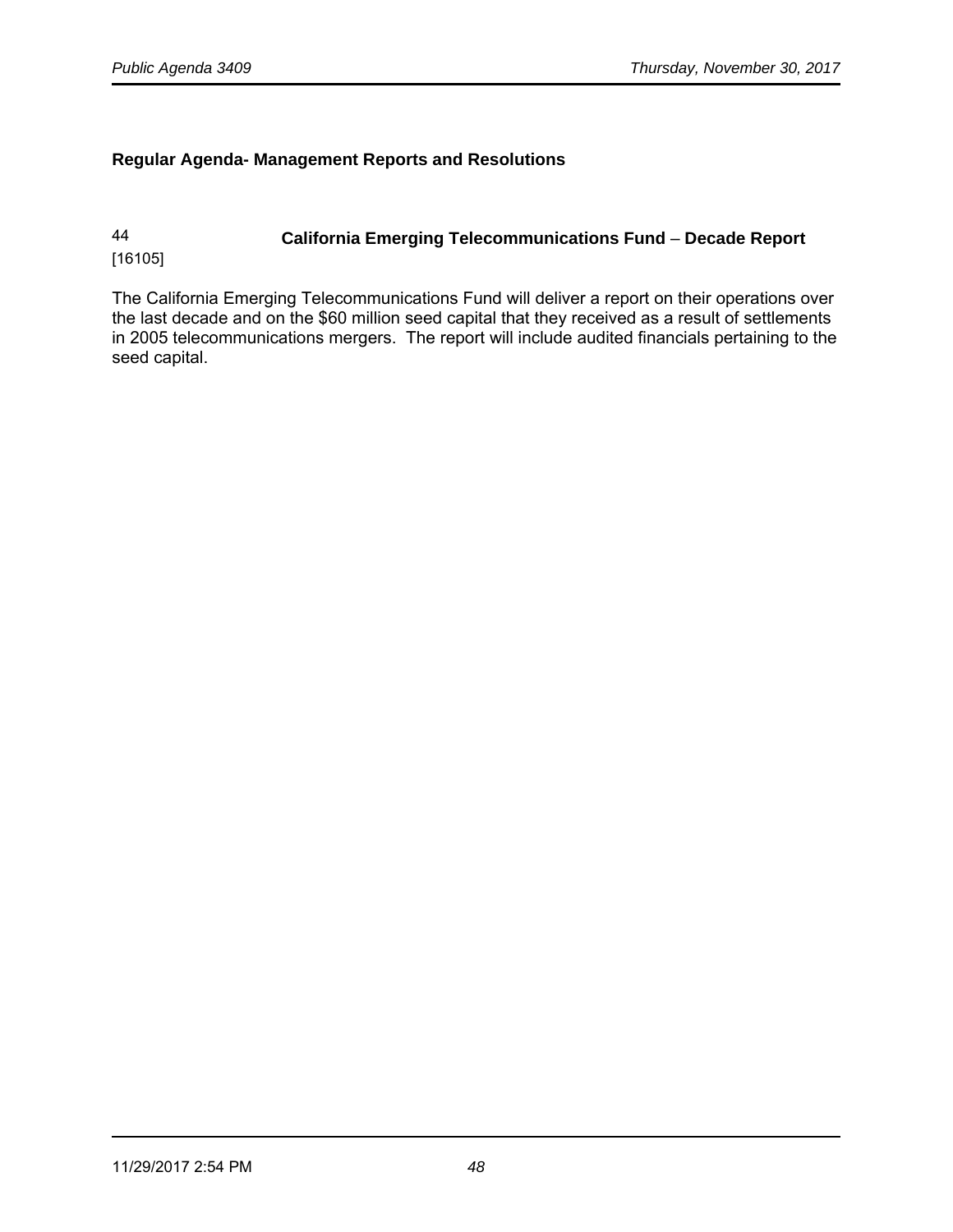**Regular Agenda- Management Reports and Resolutions**

44 [16105] **California Emerging Telecommunications Fund – Decade Report**

The California Emerging Telecommunications Fund will deliver a report on their operations over the last decade and on the $60 million seed capital that they received as a result of settlements in 2005 telecommunications mergers. The report will include audited financials pertaining to the seed capital.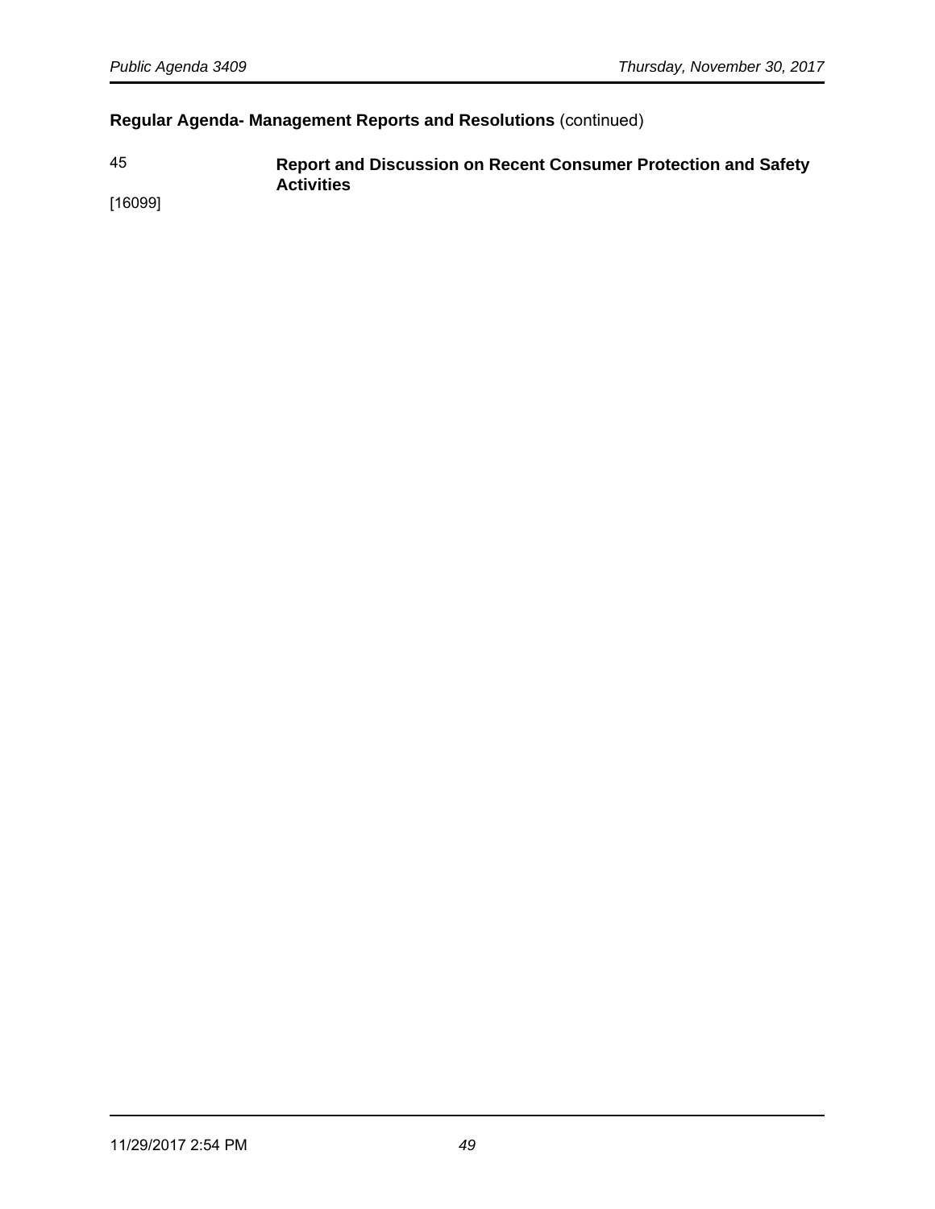## Regular Agenda- Management Reports and Resolutions (continued)

45 **Report and Discussion on Recent Consumer Protection and Safety Activities**

[16099]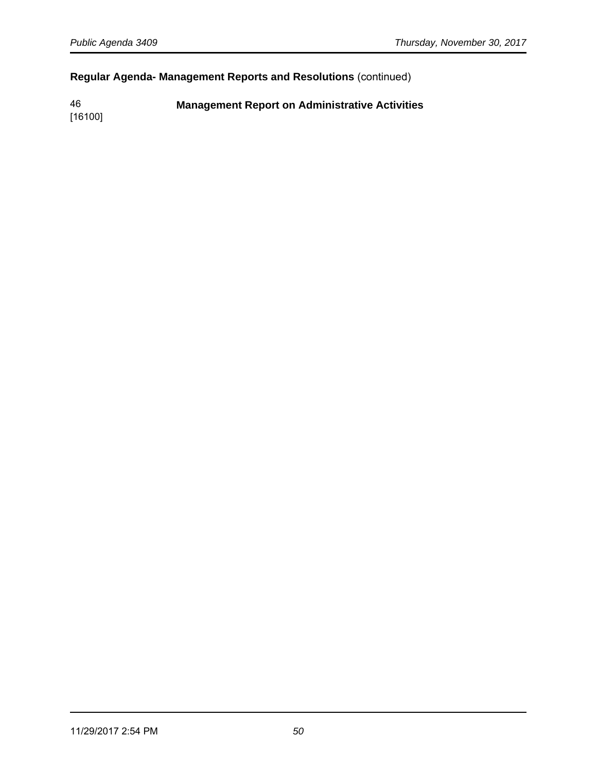## **Regular Agenda- Management Reports and Resolutions** (continued)

46
[16100]

**Management Report on Administrative Activities**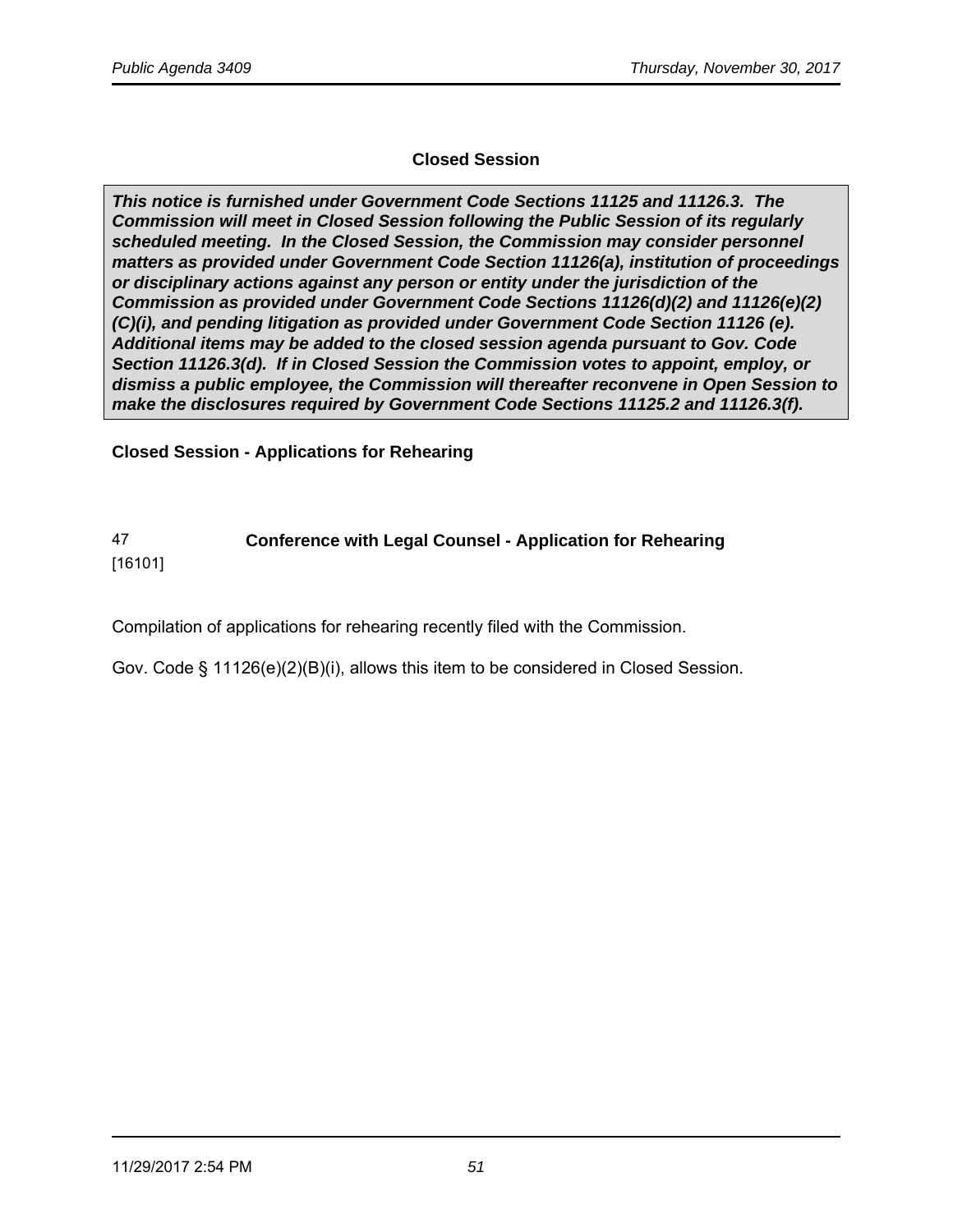## Closed Session

***This notice is furnished under Government Code Sections 11125 and 11126.3. The Commission will meet in Closed Session following the Public Session of its regularly scheduled meeting. In the Closed Session, the Commission may consider personnel matters as provided under Government Code Section 11126(a), institution of proceedings or disciplinary actions against any person or entity under the jurisdiction of the Commission as provided under Government Code Sections 11126(d)(2) and 11126(e)(2)(C)(i), and pending litigation as provided under Government Code Section 11126 (e). Additional items may be added to the closed session agenda pursuant to Gov. Code Section 11126.3(d). If in Closed Session the Commission votes to appoint, employ, or dismiss a public employee, the Commission will thereafter reconvene in Open Session to make the disclosures required by Government Code Sections 11125.2 and 11126.3(f).***

**Closed Session - Applications for Rehearing**

47
[16101]

**Conference with Legal Counsel - Application for Rehearing**

Compilation of applications for rehearing recently filed with the Commission.

Gov. Code § 11126(e)(2)(B)(i), allows this item to be considered in Closed Session.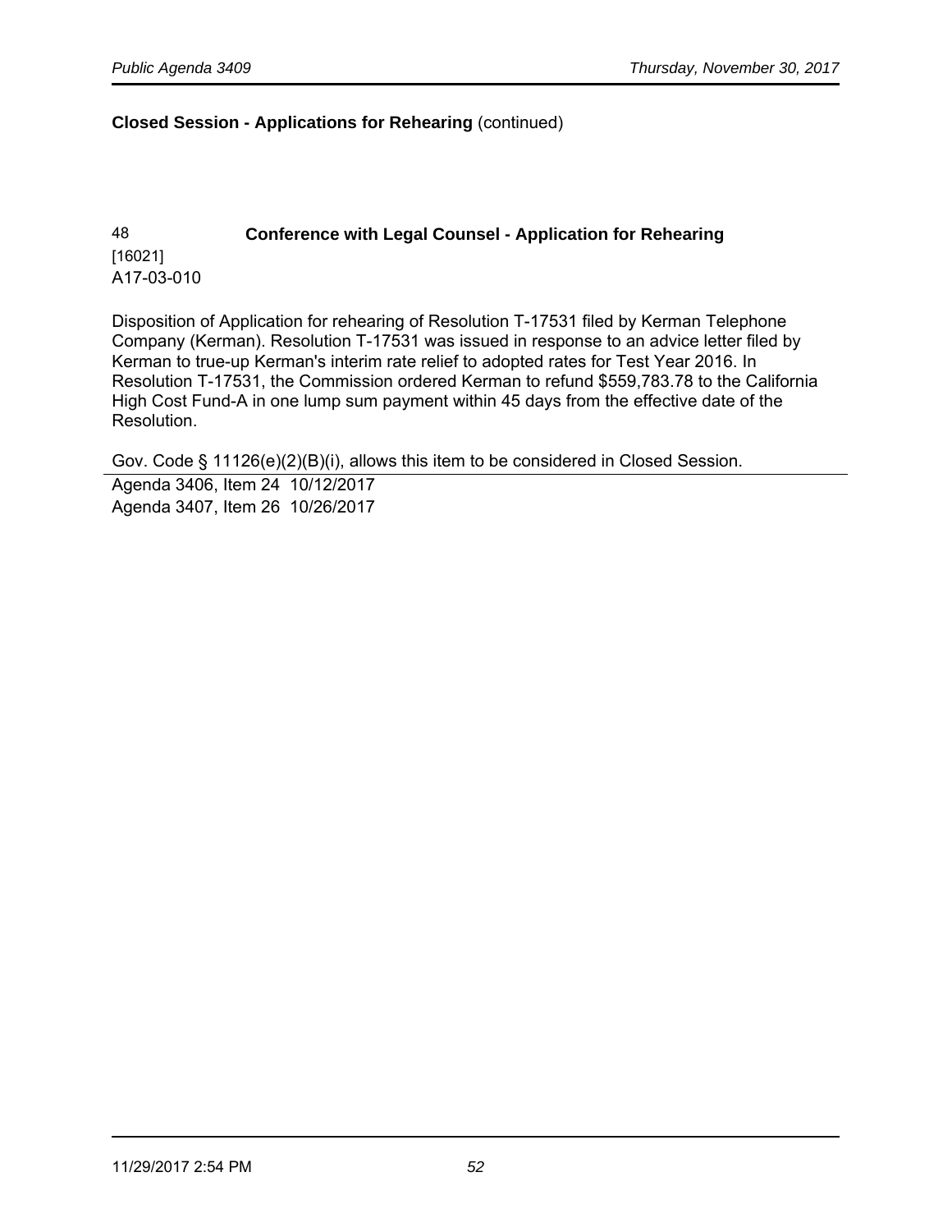**Closed Session - Applications for Rehearing** (continued)

48 **Conference with Legal Counsel - Application for Rehearing**
[16021]
A17-03-010

Disposition of Application for rehearing of Resolution T-17531 filed by Kerman Telephone Company (Kerman). Resolution T-17531 was issued in response to an advice letter filed by Kerman to true-up Kerman's interim rate relief to adopted rates for Test Year 2016. In Resolution T-17531, the Commission ordered Kerman to refund $559,783.78 to the California High Cost Fund-A in one lump sum payment within 45 days from the effective date of the Resolution.

Gov. Code § 11126(e)(2)(B)(i), allows this item to be considered in Closed Session.

---

Agenda 3406, Item 24  10/12/2017
Agenda 3407, Item 26  10/26/2017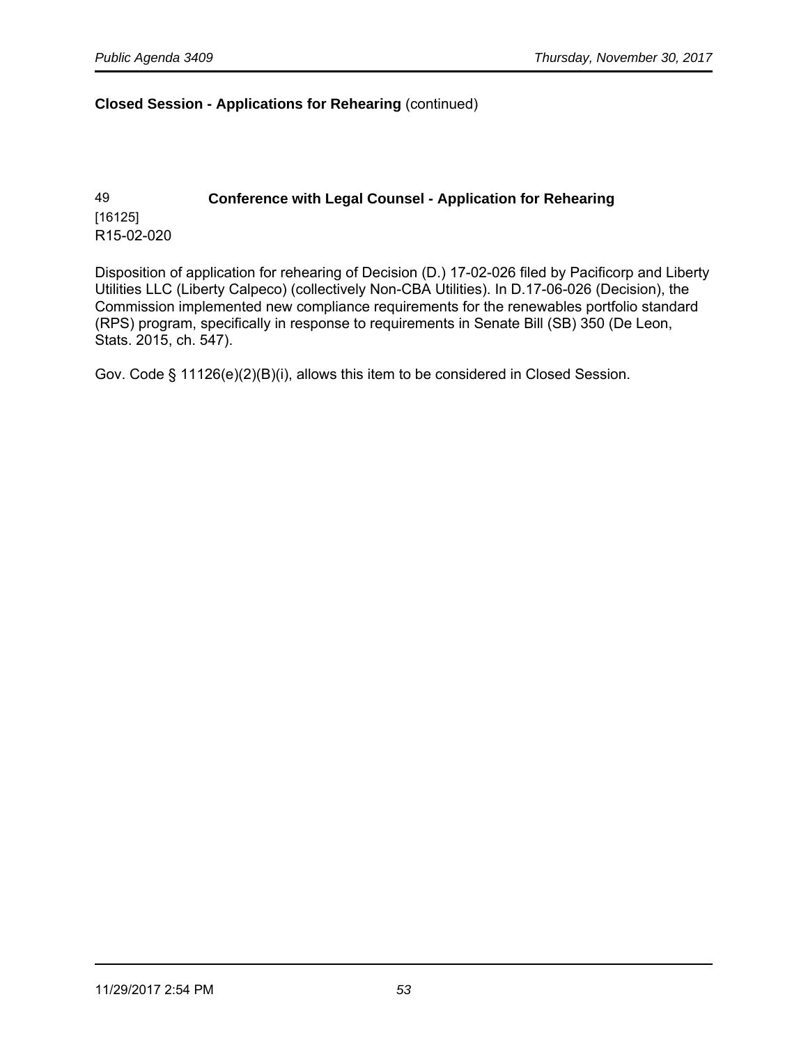**Closed Session - Applications for Rehearing** (continued)

49
[16125]
R15-02-020

**Conference with Legal Counsel - Application for Rehearing**

Disposition of application for rehearing of Decision (D.) 17-02-026 filed by Pacificorp and Liberty Utilities LLC (Liberty Calpeco) (collectively Non-CBA Utilities). In D.17-06-026 (Decision), the Commission implemented new compliance requirements for the renewables portfolio standard (RPS) program, specifically in response to requirements in Senate Bill (SB) 350 (De Leon, Stats. 2015, ch. 547).

Gov. Code § 11126(e)(2)(B)(i), allows this item to be considered in Closed Session.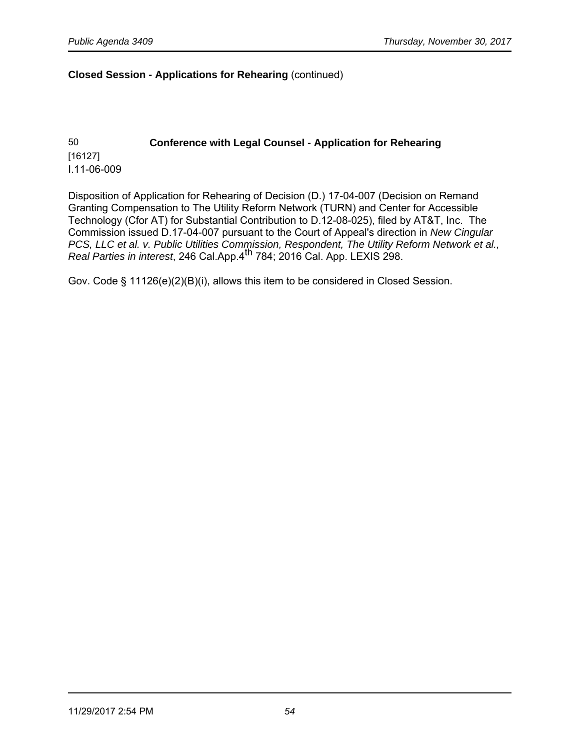**Closed Session - Applications for Rehearing** (continued)

50 **Conference with Legal Counsel - Application for Rehearing**
[16127]
I.11-06-009

Disposition of Application for Rehearing of Decision (D.) 17-04-007 (Decision on Remand Granting Compensation to The Utility Reform Network (TURN) and Center for Accessible Technology (Cfor AT) for Substantial Contribution to D.12-08-025), filed by AT&T, Inc. The Commission issued D.17-04-007 pursuant to the Court of Appeal's direction in *New Cingular PCS, LLC et al. v. Public Utilities Commission, Respondent, The Utility Reform Network et al., Real Parties in interest*, 246 Cal.App.4th 784; 2016 Cal. App. LEXIS 298.

Gov. Code § 11126(e)(2)(B)(i), allows this item to be considered in Closed Session.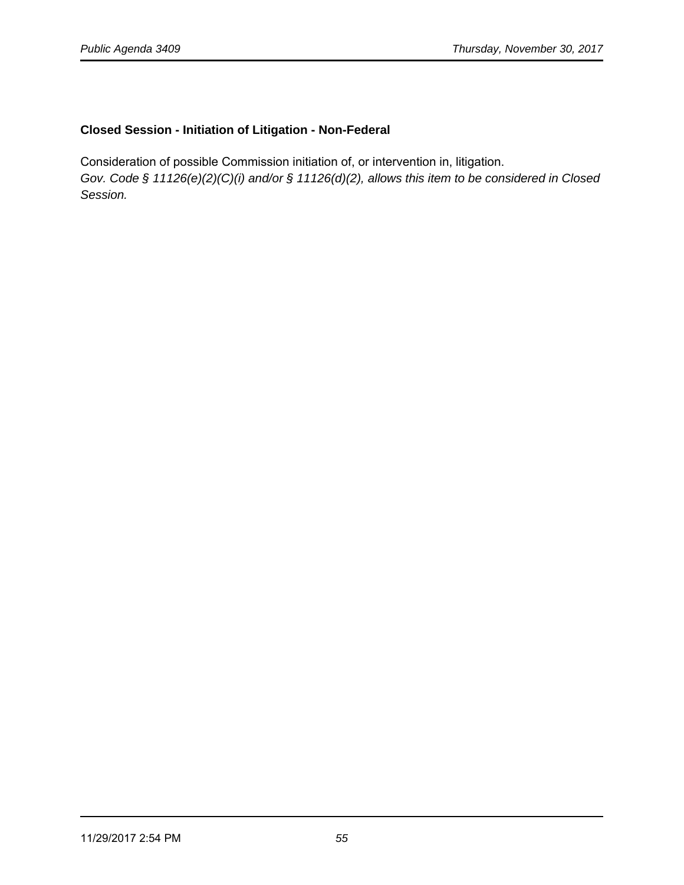### Closed Session - Initiation of Litigation - Non-Federal

Consideration of possible Commission initiation of, or intervention in, litigation.
*Gov. Code § 11126(e)(2)(C)(i) and/or § 11126(d)(2), allows this item to be considered in Closed Session.*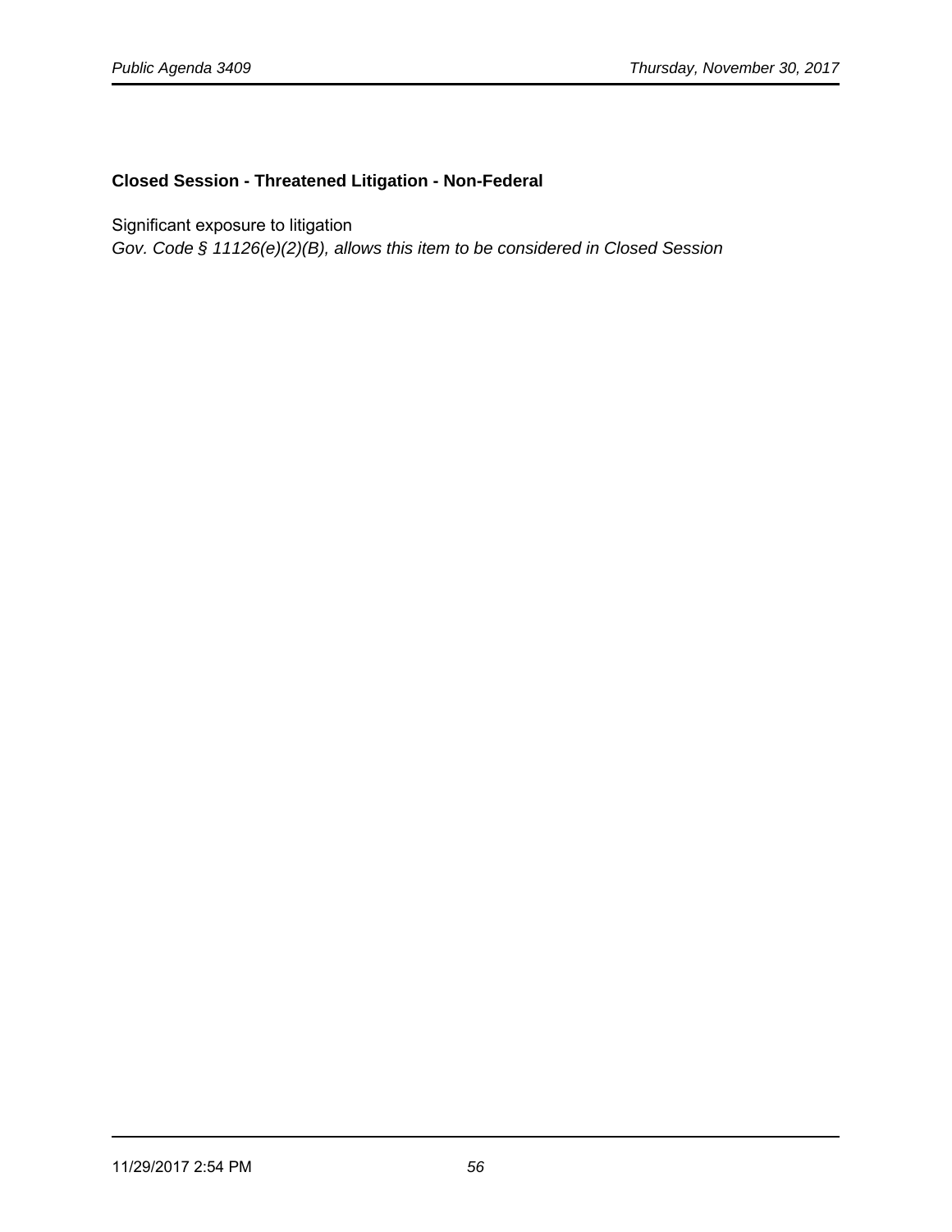**Closed Session - Threatened Litigation - Non-Federal**

Significant exposure to litigation
*Gov. Code § 11126(e)(2)(B), allows this item to be considered in Closed Session*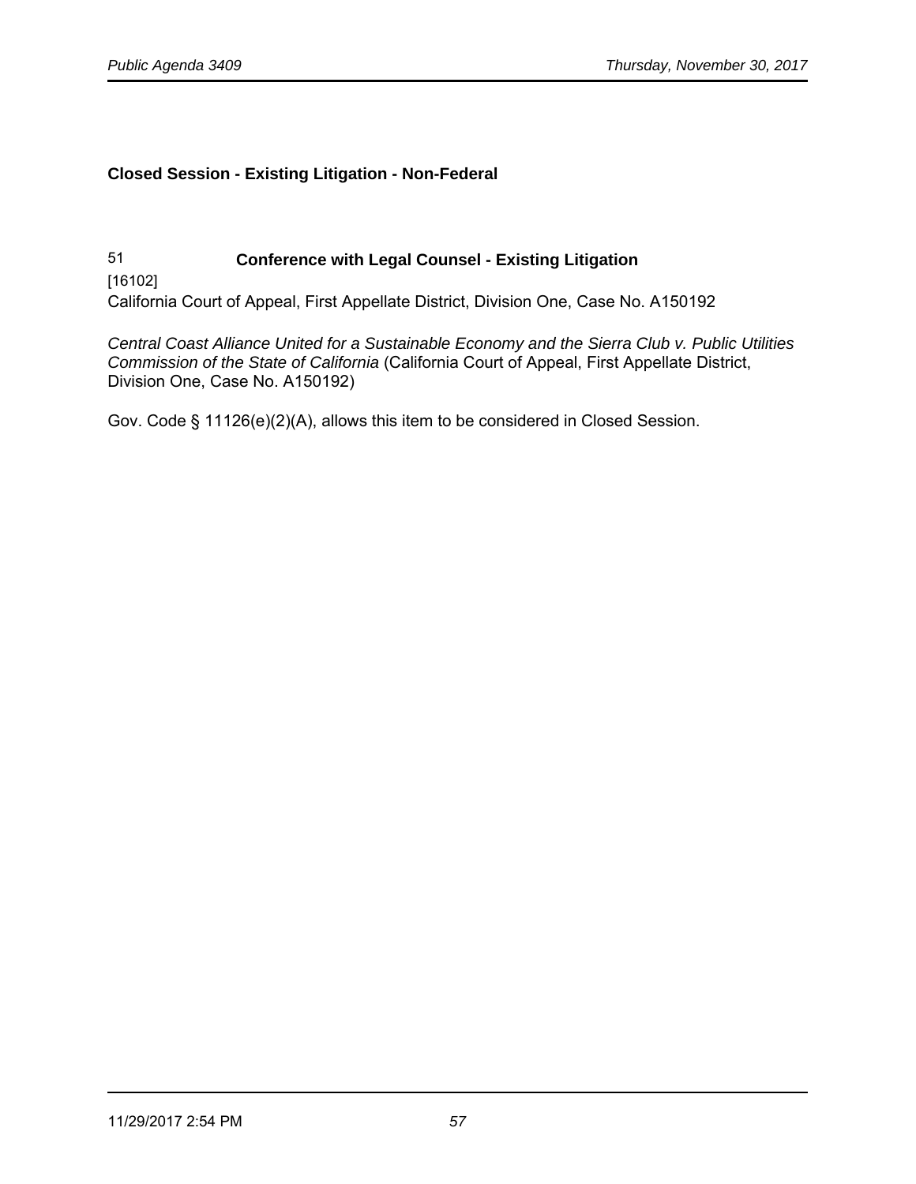## Closed Session - Existing Litigation - Non-Federal

51 **Conference with Legal Counsel - Existing Litigation**

[16102]

California Court of Appeal, First Appellate District, Division One, Case No. A150192

*Central Coast Alliance United for a Sustainable Economy and the Sierra Club v. Public Utilities Commission of the State of California* (California Court of Appeal, First Appellate District, Division One, Case No. A150192)

Gov. Code § 11126(e)(2)(A), allows this item to be considered in Closed Session.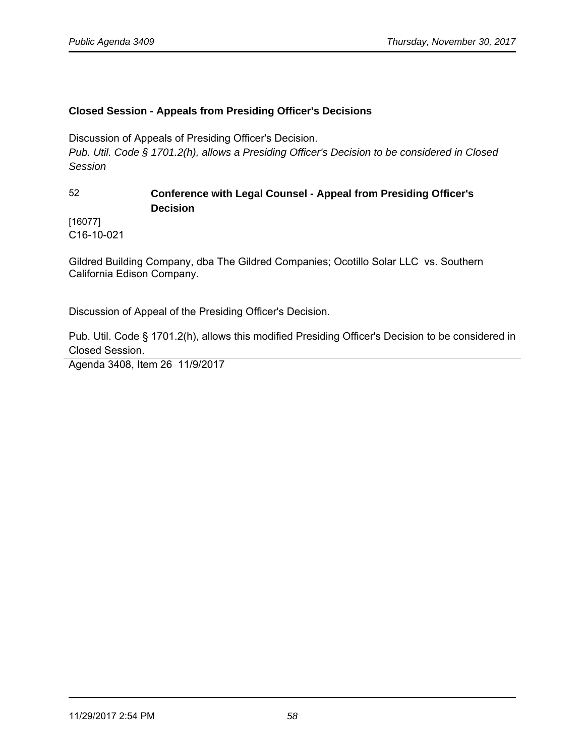### Closed Session - Appeals from Presiding Officer's Decisions

Discussion of Appeals of Presiding Officer's Decision.
*Pub. Util. Code § 1701.2(h), allows a Presiding Officer's Decision to be considered in Closed Session*

52 **Conference with Legal Counsel - Appeal from Presiding Officer's Decision**

[16077]
C16-10-021

Gildred Building Company, dba The Gildred Companies; Ocotillo Solar LLC vs. Southern California Edison Company.

Discussion of Appeal of the Presiding Officer's Decision.

Pub. Util. Code § 1701.2(h), allows this modified Presiding Officer's Decision to be considered in Closed Session.

---

Agenda 3408, Item 26 11/9/2017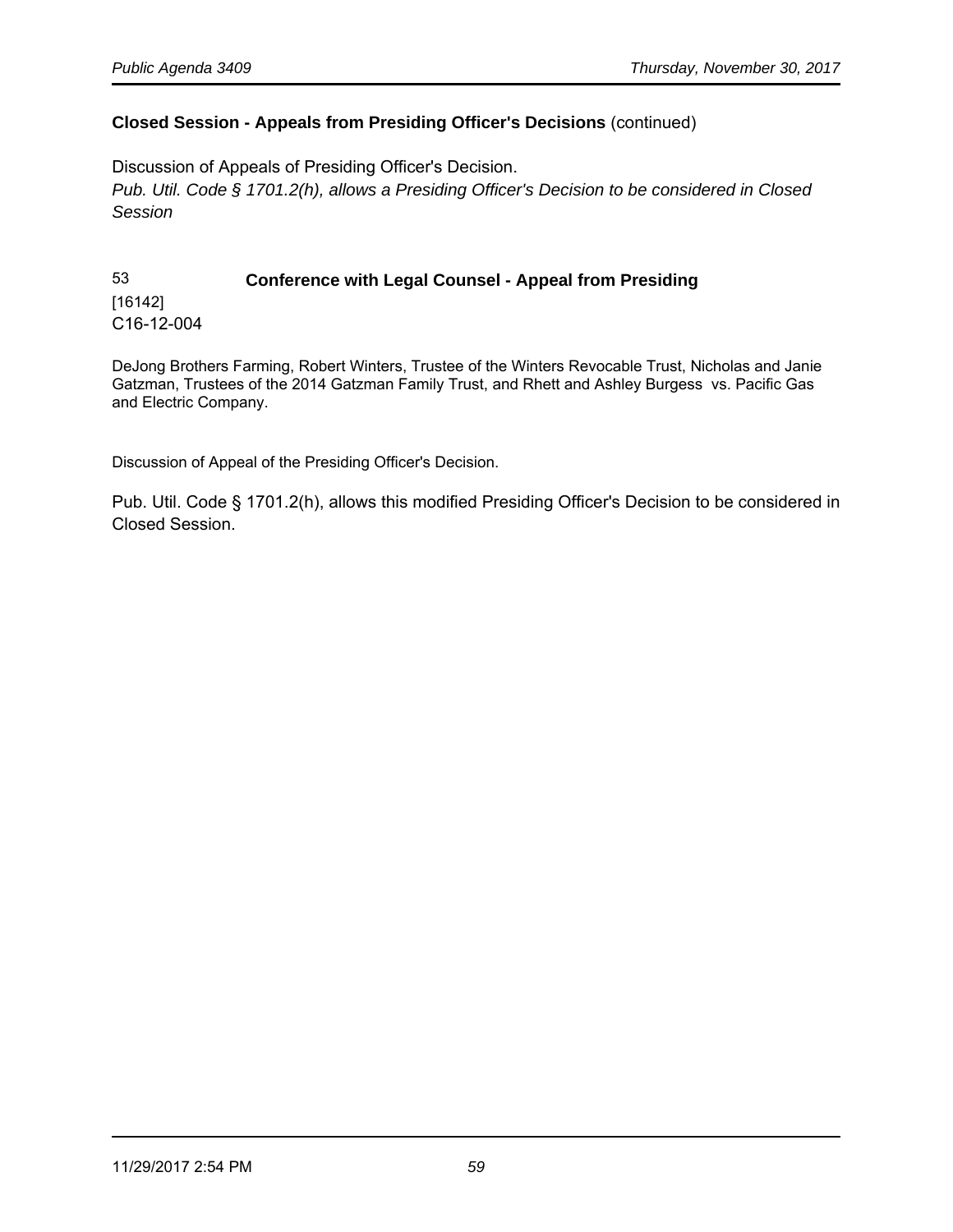**Closed Session - Appeals from Presiding Officer's Decisions** (continued)

Discussion of Appeals of Presiding Officer's Decision.

*Pub. Util. Code § 1701.2(h), allows a Presiding Officer's Decision to be considered in Closed Session*

53 **Conference with Legal Counsel - Appeal from Presiding**

[16142]

C16-12-004

DeJong Brothers Farming, Robert Winters, Trustee of the Winters Revocable Trust, Nicholas and Janie Gatzman, Trustees of the 2014 Gatzman Family Trust, and Rhett and Ashley Burgess vs. Pacific Gas and Electric Company.

Discussion of Appeal of the Presiding Officer's Decision.

Pub. Util. Code § 1701.2(h), allows this modified Presiding Officer's Decision to be considered in Closed Session.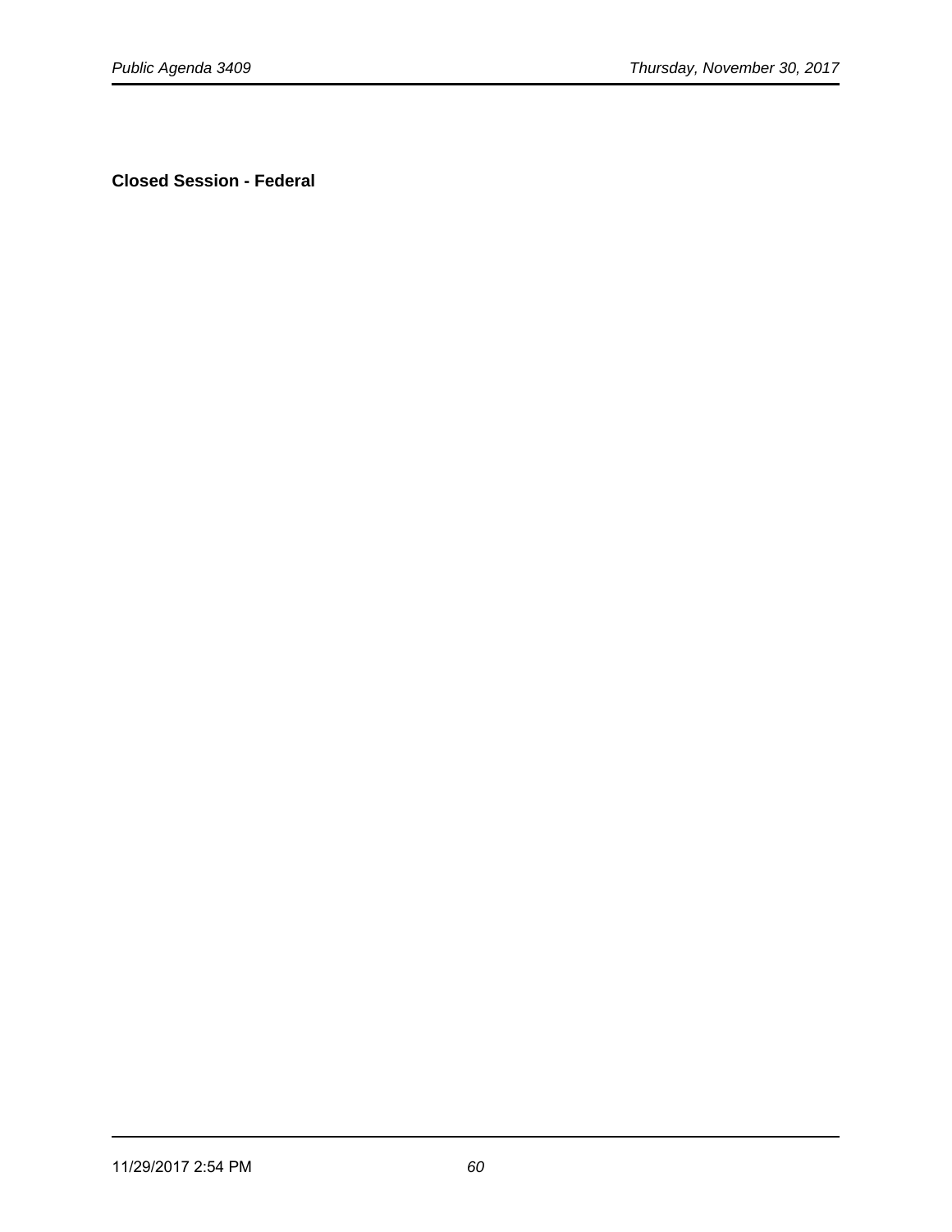**Closed Session - Federal**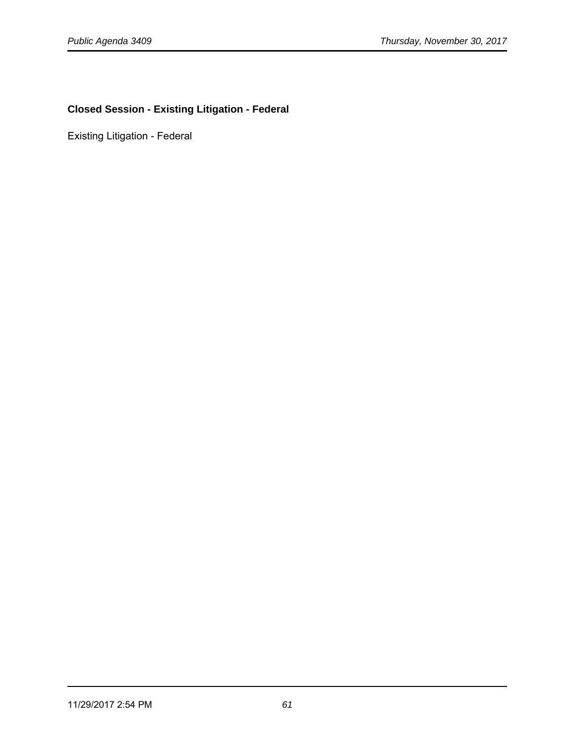**Closed Session - Existing Litigation - Federal**

Existing Litigation - Federal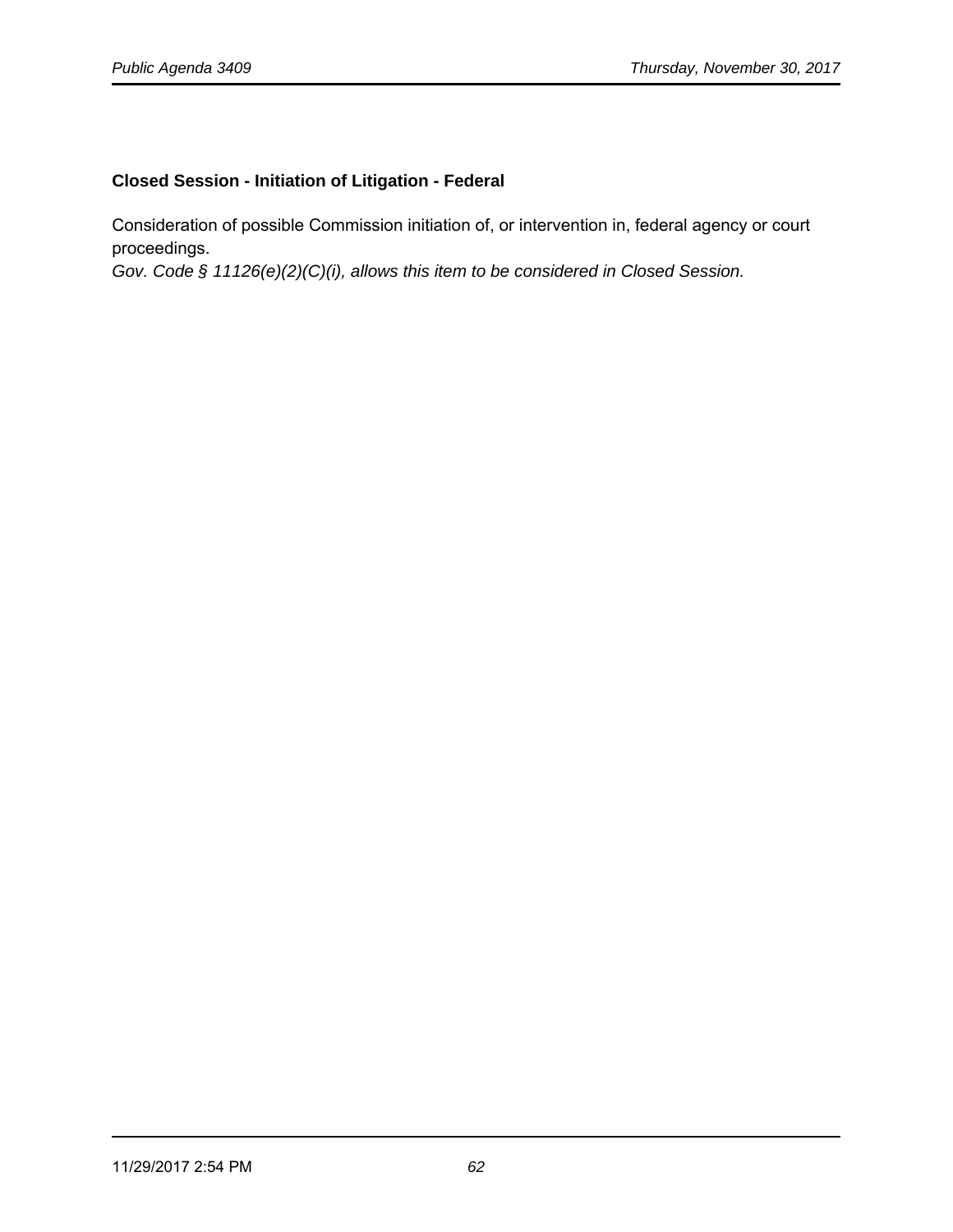### Closed Session - Initiation of Litigation - Federal

Consideration of possible Commission initiation of, or intervention in, federal agency or court proceedings.
*Gov. Code § 11126(e)(2)(C)(i), allows this item to be considered in Closed Session.*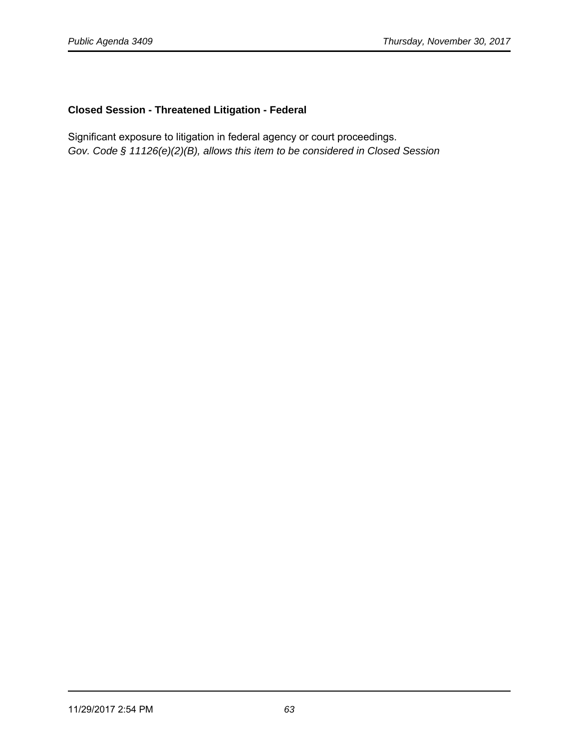**Closed Session - Threatened Litigation - Federal**

Significant exposure to litigation in federal agency or court proceedings.
*Gov. Code § 11126(e)(2)(B), allows this item to be considered in Closed Session*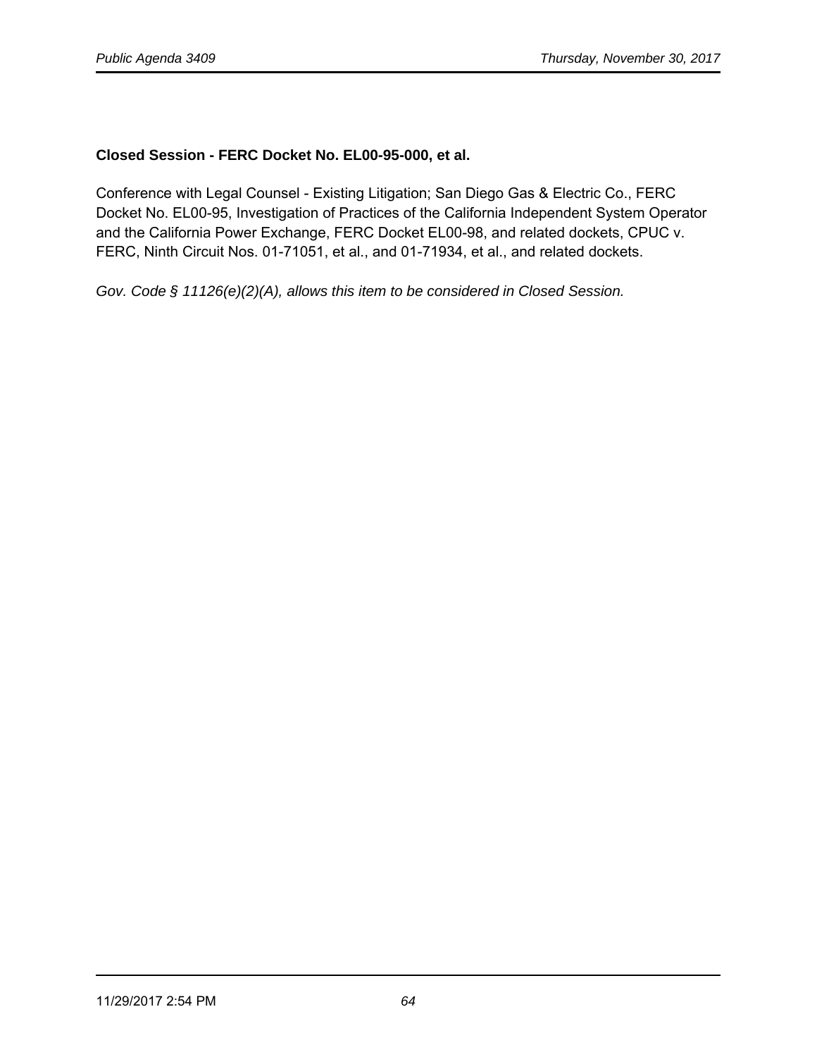**Closed Session - FERC Docket No. EL00-95-000, et al.**

Conference with Legal Counsel - Existing Litigation; San Diego Gas & Electric Co., FERC Docket No. EL00-95, Investigation of Practices of the California Independent System Operator and the California Power Exchange, FERC Docket EL00-98, and related dockets, CPUC v. FERC, Ninth Circuit Nos. 01-71051, et al., and 01-71934, et al., and related dockets.

*Gov. Code § 11126(e)(2)(A), allows this item to be considered in Closed Session.*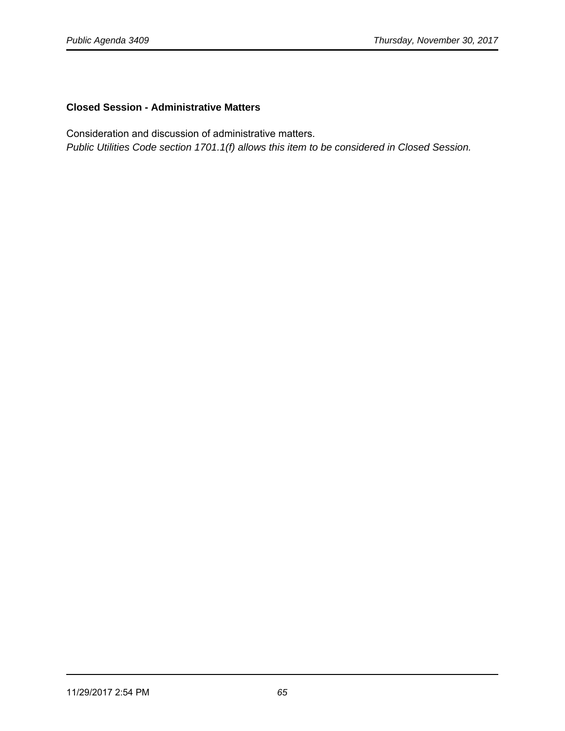**Closed Session - Administrative Matters**

Consideration and discussion of administrative matters.
*Public Utilities Code section 1701.1(f) allows this item to be considered in Closed Session.*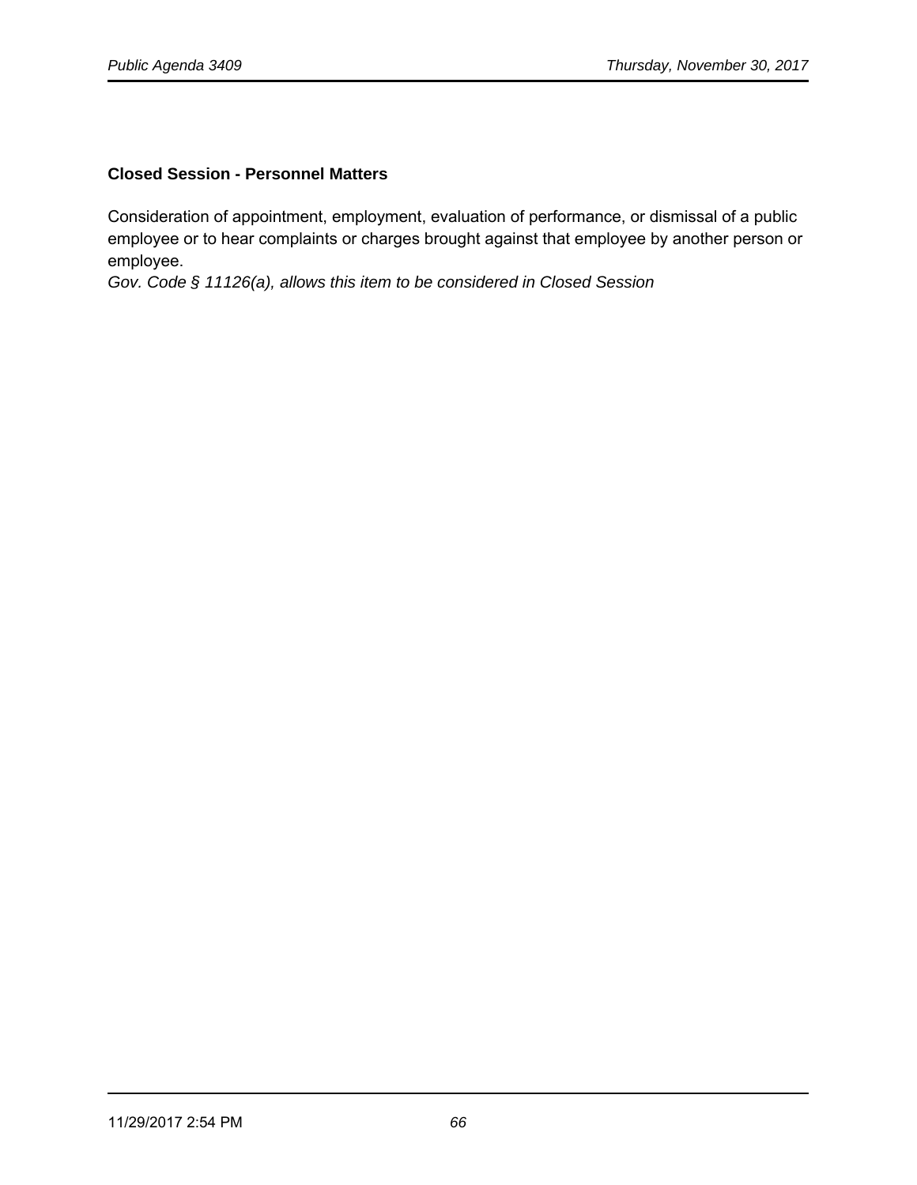**Closed Session - Personnel Matters**

Consideration of appointment, employment, evaluation of performance, or dismissal of a public employee or to hear complaints or charges brought against that employee by another person or employee.
*Gov. Code § 11126(a), allows this item to be considered in Closed Session*